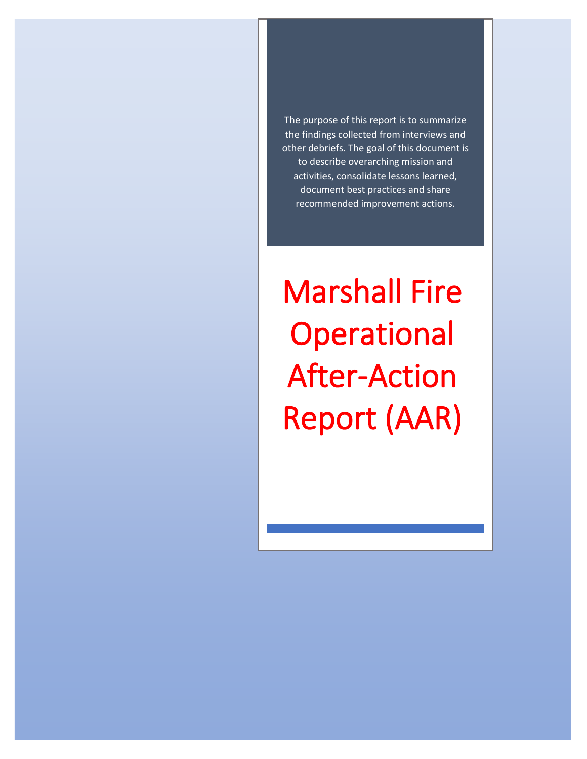The purpose of this report is to summarize the findings collected from interviews and other debriefs. The goal of this document is to describe overarching mission and activities, consolidate lessons learned, document best practices and share recommended improvement actions.

# Marshall Fire Operational After-Action Report (AAR)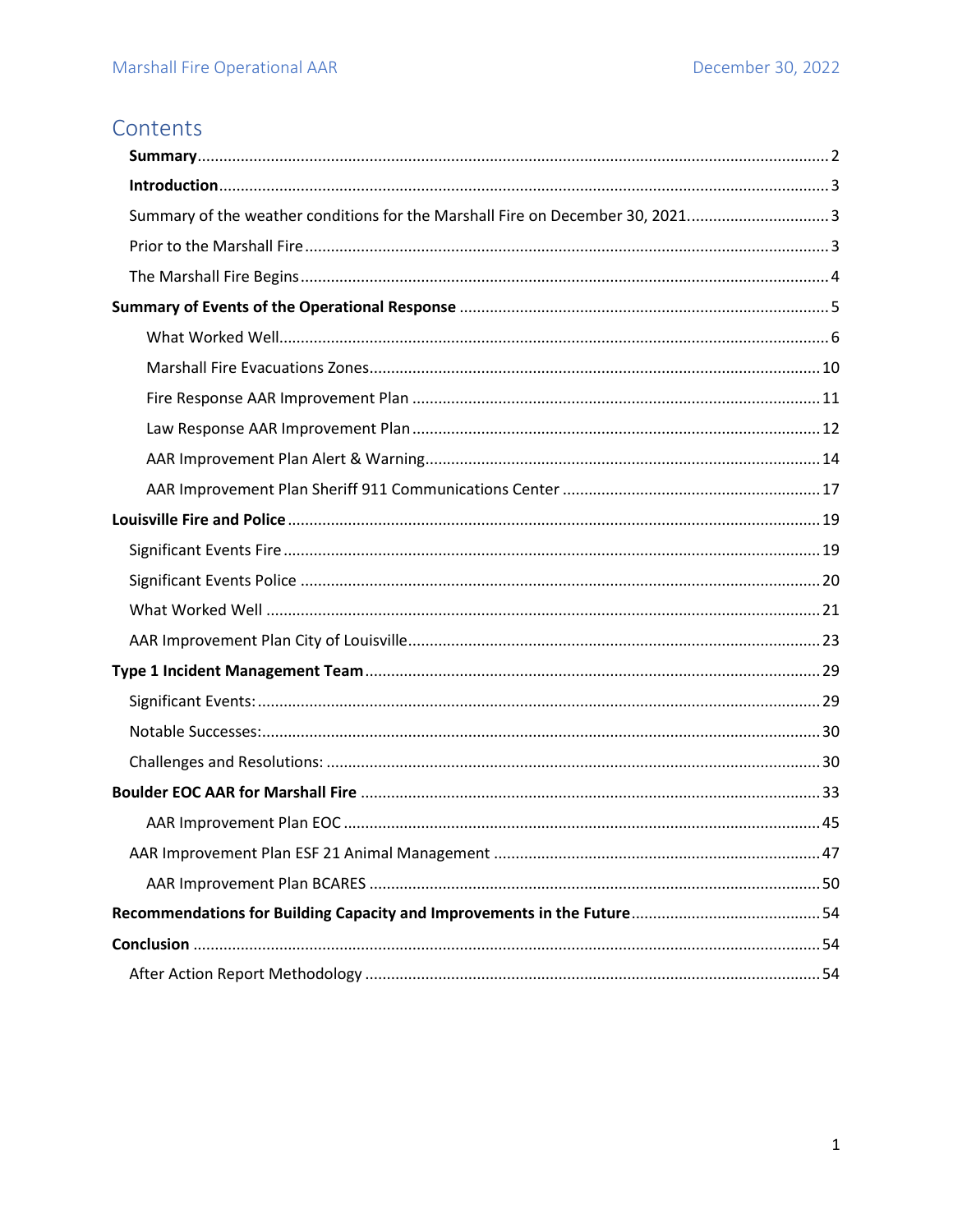# Contents

**Summary** ..... 2

**Introduction** ..... 3

Summary of the weather conditions for the Marshall Fire on December 30, 2021 ..... 3

Prior to the Marshall Fire ..... 3

The Marshall Fire Begins ..... 4

**Summary of Events of the Operational Response** ..... 5

- What Worked Well ..... 6
- Marshall Fire Evacuations Zones ..... 10
- Fire Response AAR Improvement Plan ..... 11
- Law Response AAR Improvement Plan ..... 12
- AAR Improvement Plan Alert & Warning ..... 14
- AAR Improvement Plan Sheriff 911 Communications Center ..... 17

**Louisville Fire and Police** ..... 19

Significant Events Fire ..... 19

Significant Events Police ..... 20

What Worked Well ..... 21

AAR Improvement Plan City of Louisville ..... 23

**Type 1 Incident Management Team** ..... 29

Significant Events: ..... 29

Notable Successes: ..... 30

Challenges and Resolutions: ..... 30

**Boulder EOC AAR for Marshall Fire** ..... 33

- AAR Improvement Plan EOC ..... 45

AAR Improvement Plan ESF 21 Animal Management ..... 47

- AAR Improvement Plan BCARES ..... 50

**Recommendations for Building Capacity and Improvements in the Future** ..... 54

**Conclusion** ..... 54

After Action Report Methodology ..... 54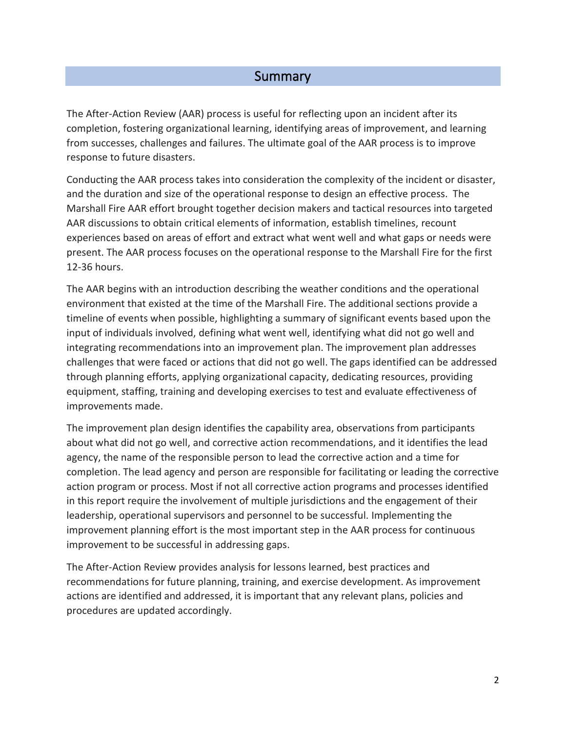## Summary

The After-Action Review (AAR) process is useful for reflecting upon an incident after its completion, fostering organizational learning, identifying areas of improvement, and learning from successes, challenges and failures. The ultimate goal of the AAR process is to improve response to future disasters.

Conducting the AAR process takes into consideration the complexity of the incident or disaster, and the duration and size of the operational response to design an effective process. The Marshall Fire AAR effort brought together decision makers and tactical resources into targeted AAR discussions to obtain critical elements of information, establish timelines, recount experiences based on areas of effort and extract what went well and what gaps or needs were present. The AAR process focuses on the operational response to the Marshall Fire for the first 12-36 hours.

The AAR begins with an introduction describing the weather conditions and the operational environment that existed at the time of the Marshall Fire. The additional sections provide a timeline of events when possible, highlighting a summary of significant events based upon the input of individuals involved, defining what went well, identifying what did not go well and integrating recommendations into an improvement plan. The improvement plan addresses challenges that were faced or actions that did not go well. The gaps identified can be addressed through planning efforts, applying organizational capacity, dedicating resources, providing equipment, staffing, training and developing exercises to test and evaluate effectiveness of improvements made.

The improvement plan design identifies the capability area, observations from participants about what did not go well, and corrective action recommendations, and it identifies the lead agency, the name of the responsible person to lead the corrective action and a time for completion. The lead agency and person are responsible for facilitating or leading the corrective action program or process. Most if not all corrective action programs and processes identified in this report require the involvement of multiple jurisdictions and the engagement of their leadership, operational supervisors and personnel to be successful. Implementing the improvement planning effort is the most important step in the AAR process for continuous improvement to be successful in addressing gaps.

The After-Action Review provides analysis for lessons learned, best practices and recommendations for future planning, training, and exercise development. As improvement actions are identified and addressed, it is important that any relevant plans, policies and procedures are updated accordingly.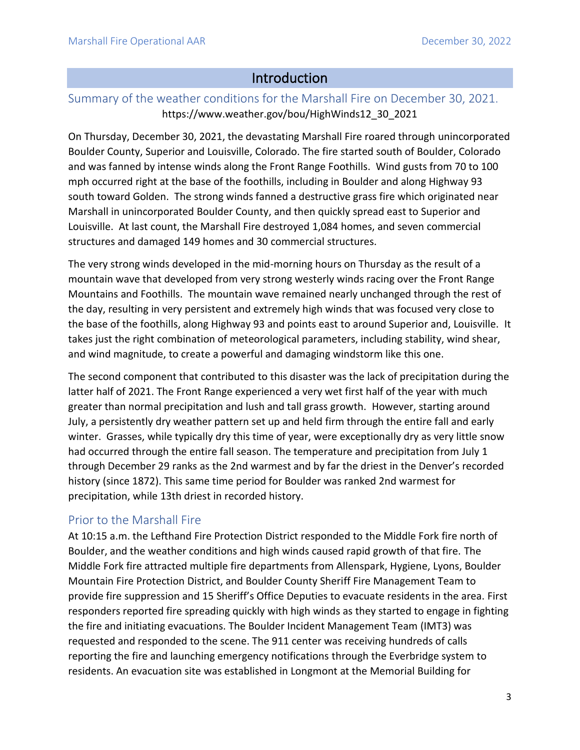# Introduction

## Summary of the weather conditions for the Marshall Fire on December 30, 2021.

https://www.weather.gov/bou/HighWinds12_30_2021

On Thursday, December 30, 2021, the devastating Marshall Fire roared through unincorporated Boulder County, Superior and Louisville, Colorado. The fire started south of Boulder, Colorado and was fanned by intense winds along the Front Range Foothills. Wind gusts from 70 to 100 mph occurred right at the base of the foothills, including in Boulder and along Highway 93 south toward Golden. The strong winds fanned a destructive grass fire which originated near Marshall in unincorporated Boulder County, and then quickly spread east to Superior and Louisville. At last count, the Marshall Fire destroyed 1,084 homes, and seven commercial structures and damaged 149 homes and 30 commercial structures.

The very strong winds developed in the mid-morning hours on Thursday as the result of a mountain wave that developed from very strong westerly winds racing over the Front Range Mountains and Foothills. The mountain wave remained nearly unchanged through the rest of the day, resulting in very persistent and extremely high winds that was focused very close to the base of the foothills, along Highway 93 and points east to around Superior and, Louisville. It takes just the right combination of meteorological parameters, including stability, wind shear, and wind magnitude, to create a powerful and damaging windstorm like this one.

The second component that contributed to this disaster was the lack of precipitation during the latter half of 2021. The Front Range experienced a very wet first half of the year with much greater than normal precipitation and lush and tall grass growth. However, starting around July, a persistently dry weather pattern set up and held firm through the entire fall and early winter. Grasses, while typically dry this time of year, were exceptionally dry as very little snow had occurred through the entire fall season. The temperature and precipitation from July 1 through December 29 ranks as the 2nd warmest and by far the driest in the Denver's recorded history (since 1872). This same time period for Boulder was ranked 2nd warmest for precipitation, while 13th driest in recorded history.

## Prior to the Marshall Fire

At 10:15 a.m. the Lefthand Fire Protection District responded to the Middle Fork fire north of Boulder, and the weather conditions and high winds caused rapid growth of that fire. The Middle Fork fire attracted multiple fire departments from Allenspark, Hygiene, Lyons, Boulder Mountain Fire Protection District, and Boulder County Sheriff Fire Management Team to provide fire suppression and 15 Sheriff's Office Deputies to evacuate residents in the area. First responders reported fire spreading quickly with high winds as they started to engage in fighting the fire and initiating evacuations. The Boulder Incident Management Team (IMT3) was requested and responded to the scene. The 911 center was receiving hundreds of calls reporting the fire and launching emergency notifications through the Everbridge system to residents. An evacuation site was established in Longmont at the Memorial Building for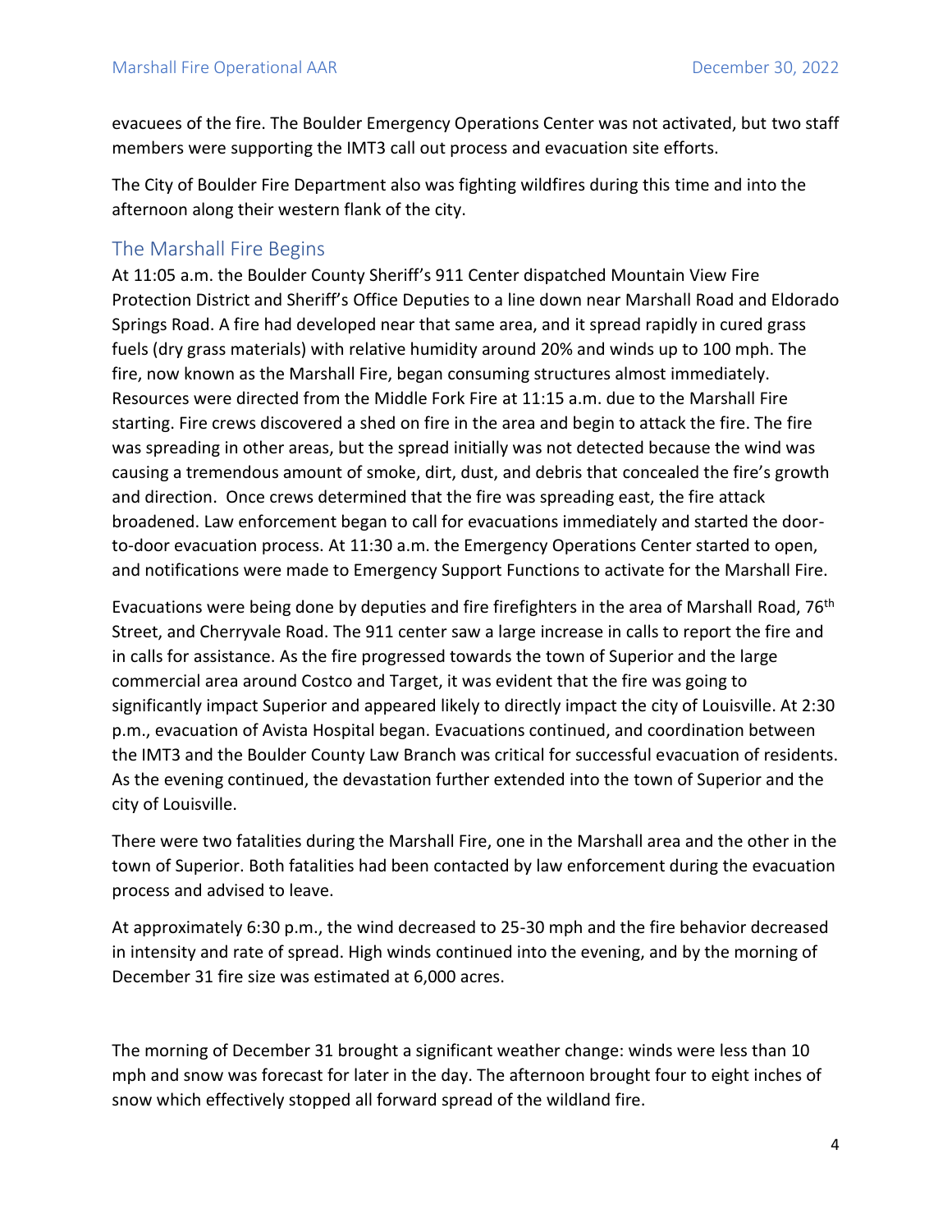evacuees of the fire. The Boulder Emergency Operations Center was not activated, but two staff members were supporting the IMT3 call out process and evacuation site efforts.

The City of Boulder Fire Department also was fighting wildfires during this time and into the afternoon along their western flank of the city.

## The Marshall Fire Begins

At 11:05 a.m. the Boulder County Sheriff's 911 Center dispatched Mountain View Fire Protection District and Sheriff's Office Deputies to a line down near Marshall Road and Eldorado Springs Road. A fire had developed near that same area, and it spread rapidly in cured grass fuels (dry grass materials) with relative humidity around 20% and winds up to 100 mph. The fire, now known as the Marshall Fire, began consuming structures almost immediately. Resources were directed from the Middle Fork Fire at 11:15 a.m. due to the Marshall Fire starting. Fire crews discovered a shed on fire in the area and begin to attack the fire. The fire was spreading in other areas, but the spread initially was not detected because the wind was causing a tremendous amount of smoke, dirt, dust, and debris that concealed the fire's growth and direction. Once crews determined that the fire was spreading east, the fire attack broadened. Law enforcement began to call for evacuations immediately and started the door-to-door evacuation process. At 11:30 a.m. the Emergency Operations Center started to open, and notifications were made to Emergency Support Functions to activate for the Marshall Fire.

Evacuations were being done by deputies and fire firefighters in the area of Marshall Road, 76th Street, and Cherryvale Road. The 911 center saw a large increase in calls to report the fire and in calls for assistance. As the fire progressed towards the town of Superior and the large commercial area around Costco and Target, it was evident that the fire was going to significantly impact Superior and appeared likely to directly impact the city of Louisville. At 2:30 p.m., evacuation of Avista Hospital began. Evacuations continued, and coordination between the IMT3 and the Boulder County Law Branch was critical for successful evacuation of residents. As the evening continued, the devastation further extended into the town of Superior and the city of Louisville.

There were two fatalities during the Marshall Fire, one in the Marshall area and the other in the town of Superior. Both fatalities had been contacted by law enforcement during the evacuation process and advised to leave.

At approximately 6:30 p.m., the wind decreased to 25-30 mph and the fire behavior decreased in intensity and rate of spread. High winds continued into the evening, and by the morning of December 31 fire size was estimated at 6,000 acres.

The morning of December 31 brought a significant weather change: winds were less than 10 mph and snow was forecast for later in the day. The afternoon brought four to eight inches of snow which effectively stopped all forward spread of the wildland fire.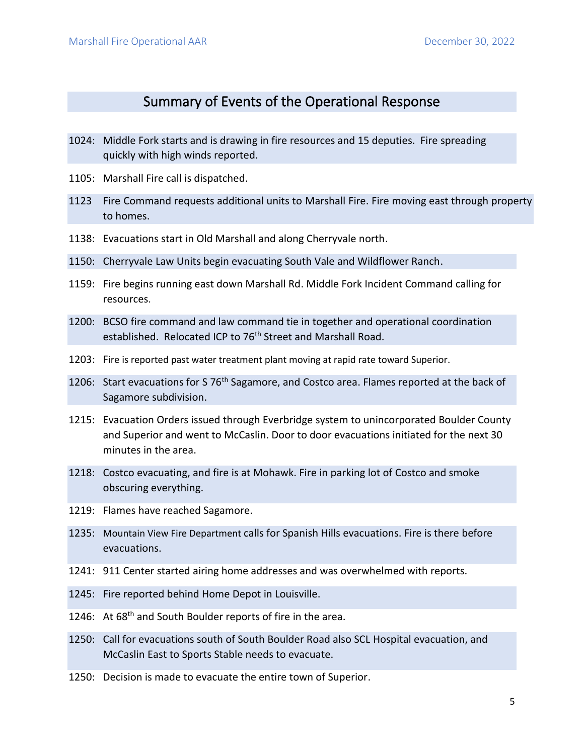## Summary of Events of the Operational Response

1024: Middle Fork starts and is drawing in fire resources and 15 deputies. Fire spreading quickly with high winds reported.

1105: Marshall Fire call is dispatched.

1123 Fire Command requests additional units to Marshall Fire. Fire moving east through property to homes.

1138: Evacuations start in Old Marshall and along Cherryvale north.

1150: Cherryvale Law Units begin evacuating South Vale and Wildflower Ranch.

1159: Fire begins running east down Marshall Rd. Middle Fork Incident Command calling for resources.

1200: BCSO fire command and law command tie in together and operational coordination established. Relocated ICP to 76th Street and Marshall Road.

1203: Fire is reported past water treatment plant moving at rapid rate toward Superior.

1206: Start evacuations for S 76th Sagamore, and Costco area. Flames reported at the back of Sagamore subdivision.

1215: Evacuation Orders issued through Everbridge system to unincorporated Boulder County and Superior and went to McCaslin. Door to door evacuations initiated for the next 30 minutes in the area.

1218: Costco evacuating, and fire is at Mohawk. Fire in parking lot of Costco and smoke obscuring everything.

1219: Flames have reached Sagamore.

1235: Mountain View Fire Department calls for Spanish Hills evacuations. Fire is there before evacuations.

1241: 911 Center started airing home addresses and was overwhelmed with reports.

1245: Fire reported behind Home Depot in Louisville.

1246: At 68th and South Boulder reports of fire in the area.

1250: Call for evacuations south of South Boulder Road also SCL Hospital evacuation, and McCaslin East to Sports Stable needs to evacuate.

1250: Decision is made to evacuate the entire town of Superior.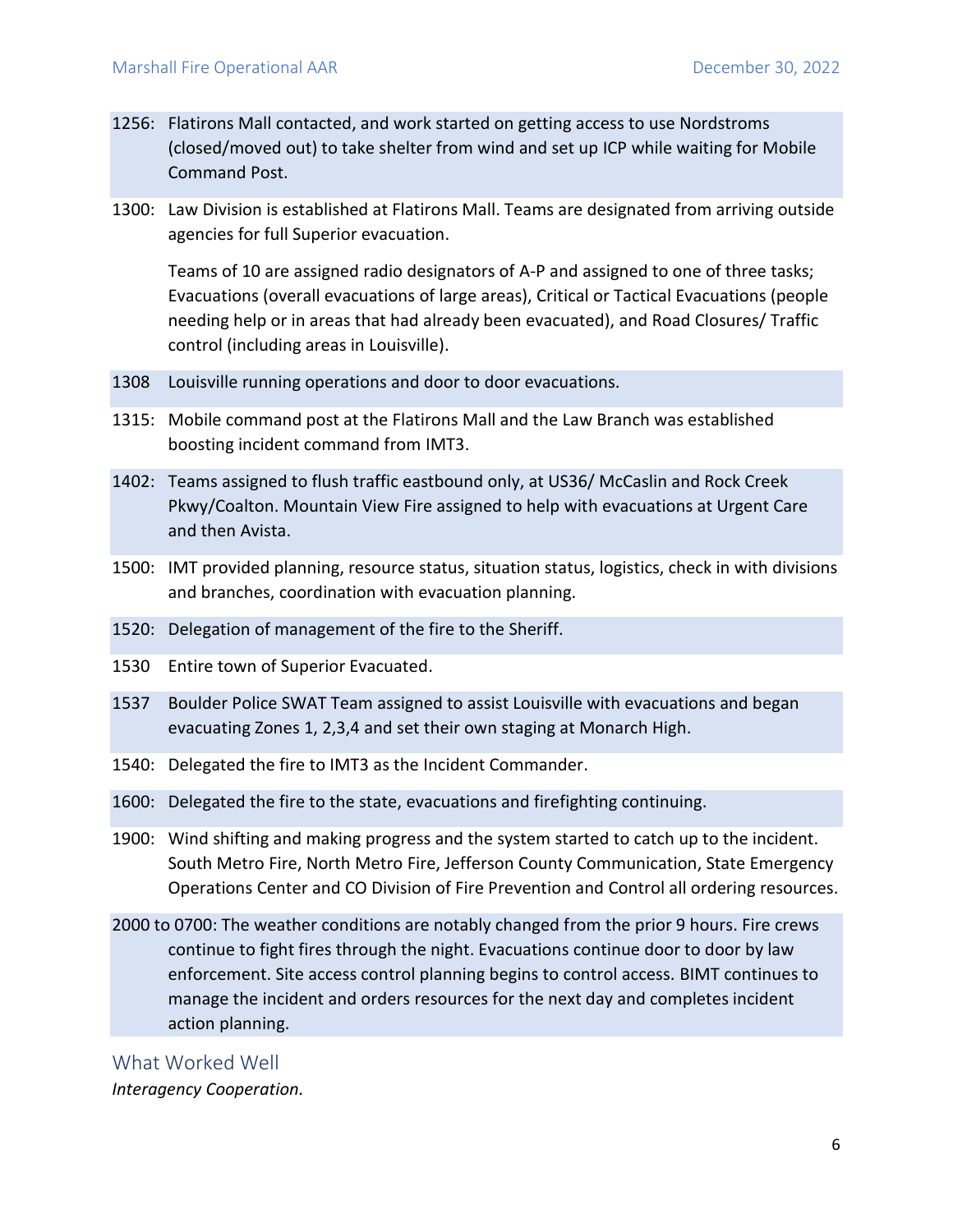1256: Flatirons Mall contacted, and work started on getting access to use Nordstroms (closed/moved out) to take shelter from wind and set up ICP while waiting for Mobile Command Post.

1300: Law Division is established at Flatirons Mall. Teams are designated from arriving outside agencies for full Superior evacuation.

Teams of 10 are assigned radio designators of A-P and assigned to one of three tasks; Evacuations (overall evacuations of large areas), Critical or Tactical Evacuations (people needing help or in areas that had already been evacuated), and Road Closures/ Traffic control (including areas in Louisville).

1308 Louisville running operations and door to door evacuations.

1315: Mobile command post at the Flatirons Mall and the Law Branch was established boosting incident command from IMT3.

1402: Teams assigned to flush traffic eastbound only, at US36/ McCaslin and Rock Creek Pkwy/Coalton. Mountain View Fire assigned to help with evacuations at Urgent Care and then Avista.

1500: IMT provided planning, resource status, situation status, logistics, check in with divisions and branches, coordination with evacuation planning.

1520: Delegation of management of the fire to the Sheriff.

1530 Entire town of Superior Evacuated.

1537 Boulder Police SWAT Team assigned to assist Louisville with evacuations and began evacuating Zones 1, 2,3,4 and set their own staging at Monarch High.

1540: Delegated the fire to IMT3 as the Incident Commander.

1600: Delegated the fire to the state, evacuations and firefighting continuing.

1900: Wind shifting and making progress and the system started to catch up to the incident. South Metro Fire, North Metro Fire, Jefferson County Communication, State Emergency Operations Center and CO Division of Fire Prevention and Control all ordering resources.

2000 to 0700: The weather conditions are notably changed from the prior 9 hours. Fire crews continue to fight fires through the night. Evacuations continue door to door by law enforcement. Site access control planning begins to control access. BIMT continues to manage the incident and orders resources for the next day and completes incident action planning.

## What Worked Well

*Interagency Cooperation.*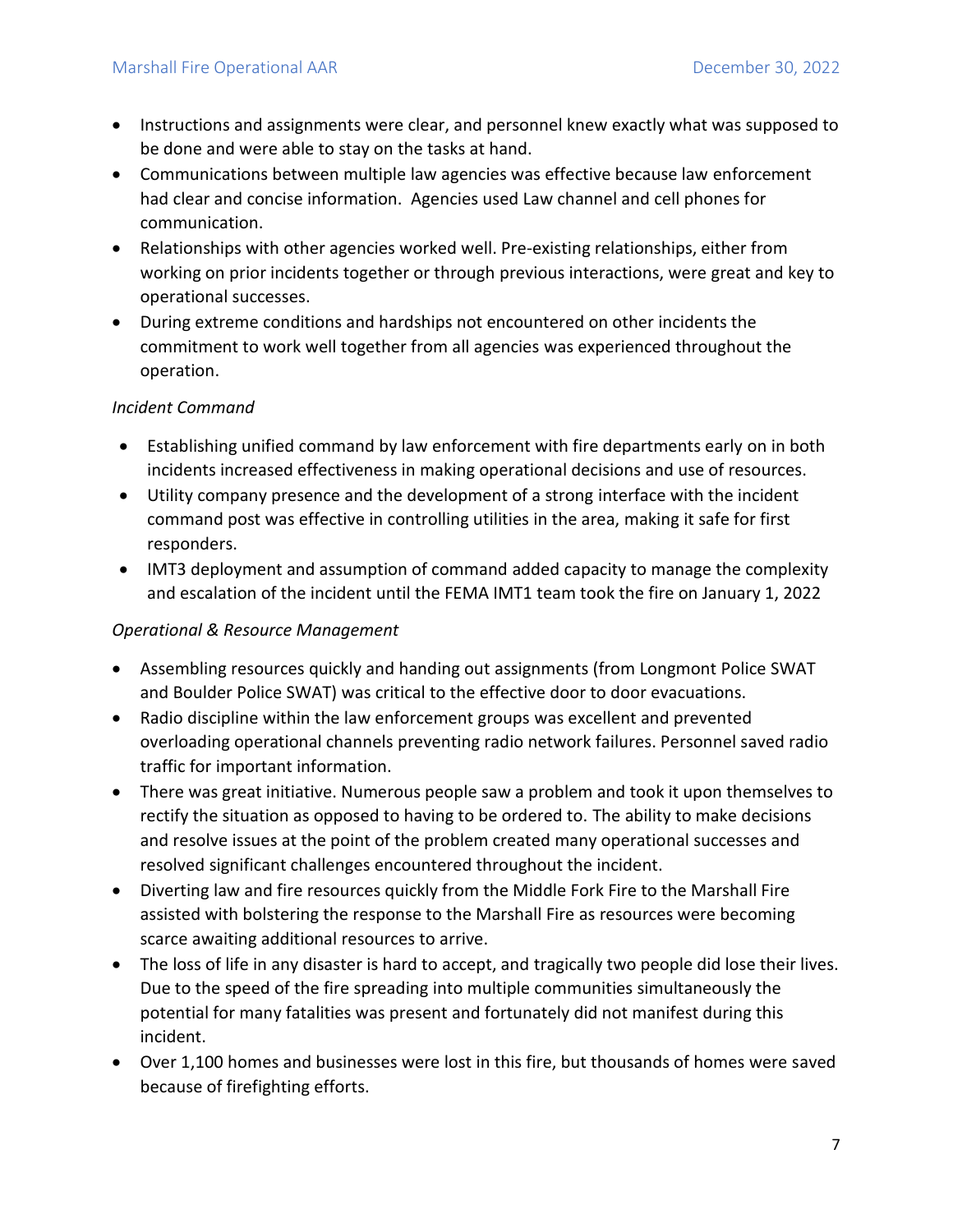- Instructions and assignments were clear, and personnel knew exactly what was supposed to be done and were able to stay on the tasks at hand.
- Communications between multiple law agencies was effective because law enforcement had clear and concise information. Agencies used Law channel and cell phones for communication.
- Relationships with other agencies worked well. Pre-existing relationships, either from working on prior incidents together or through previous interactions, were great and key to operational successes.
- During extreme conditions and hardships not encountered on other incidents the commitment to work well together from all agencies was experienced throughout the operation.

*Incident Command*

- Establishing unified command by law enforcement with fire departments early on in both incidents increased effectiveness in making operational decisions and use of resources.
- Utility company presence and the development of a strong interface with the incident command post was effective in controlling utilities in the area, making it safe for first responders.
- IMT3 deployment and assumption of command added capacity to manage the complexity and escalation of the incident until the FEMA IMT1 team took the fire on January 1, 2022

*Operational & Resource Management*

- Assembling resources quickly and handing out assignments (from Longmont Police SWAT and Boulder Police SWAT) was critical to the effective door to door evacuations.
- Radio discipline within the law enforcement groups was excellent and prevented overloading operational channels preventing radio network failures. Personnel saved radio traffic for important information.
- There was great initiative. Numerous people saw a problem and took it upon themselves to rectify the situation as opposed to having to be ordered to. The ability to make decisions and resolve issues at the point of the problem created many operational successes and resolved significant challenges encountered throughout the incident.
- Diverting law and fire resources quickly from the Middle Fork Fire to the Marshall Fire assisted with bolstering the response to the Marshall Fire as resources were becoming scarce awaiting additional resources to arrive.
- The loss of life in any disaster is hard to accept, and tragically two people did lose their lives. Due to the speed of the fire spreading into multiple communities simultaneously the potential for many fatalities was present and fortunately did not manifest during this incident.
- Over 1,100 homes and businesses were lost in this fire, but thousands of homes were saved because of firefighting efforts.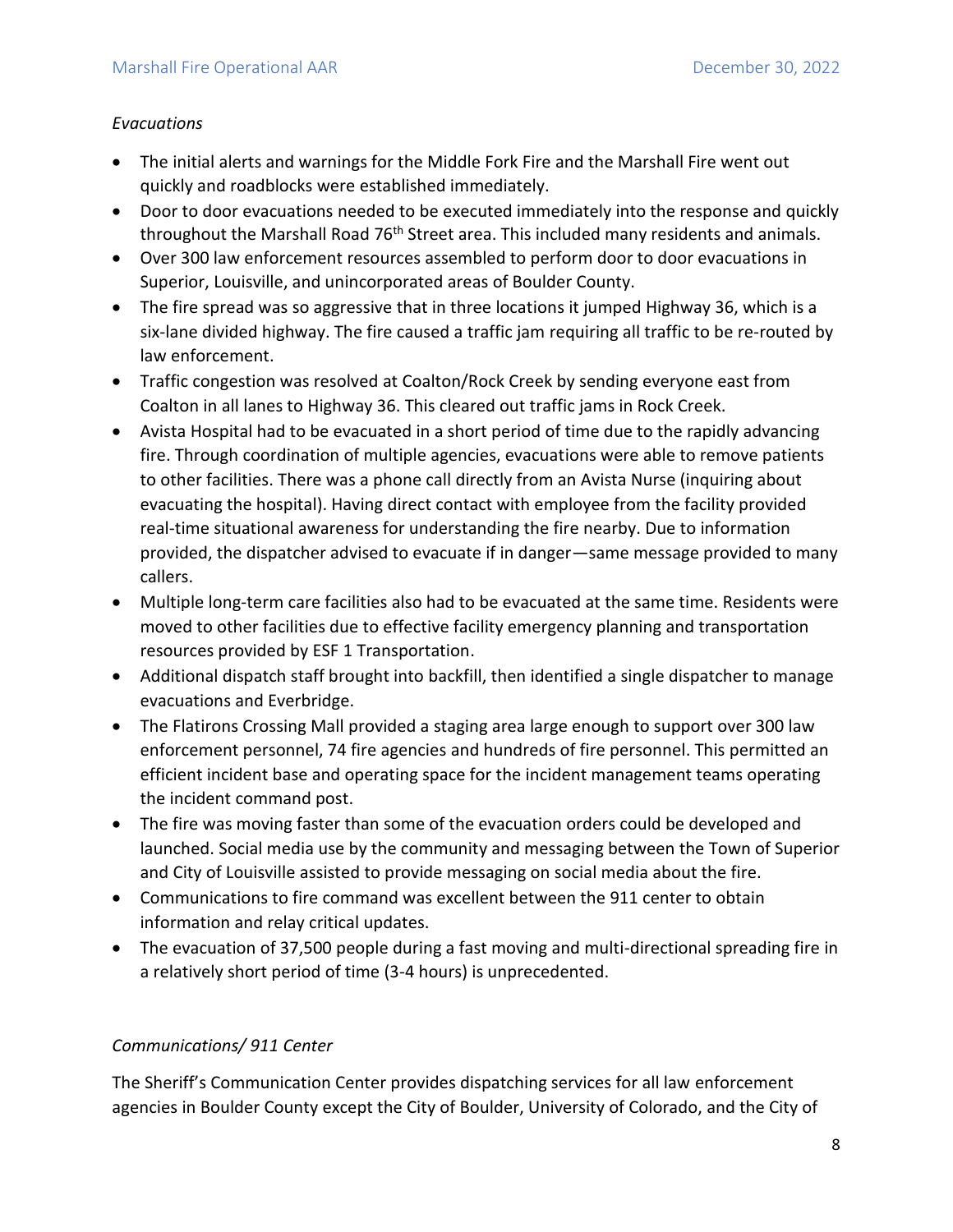*Evacuations*

- The initial alerts and warnings for the Middle Fork Fire and the Marshall Fire went out quickly and roadblocks were established immediately.
- Door to door evacuations needed to be executed immediately into the response and quickly throughout the Marshall Road 76th Street area. This included many residents and animals.
- Over 300 law enforcement resources assembled to perform door to door evacuations in Superior, Louisville, and unincorporated areas of Boulder County.
- The fire spread was so aggressive that in three locations it jumped Highway 36, which is a six-lane divided highway. The fire caused a traffic jam requiring all traffic to be re-routed by law enforcement.
- Traffic congestion was resolved at Coalton/Rock Creek by sending everyone east from Coalton in all lanes to Highway 36. This cleared out traffic jams in Rock Creek.
- Avista Hospital had to be evacuated in a short period of time due to the rapidly advancing fire. Through coordination of multiple agencies, evacuations were able to remove patients to other facilities. There was a phone call directly from an Avista Nurse (inquiring about evacuating the hospital). Having direct contact with employee from the facility provided real-time situational awareness for understanding the fire nearby. Due to information provided, the dispatcher advised to evacuate if in danger—same message provided to many callers.
- Multiple long-term care facilities also had to be evacuated at the same time. Residents were moved to other facilities due to effective facility emergency planning and transportation resources provided by ESF 1 Transportation.
- Additional dispatch staff brought into backfill, then identified a single dispatcher to manage evacuations and Everbridge.
- The Flatirons Crossing Mall provided a staging area large enough to support over 300 law enforcement personnel, 74 fire agencies and hundreds of fire personnel. This permitted an efficient incident base and operating space for the incident management teams operating the incident command post.
- The fire was moving faster than some of the evacuation orders could be developed and launched. Social media use by the community and messaging between the Town of Superior and City of Louisville assisted to provide messaging on social media about the fire.
- Communications to fire command was excellent between the 911 center to obtain information and relay critical updates.
- The evacuation of 37,500 people during a fast moving and multi-directional spreading fire in a relatively short period of time (3-4 hours) is unprecedented.

*Communications/ 911 Center*

The Sheriff's Communication Center provides dispatching services for all law enforcement agencies in Boulder County except the City of Boulder, University of Colorado, and the City of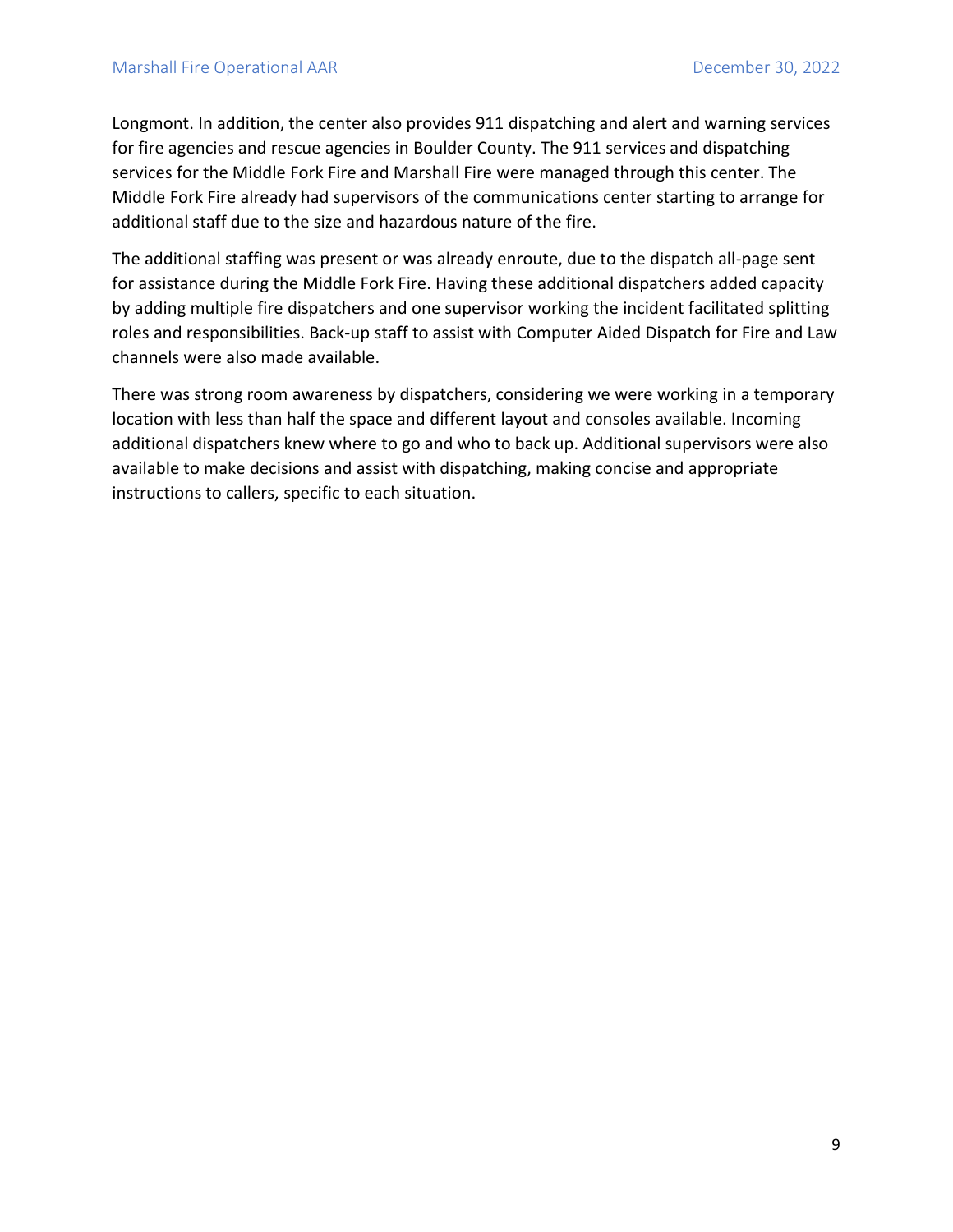Longmont. In addition, the center also provides 911 dispatching and alert and warning services for fire agencies and rescue agencies in Boulder County. The 911 services and dispatching services for the Middle Fork Fire and Marshall Fire were managed through this center. The Middle Fork Fire already had supervisors of the communications center starting to arrange for additional staff due to the size and hazardous nature of the fire.

The additional staffing was present or was already enroute, due to the dispatch all-page sent for assistance during the Middle Fork Fire. Having these additional dispatchers added capacity by adding multiple fire dispatchers and one supervisor working the incident facilitated splitting roles and responsibilities. Back-up staff to assist with Computer Aided Dispatch for Fire and Law channels were also made available.

There was strong room awareness by dispatchers, considering we were working in a temporary location with less than half the space and different layout and consoles available. Incoming additional dispatchers knew where to go and who to back up. Additional supervisors were also available to make decisions and assist with dispatching, making concise and appropriate instructions to callers, specific to each situation.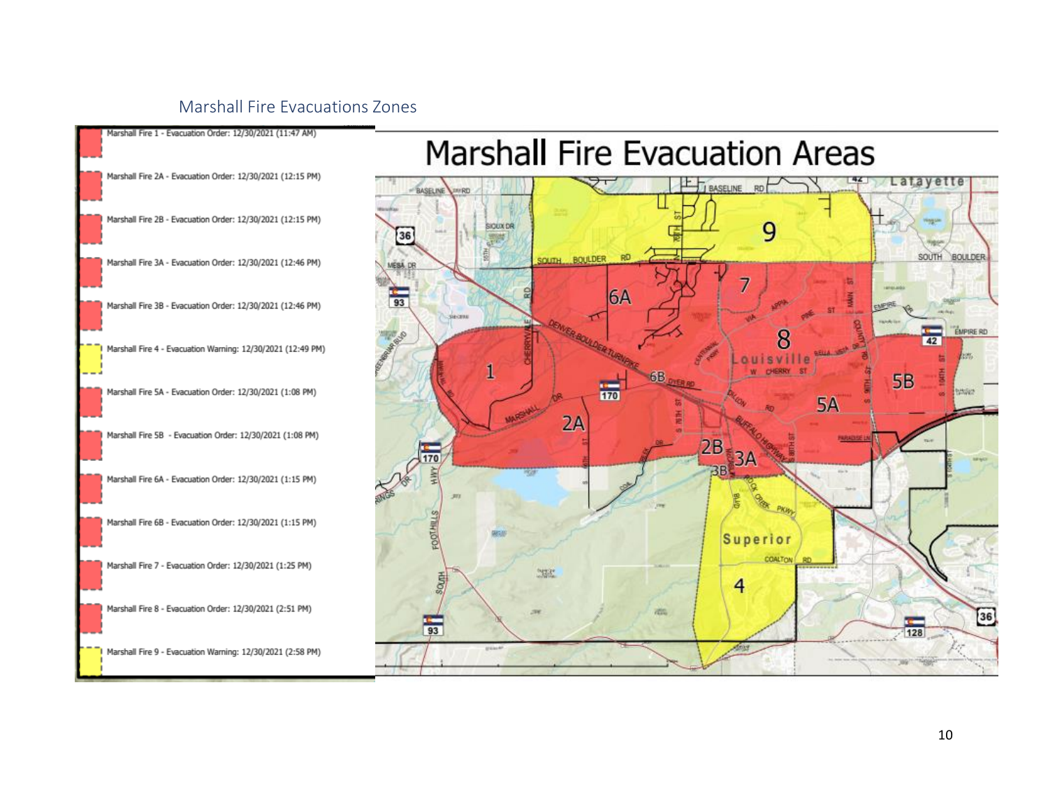## Marshall Fire Evacuations Zones

- Marshall Fire 1 - Evacuation Order: 12/30/2021 (11:47 AM)
- Marshall Fire 2A - Evacuation Order: 12/30/2021 (12:15 PM)
- Marshall Fire 2B - Evacuation Order: 12/30/2021 (12:15 PM)
- Marshall Fire 3A - Evacuation Order: 12/30/2021 (12:46 PM)
- Marshall Fire 3B - Evacuation Order: 12/30/2021 (12:46 PM)
- Marshall Fire 4 - Evacuation Warning: 12/30/2021 (12:49 PM)
- Marshall Fire 5A - Evacuation Order: 12/30/2021 (1:08 PM)
- Marshall Fire 5B - Evacuation Order: 12/30/2021 (1:08 PM)
- Marshall Fire 6A - Evacuation Order: 12/30/2021 (1:15 PM)
- Marshall Fire 6B - Evacuation Order: 12/30/2021 (1:15 PM)
- Marshall Fire 7 - Evacuation Order: 12/30/2021 (1:25 PM)
- Marshall Fire 8 - Evacuation Order: 12/30/2021 (2:51 PM)
- Marshall Fire 9 - Evacuation Warning: 12/30/2021 (2:58 PM)

### Marshall Fire Evacuation Areas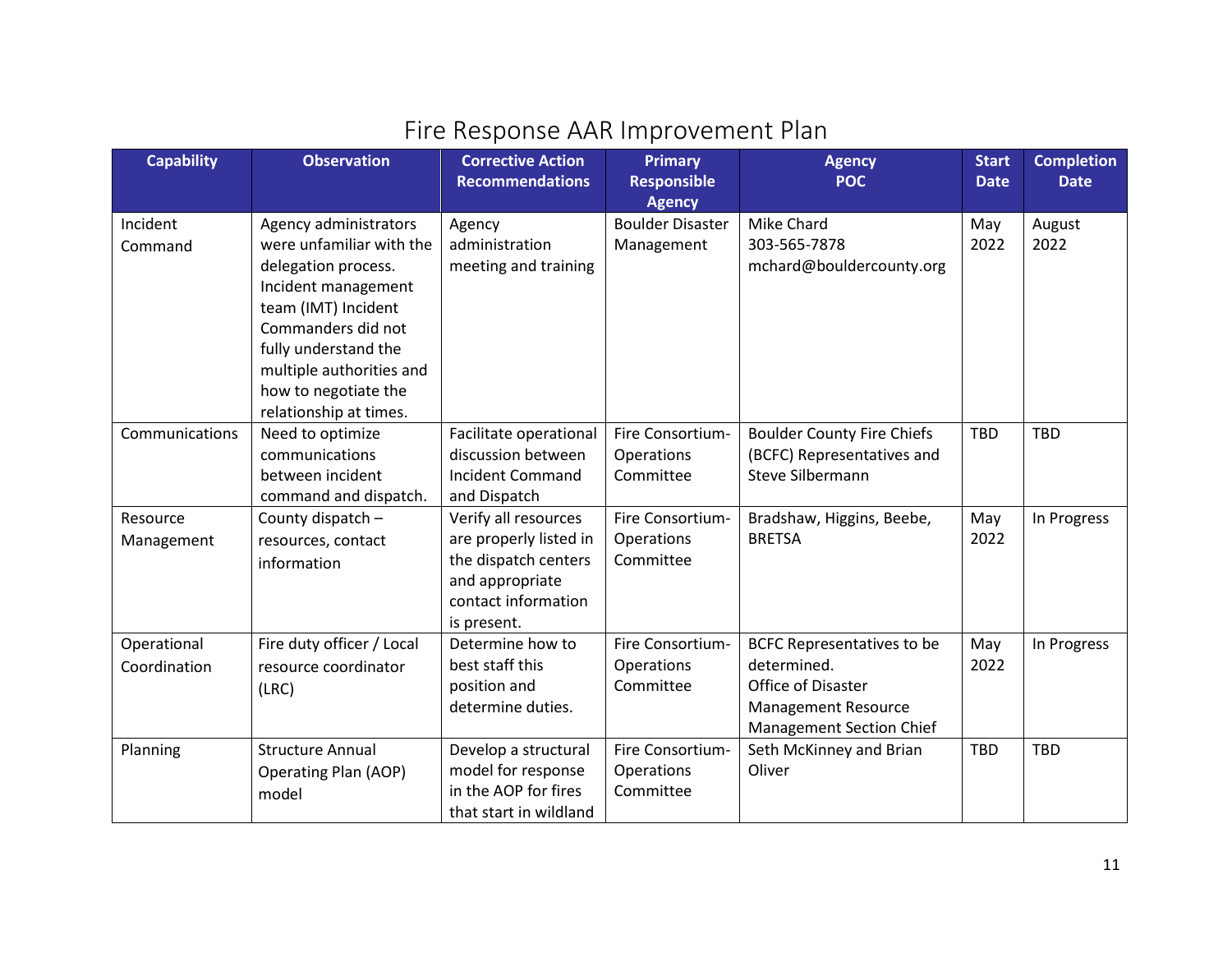# Fire Response AAR Improvement Plan

| Capability | Observation | Corrective Action Recommendations | Primary Responsible Agency | Agency POC | Start Date | Completion Date |
|---|---|---|---|---|---|---|
| Incident Command | Agency administrators were unfamiliar with the delegation process. Incident management team (IMT) Incident Commanders did not fully understand the multiple authorities and how to negotiate the relationship at times. | Agency administration meeting and training | Boulder Disaster Management | Mike Chard 303-565-7878 mchard@bouldercounty.org | May 2022 | August 2022 |
| Communications | Need to optimize communications between incident command and dispatch. | Facilitate operational discussion between Incident Command and Dispatch | Fire Consortium-Operations Committee | Boulder County Fire Chiefs (BCFC) Representatives and Steve Silbermann | TBD | TBD |
| Resource Management | County dispatch – resources, contact information | Verify all resources are properly listed in the dispatch centers and appropriate contact information is present. | Fire Consortium-Operations Committee | Bradshaw, Higgins, Beebe, BRETSA | May 2022 | In Progress |
| Operational Coordination | Fire duty officer / Local resource coordinator (LRC) | Determine how to best staff this position and determine duties. | Fire Consortium-Operations Committee | BCFC Representatives to be determined. Office of Disaster Management Resource Management Section Chief | May 2022 | In Progress |
| Planning | Structure Annual Operating Plan (AOP) model | Develop a structural model for response in the AOP for fires that start in wildland | Fire Consortium-Operations Committee | Seth McKinney and Brian Oliver | TBD | TBD |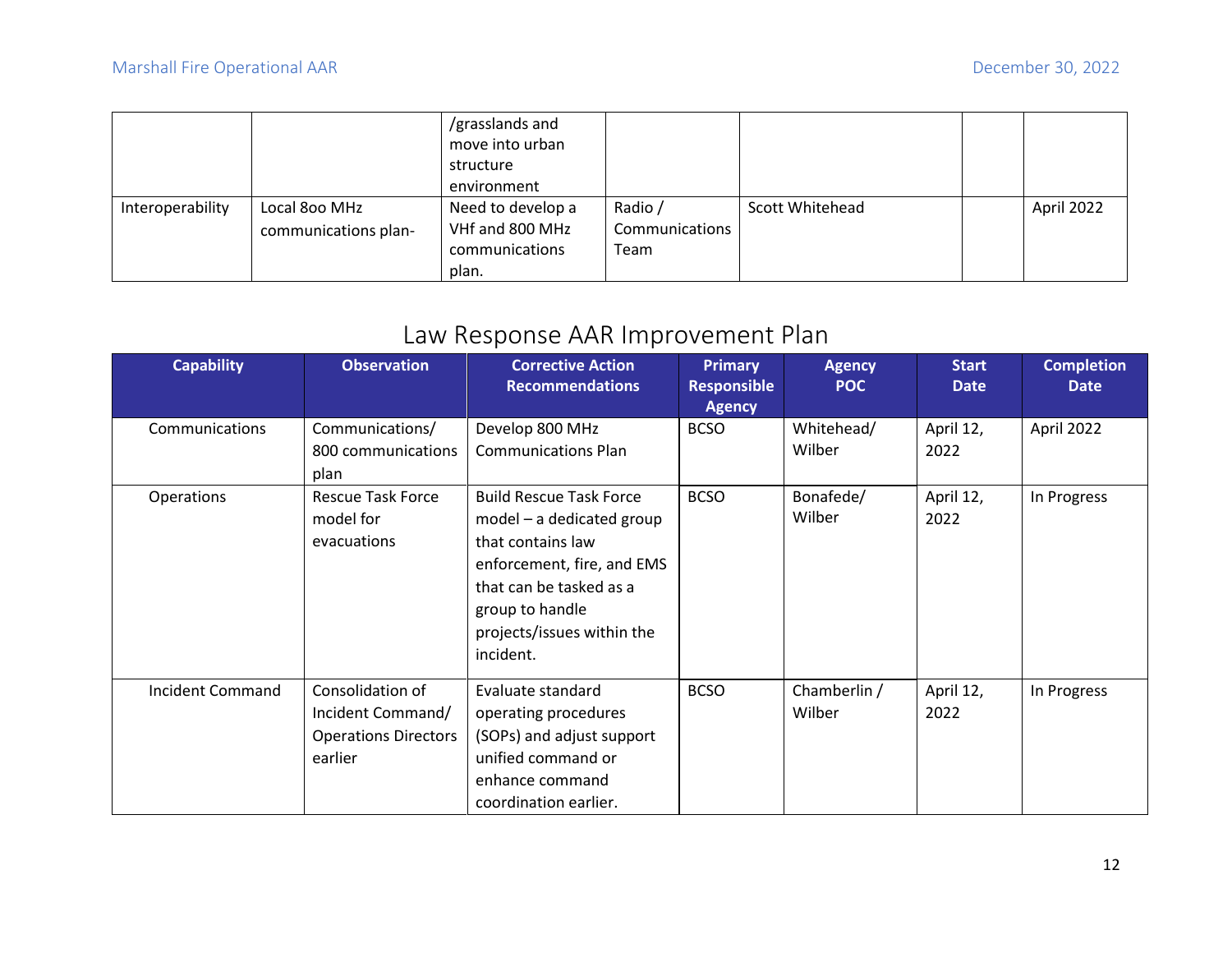| | | /grasslands and move into urban structure environment | | | | |
|---|---|---|---|---|---|---|
| Interoperability | Local 8oo MHz communications plan- | Need to develop a VHf and 800 MHz communications plan. | Radio / Communications Team | Scott Whitehead | | April 2022 |

## Law Response AAR Improvement Plan

| Capability | Observation | Corrective Action Recommendations | Primary Responsible Agency | Agency POC | Start Date | Completion Date |
|---|---|---|---|---|---|---|
| Communications | Communications/ 800 communications plan | Develop 800 MHz Communications Plan | BCSO | Whitehead/ Wilber | April 12, 2022 | April 2022 |
| Operations | Rescue Task Force model for evacuations | Build Rescue Task Force model – a dedicated group that contains law enforcement, fire, and EMS that can be tasked as a group to handle projects/issues within the incident. | BCSO | Bonafede/ Wilber | April 12, 2022 | In Progress |
| Incident Command | Consolidation of Incident Command/ Operations Directors earlier | Evaluate standard operating procedures (SOPs) and adjust support unified command or enhance command coordination earlier. | BCSO | Chamberlin / Wilber | April 12, 2022 | In Progress |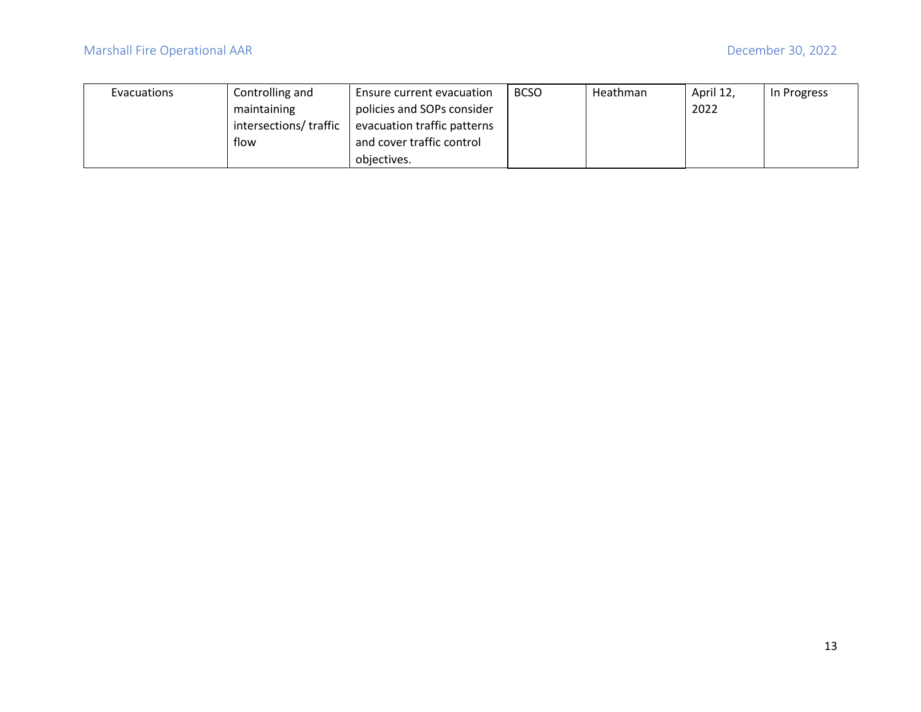| Evacuations | Controlling and maintaining intersections/ traffic flow | Ensure current evacuation policies and SOPs consider evacuation traffic patterns and cover traffic control objectives. | BCSO | Heathman | April 12, 2022 | In Progress |
|---|---|---|---|---|---|---|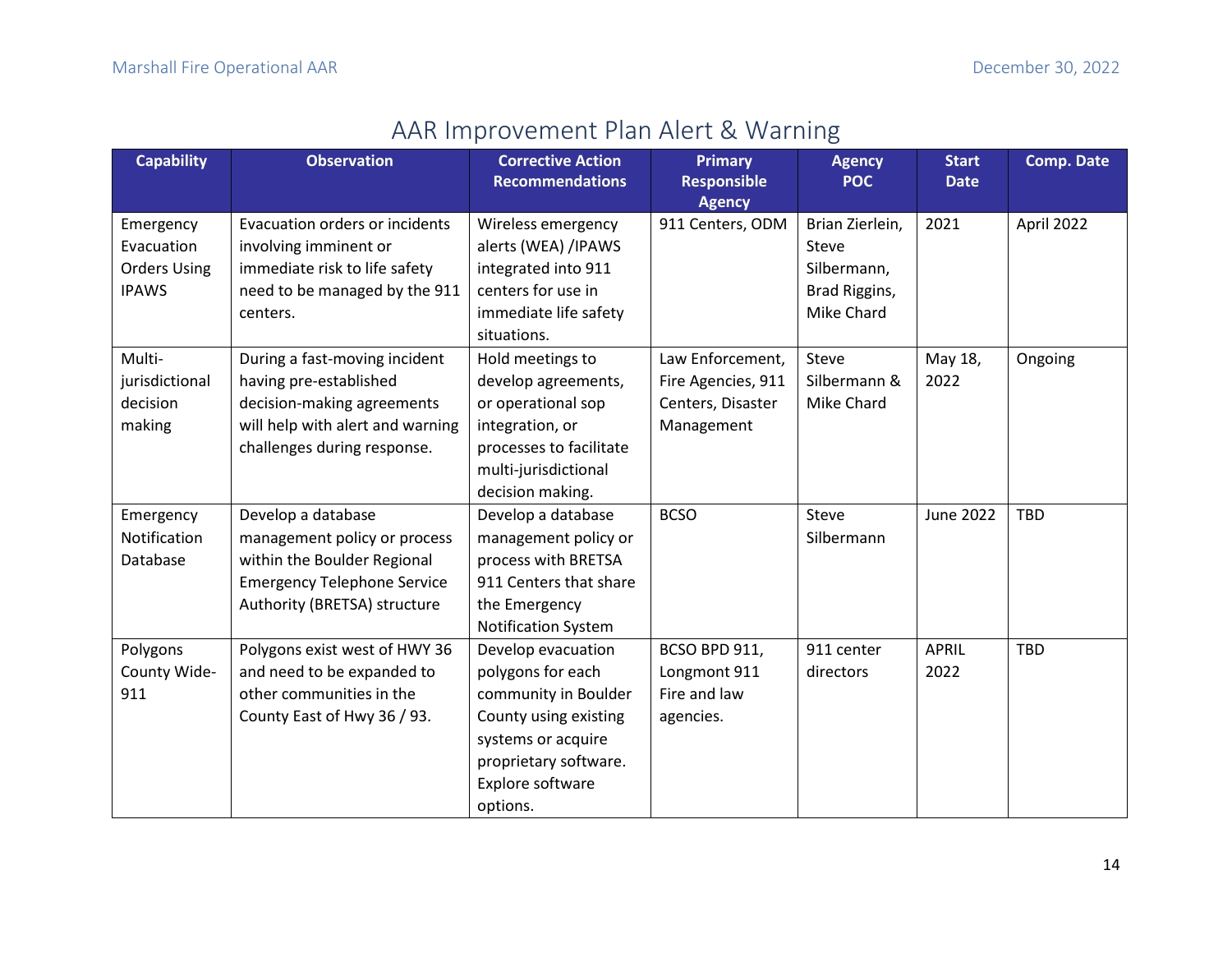# AAR Improvement Plan Alert & Warning

| Capability | Observation | Corrective Action Recommendations | Primary Responsible Agency | Agency POC | Start Date | Comp. Date |
|---|---|---|---|---|---|---|
| Emergency Evacuation Orders Using IPAWS | Evacuation orders or incidents involving imminent or immediate risk to life safety need to be managed by the 911 centers. | Wireless emergency alerts (WEA) /IPAWS integrated into 911 centers for use in immediate life safety situations. | 911 Centers, ODM | Brian Zierlein, Steve Silbermann, Brad Riggins, Mike Chard | 2021 | April 2022 |
| Multi-jurisdictional decision making | During a fast-moving incident having pre-established decision-making agreements will help with alert and warning challenges during response. | Hold meetings to develop agreements, or operational sop integration, or processes to facilitate multi-jurisdictional decision making. | Law Enforcement, Fire Agencies, 911 Centers, Disaster Management | Steve Silbermann & Mike Chard | May 18, 2022 | Ongoing |
| Emergency Notification Database | Develop a database management policy or process within the Boulder Regional Emergency Telephone Service Authority (BRETSA) structure | Develop a database management policy or process with BRETSA 911 Centers that share the Emergency Notification System | BCSO | Steve Silbermann | June 2022 | TBD |
| Polygons County Wide-911 | Polygons exist west of HWY 36 and need to be expanded to other communities in the County East of Hwy 36 / 93. | Develop evacuation polygons for each community in Boulder County using existing systems or acquire proprietary software. Explore software options. | BCSO BPD 911, Longmont 911 Fire and law agencies. | 911 center directors | APRIL 2022 | TBD |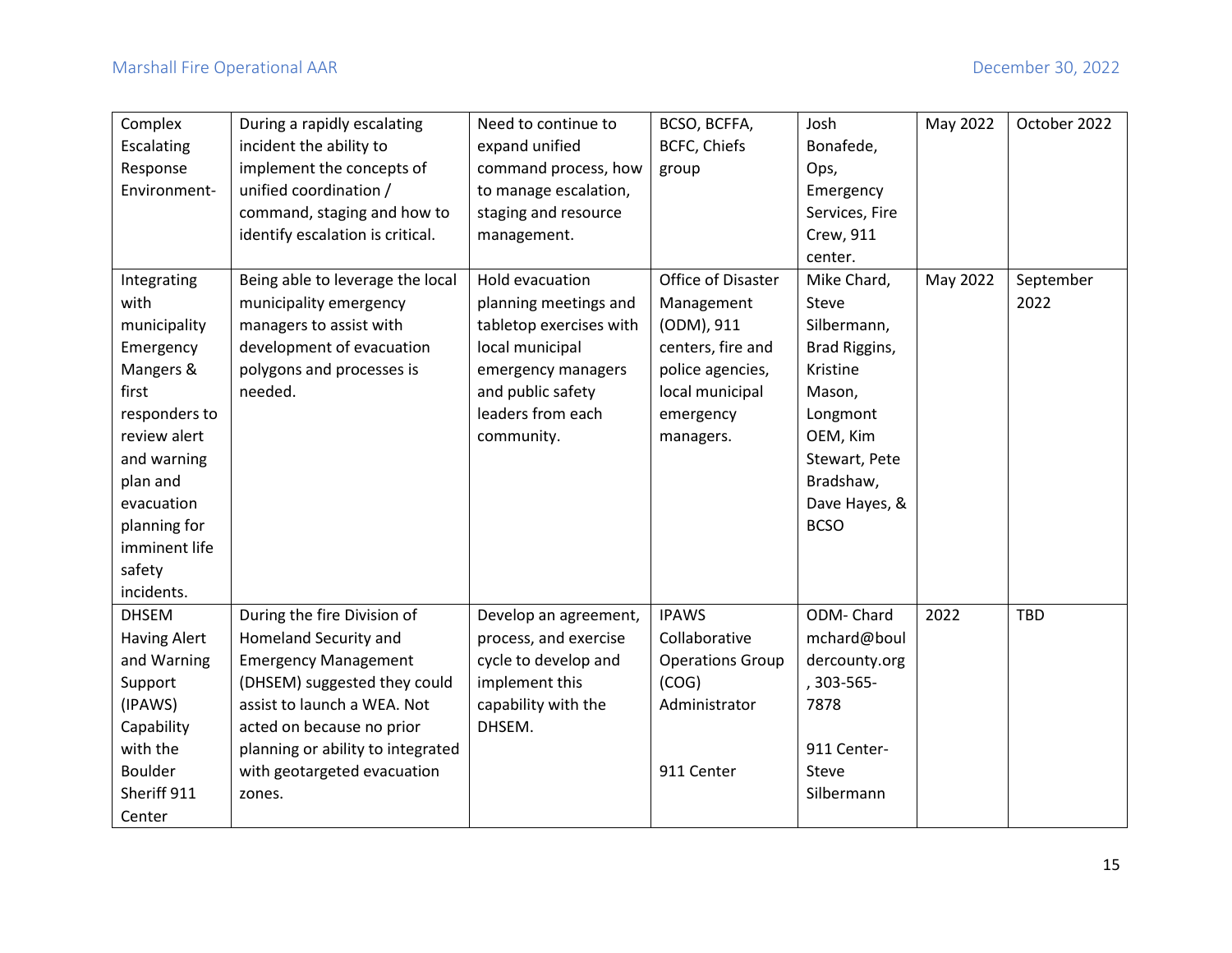| Complex Escalating Response Environment- | During a rapidly escalating incident the ability to implement the concepts of unified coordination / command, staging and how to identify escalation is critical. | Need to continue to expand unified command process, how to manage escalation, staging and resource management. | BCSO, BCFFA, BCFC, Chiefs group | Josh Bonafede, Ops, Emergency Services, Fire Crew, 911 center. | May 2022 | October 2022 |
|---|---|---|---|---|---|---|
| Integrating with municipality Emergency Mangers & first responders to review alert and warning plan and evacuation planning for imminent life safety incidents. | Being able to leverage the local municipality emergency managers to assist with development of evacuation polygons and processes is needed. | Hold evacuation planning meetings and tabletop exercises with local municipal emergency managers and public safety leaders from each community. | Office of Disaster Management (ODM), 911 centers, fire and police agencies, local municipal emergency managers. | Mike Chard, Steve Silbermann, Brad Riggins, Kristine Mason, Longmont OEM, Kim Stewart, Pete Bradshaw, Dave Hayes, & BCSO | May 2022 | September 2022 |
| DHSEM Having Alert and Warning Support (IPAWS) Capability with the Boulder Sheriff 911 Center | During the fire Division of Homeland Security and Emergency Management (DHSEM) suggested they could assist to launch a WEA. Not acted on because no prior planning or ability to integrated with geotargeted evacuation zones. | Develop an agreement, process, and exercise cycle to develop and implement this capability with the DHSEM. | IPAWS Collaborative Operations Group (COG) Administrator<br><br>911 Center | ODM- Chard mchard@bouldercounty.org, 303-565-7878<br><br>911 Center- Steve Silbermann | 2022 | TBD |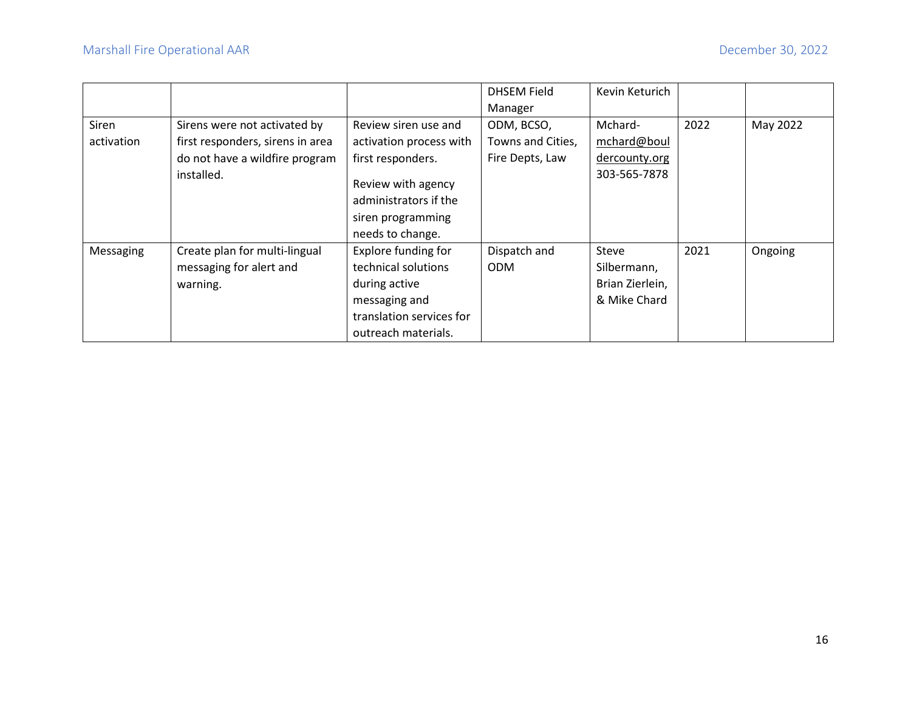| | | | DHSEM Field Manager | Kevin Keturich | | |
|---|---|---|---|---|---|---|
| Siren activation | Sirens were not activated by first responders, sirens in area do not have a wildfire program installed. | Review siren use and activation process with first responders.<br><br>Review with agency administrators if the siren programming needs to change. | ODM, BCSO, Towns and Cities, Fire Depts, Law | Mchard- mchard@bouldercounty.org 303-565-7878 | 2022 | May 2022 |
| Messaging | Create plan for multi-lingual messaging for alert and warning. | Explore funding for technical solutions during active messaging and translation services for outreach materials. | Dispatch and ODM | Steve Silbermann, Brian Zierlein, & Mike Chard | 2021 | Ongoing |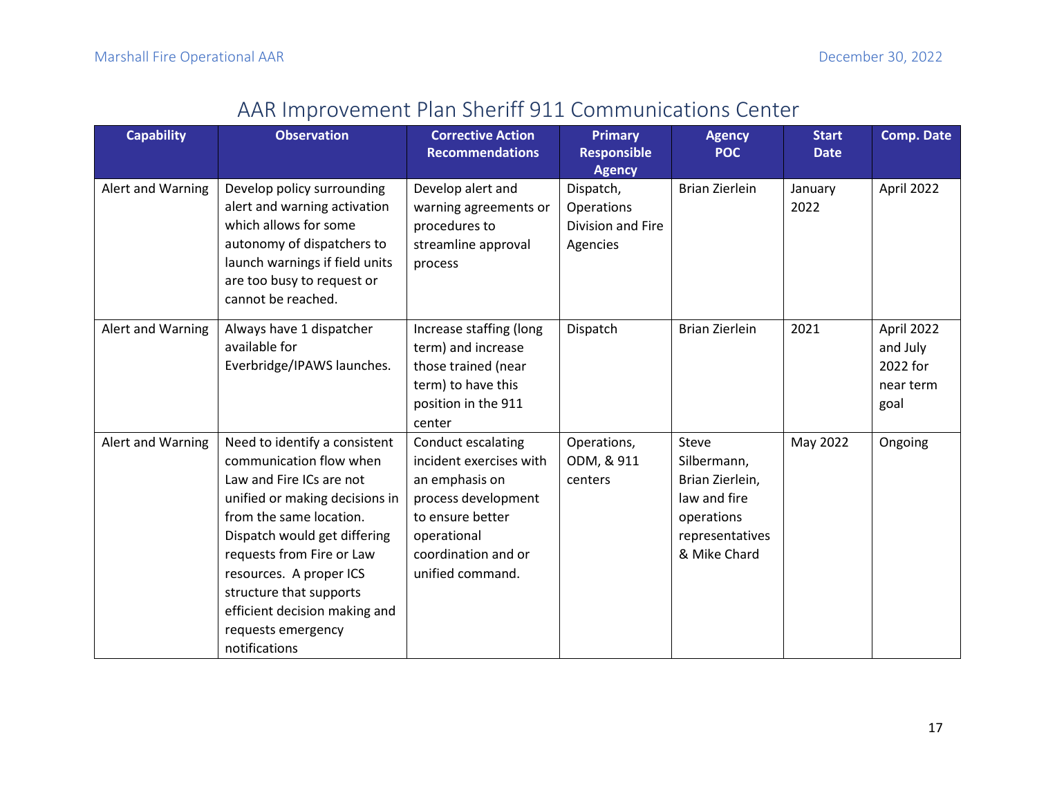## AAR Improvement Plan Sheriff 911 Communications Center

| Capability | Observation | Corrective Action Recommendations | Primary Responsible Agency | Agency POC | Start Date | Comp. Date |
|---|---|---|---|---|---|---|
| Alert and Warning | Develop policy surrounding alert and warning activation which allows for some autonomy of dispatchers to launch warnings if field units are too busy to request or cannot be reached. | Develop alert and warning agreements or procedures to streamline approval process | Dispatch, Operations Division and Fire Agencies | Brian Zierlein | January 2022 | April 2022 |
| Alert and Warning | Always have 1 dispatcher available for Everbridge/IPAWS launches. | Increase staffing (long term) and increase those trained (near term) to have this position in the 911 center | Dispatch | Brian Zierlein | 2021 | April 2022 and July 2022 for near term goal |
| Alert and Warning | Need to identify a consistent communication flow when Law and Fire ICs are not unified or making decisions in from the same location. Dispatch would get differing requests from Fire or Law resources. A proper ICS structure that supports efficient decision making and requests emergency notifications | Conduct escalating incident exercises with an emphasis on process development to ensure better operational coordination and or unified command. | Operations, ODM, & 911 centers | Steve Silbermann, Brian Zierlein, law and fire operations representatives & Mike Chard | May 2022 | Ongoing |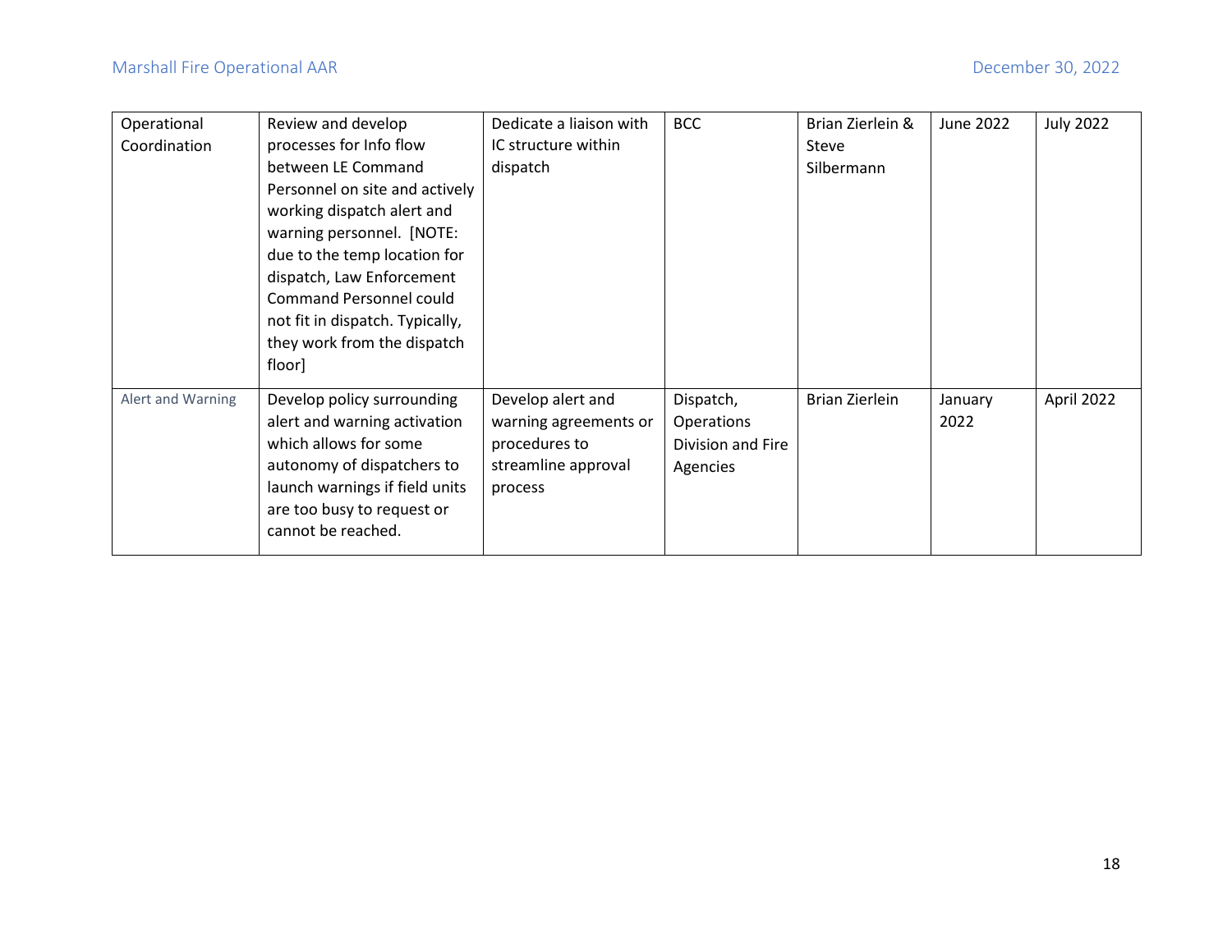| Operational Coordination | Review and develop processes for Info flow between LE Command Personnel on site and actively working dispatch alert and warning personnel. [NOTE: due to the temp location for dispatch, Law Enforcement Command Personnel could not fit in dispatch. Typically, they work from the dispatch floor] | Dedicate a liaison with IC structure within dispatch | BCC | Brian Zierlein & Steve Silbermann | June 2022 | July 2022 |
|---|---|---|---|---|---|---|
| Alert and Warning | Develop policy surrounding alert and warning activation which allows for some autonomy of dispatchers to launch warnings if field units are too busy to request or cannot be reached. | Develop alert and warning agreements or procedures to streamline approval process | Dispatch, Operations Division and Fire Agencies | Brian Zierlein | January 2022 | April 2022 |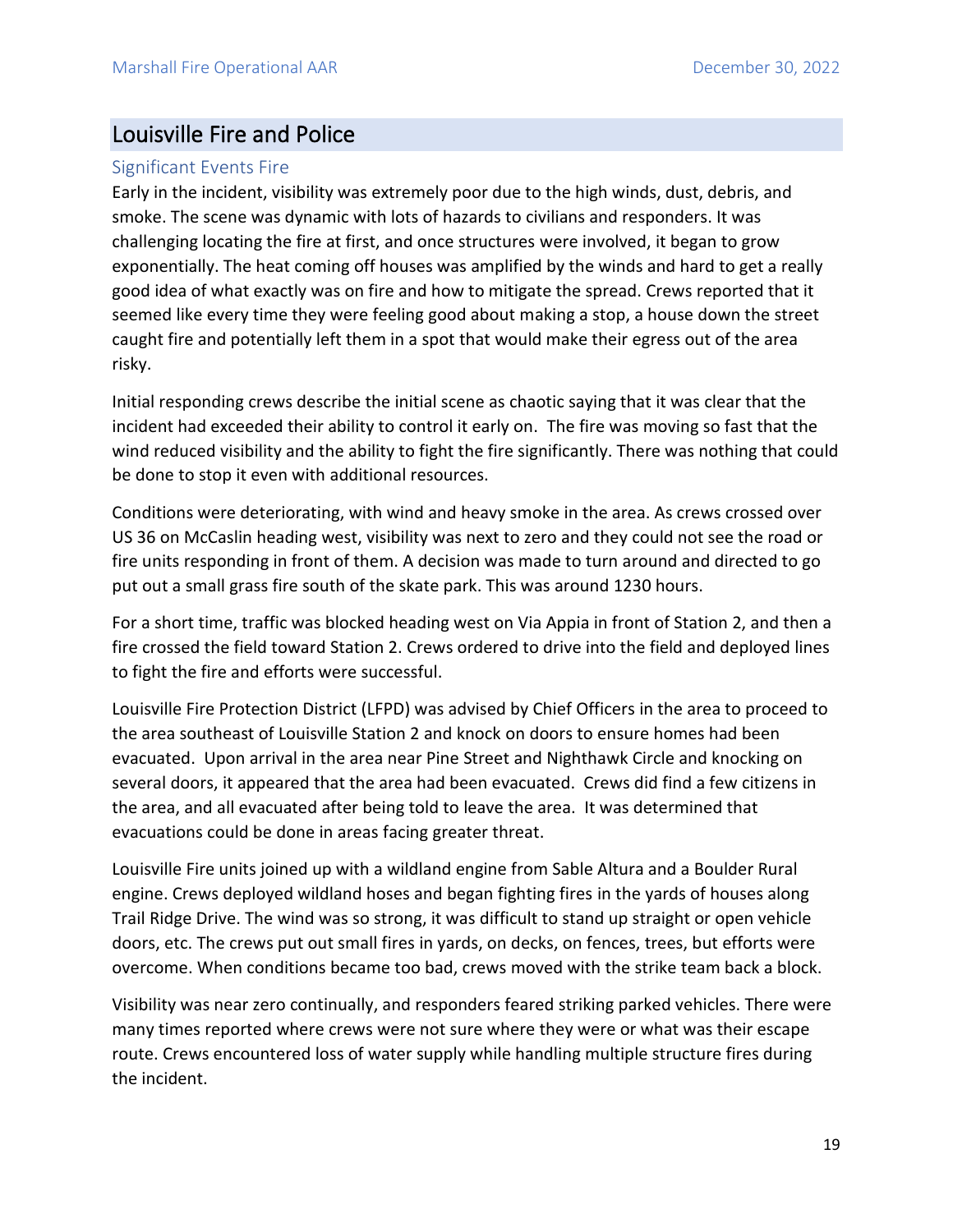## Louisville Fire and Police

### Significant Events Fire

Early in the incident, visibility was extremely poor due to the high winds, dust, debris, and smoke. The scene was dynamic with lots of hazards to civilians and responders. It was challenging locating the fire at first, and once structures were involved, it began to grow exponentially. The heat coming off houses was amplified by the winds and hard to get a really good idea of what exactly was on fire and how to mitigate the spread. Crews reported that it seemed like every time they were feeling good about making a stop, a house down the street caught fire and potentially left them in a spot that would make their egress out of the area risky.

Initial responding crews describe the initial scene as chaotic saying that it was clear that the incident had exceeded their ability to control it early on. The fire was moving so fast that the wind reduced visibility and the ability to fight the fire significantly. There was nothing that could be done to stop it even with additional resources.

Conditions were deteriorating, with wind and heavy smoke in the area. As crews crossed over US 36 on McCaslin heading west, visibility was next to zero and they could not see the road or fire units responding in front of them. A decision was made to turn around and directed to go put out a small grass fire south of the skate park. This was around 1230 hours.

For a short time, traffic was blocked heading west on Via Appia in front of Station 2, and then a fire crossed the field toward Station 2. Crews ordered to drive into the field and deployed lines to fight the fire and efforts were successful.

Louisville Fire Protection District (LFPD) was advised by Chief Officers in the area to proceed to the area southeast of Louisville Station 2 and knock on doors to ensure homes had been evacuated. Upon arrival in the area near Pine Street and Nighthawk Circle and knocking on several doors, it appeared that the area had been evacuated. Crews did find a few citizens in the area, and all evacuated after being told to leave the area. It was determined that evacuations could be done in areas facing greater threat.

Louisville Fire units joined up with a wildland engine from Sable Altura and a Boulder Rural engine. Crews deployed wildland hoses and began fighting fires in the yards of houses along Trail Ridge Drive. The wind was so strong, it was difficult to stand up straight or open vehicle doors, etc. The crews put out small fires in yards, on decks, on fences, trees, but efforts were overcome. When conditions became too bad, crews moved with the strike team back a block.

Visibility was near zero continually, and responders feared striking parked vehicles. There were many times reported where crews were not sure where they were or what was their escape route. Crews encountered loss of water supply while handling multiple structure fires during the incident.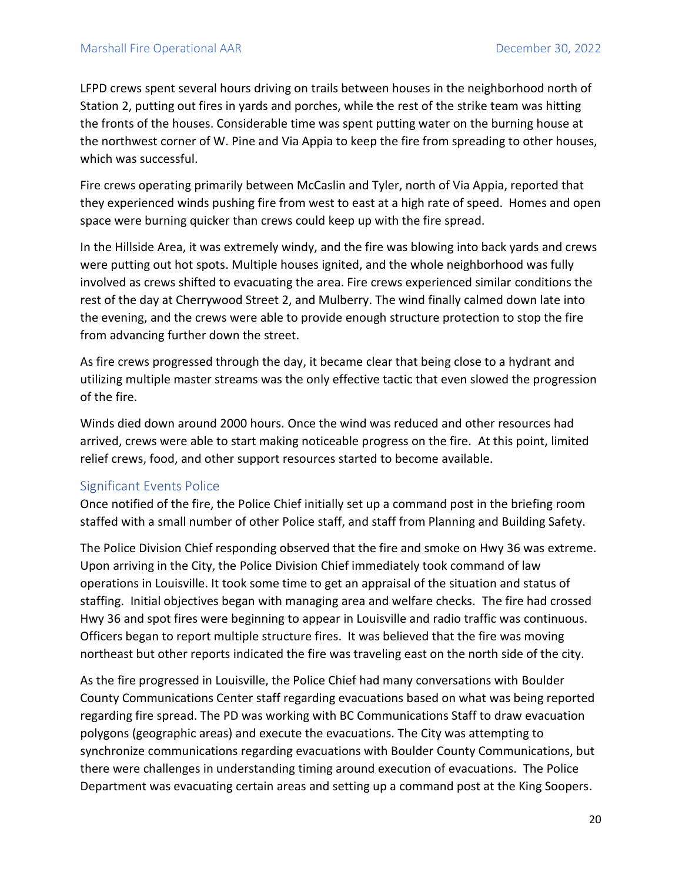LFPD crews spent several hours driving on trails between houses in the neighborhood north of Station 2, putting out fires in yards and porches, while the rest of the strike team was hitting the fronts of the houses. Considerable time was spent putting water on the burning house at the northwest corner of W. Pine and Via Appia to keep the fire from spreading to other houses, which was successful.

Fire crews operating primarily between McCaslin and Tyler, north of Via Appia, reported that they experienced winds pushing fire from west to east at a high rate of speed. Homes and open space were burning quicker than crews could keep up with the fire spread.

In the Hillside Area, it was extremely windy, and the fire was blowing into back yards and crews were putting out hot spots. Multiple houses ignited, and the whole neighborhood was fully involved as crews shifted to evacuating the area. Fire crews experienced similar conditions the rest of the day at Cherrywood Street 2, and Mulberry. The wind finally calmed down late into the evening, and the crews were able to provide enough structure protection to stop the fire from advancing further down the street.

As fire crews progressed through the day, it became clear that being close to a hydrant and utilizing multiple master streams was the only effective tactic that even slowed the progression of the fire.

Winds died down around 2000 hours. Once the wind was reduced and other resources had arrived, crews were able to start making noticeable progress on the fire. At this point, limited relief crews, food, and other support resources started to become available.

## Significant Events Police

Once notified of the fire, the Police Chief initially set up a command post in the briefing room staffed with a small number of other Police staff, and staff from Planning and Building Safety.

The Police Division Chief responding observed that the fire and smoke on Hwy 36 was extreme. Upon arriving in the City, the Police Division Chief immediately took command of law operations in Louisville. It took some time to get an appraisal of the situation and status of staffing. Initial objectives began with managing area and welfare checks. The fire had crossed Hwy 36 and spot fires were beginning to appear in Louisville and radio traffic was continuous. Officers began to report multiple structure fires. It was believed that the fire was moving northeast but other reports indicated the fire was traveling east on the north side of the city.

As the fire progressed in Louisville, the Police Chief had many conversations with Boulder County Communications Center staff regarding evacuations based on what was being reported regarding fire spread. The PD was working with BC Communications Staff to draw evacuation polygons (geographic areas) and execute the evacuations. The City was attempting to synchronize communications regarding evacuations with Boulder County Communications, but there were challenges in understanding timing around execution of evacuations. The Police Department was evacuating certain areas and setting up a command post at the King Soopers.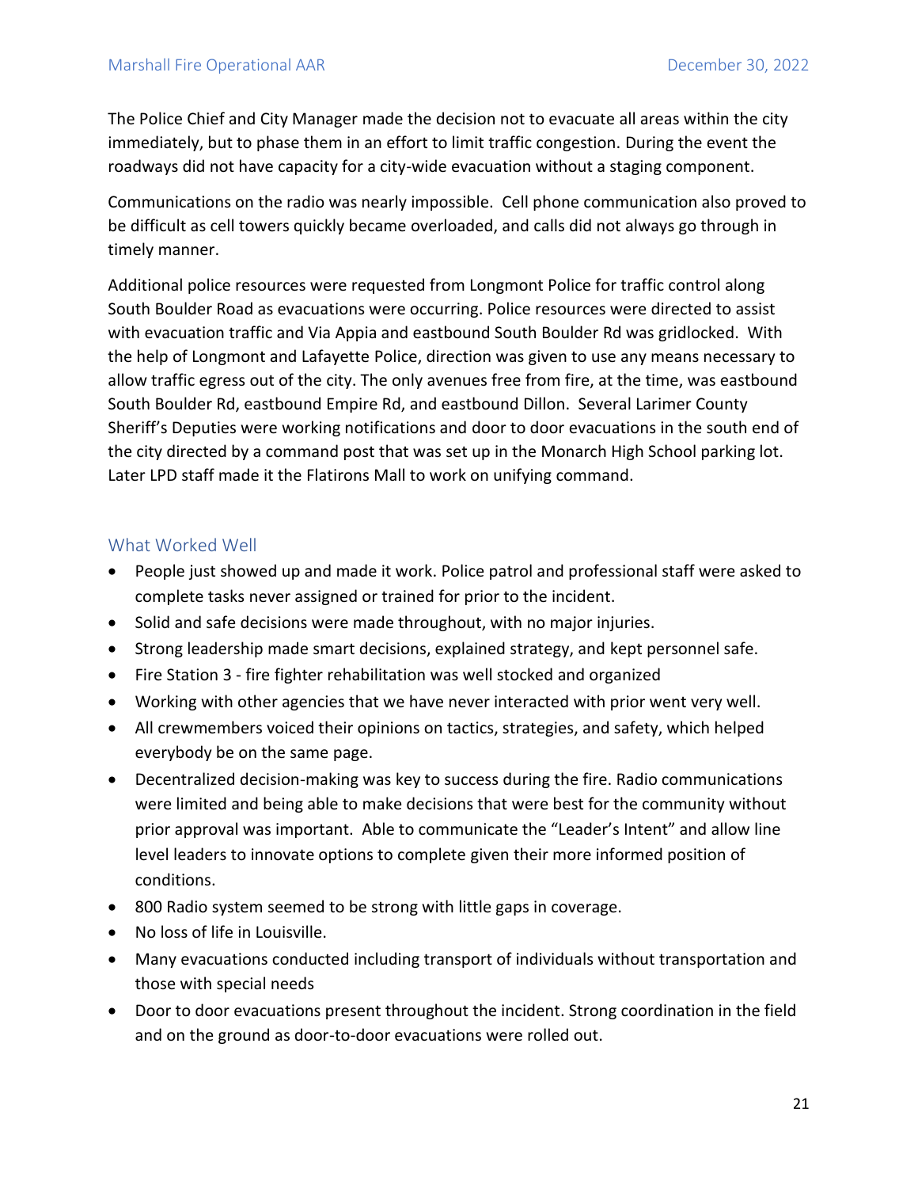The Police Chief and City Manager made the decision not to evacuate all areas within the city immediately, but to phase them in an effort to limit traffic congestion. During the event the roadways did not have capacity for a city-wide evacuation without a staging component.

Communications on the radio was nearly impossible. Cell phone communication also proved to be difficult as cell towers quickly became overloaded, and calls did not always go through in timely manner.

Additional police resources were requested from Longmont Police for traffic control along South Boulder Road as evacuations were occurring. Police resources were directed to assist with evacuation traffic and Via Appia and eastbound South Boulder Rd was gridlocked. With the help of Longmont and Lafayette Police, direction was given to use any means necessary to allow traffic egress out of the city. The only avenues free from fire, at the time, was eastbound South Boulder Rd, eastbound Empire Rd, and eastbound Dillon. Several Larimer County Sheriff's Deputies were working notifications and door to door evacuations in the south end of the city directed by a command post that was set up in the Monarch High School parking lot. Later LPD staff made it the Flatirons Mall to work on unifying command.

## What Worked Well

- People just showed up and made it work. Police patrol and professional staff were asked to complete tasks never assigned or trained for prior to the incident.
- Solid and safe decisions were made throughout, with no major injuries.
- Strong leadership made smart decisions, explained strategy, and kept personnel safe.
- Fire Station 3 - fire fighter rehabilitation was well stocked and organized
- Working with other agencies that we have never interacted with prior went very well.
- All crewmembers voiced their opinions on tactics, strategies, and safety, which helped everybody be on the same page.
- Decentralized decision-making was key to success during the fire. Radio communications were limited and being able to make decisions that were best for the community without prior approval was important. Able to communicate the "Leader's Intent" and allow line level leaders to innovate options to complete given their more informed position of conditions.
- 800 Radio system seemed to be strong with little gaps in coverage.
- No loss of life in Louisville.
- Many evacuations conducted including transport of individuals without transportation and those with special needs
- Door to door evacuations present throughout the incident. Strong coordination in the field and on the ground as door-to-door evacuations were rolled out.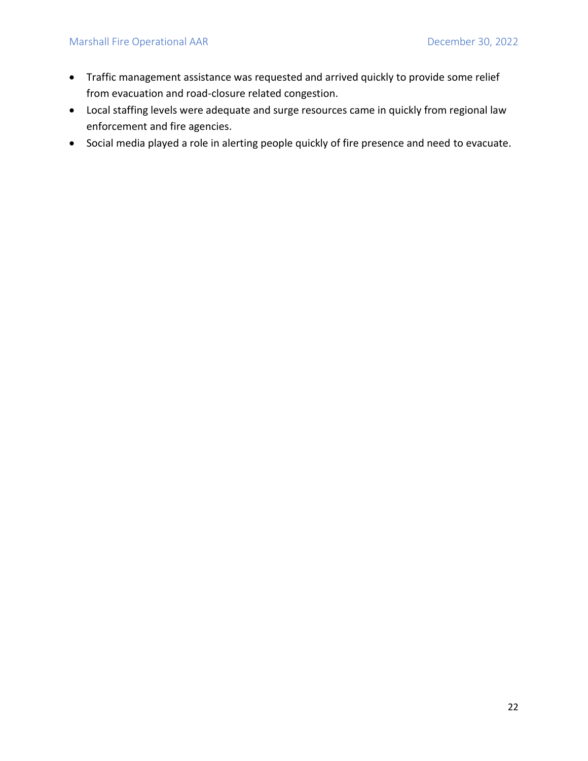- Traffic management assistance was requested and arrived quickly to provide some relief from evacuation and road-closure related congestion.
- Local staffing levels were adequate and surge resources came in quickly from regional law enforcement and fire agencies.
- Social media played a role in alerting people quickly of fire presence and need to evacuate.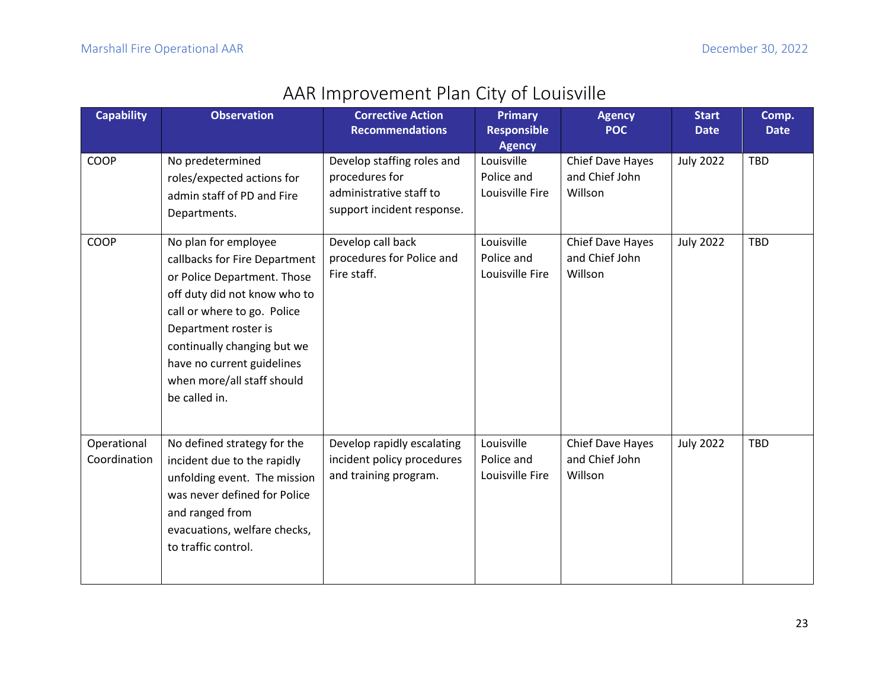# AAR Improvement Plan City of Louisville

| Capability | Observation | Corrective Action Recommendations | Primary Responsible Agency | Agency POC | Start Date | Comp. Date |
|---|---|---|---|---|---|---|
| COOP | No predetermined roles/expected actions for admin staff of PD and Fire Departments. | Develop staffing roles and procedures for administrative staff to support incident response. | Louisville Police and Louisville Fire | Chief Dave Hayes and Chief John Willson | July 2022 | TBD |
| COOP | No plan for employee callbacks for Fire Department or Police Department. Those off duty did not know who to call or where to go. Police Department roster is continually changing but we have no current guidelines when more/all staff should be called in. | Develop call back procedures for Police and Fire staff. | Louisville Police and Louisville Fire | Chief Dave Hayes and Chief John Willson | July 2022 | TBD |
| Operational Coordination | No defined strategy for the incident due to the rapidly unfolding event. The mission was never defined for Police and ranged from evacuations, welfare checks, to traffic control. | Develop rapidly escalating incident policy procedures and training program. | Louisville Police and Louisville Fire | Chief Dave Hayes and Chief John Willson | July 2022 | TBD |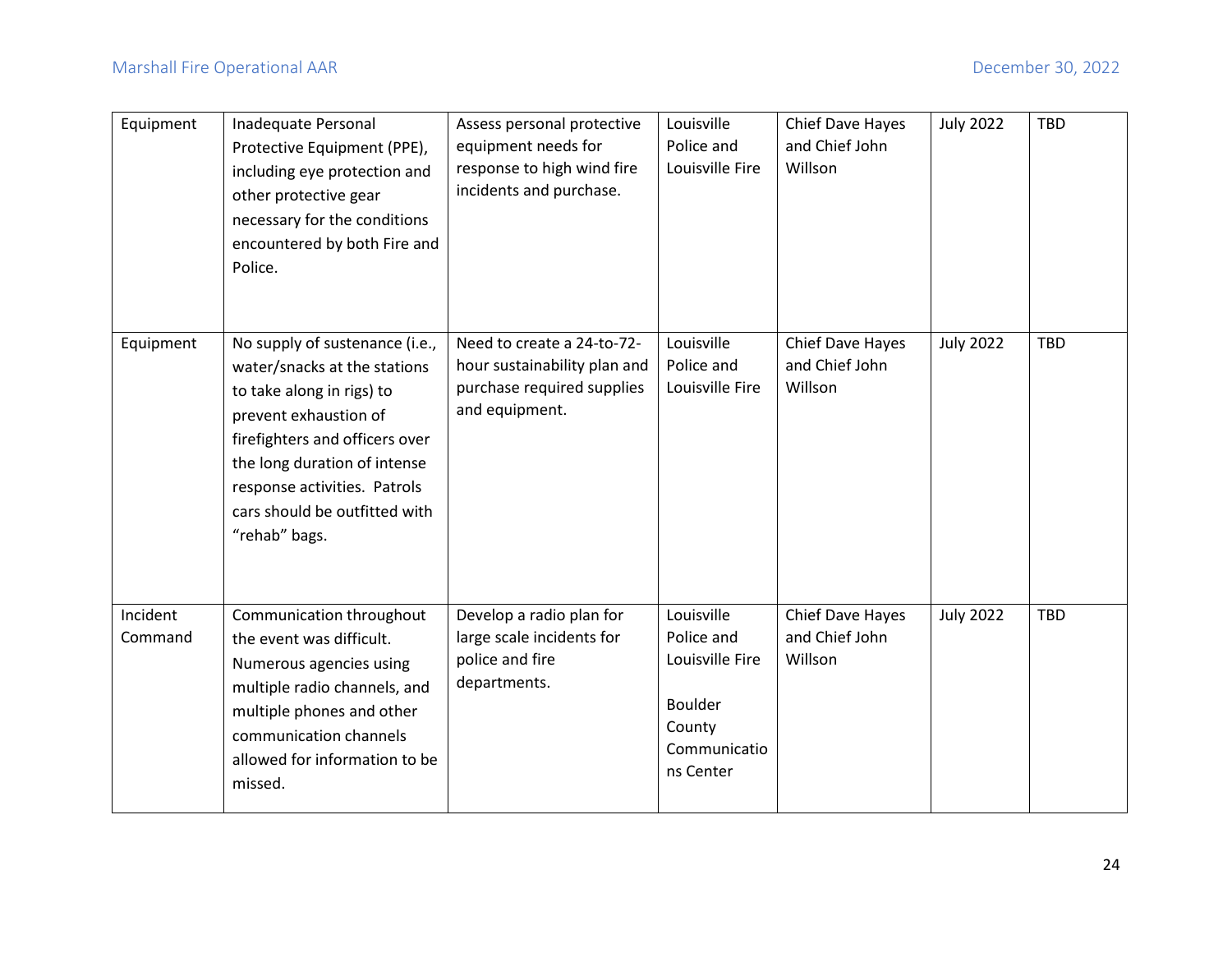| Equipment | Inadequate Personal Protective Equipment (PPE), including eye protection and other protective gear necessary for the conditions encountered by both Fire and Police. | Assess personal protective equipment needs for response to high wind fire incidents and purchase. | Louisville Police and Louisville Fire | Chief Dave Hayes and Chief John Willson | July 2022 | TBD |
|---|---|---|---|---|---|---|
| Equipment | No supply of sustenance (i.e., water/snacks at the stations to take along in rigs) to prevent exhaustion of firefighters and officers over the long duration of intense response activities. Patrols cars should be outfitted with "rehab" bags. | Need to create a 24-to-72-hour sustainability plan and purchase required supplies and equipment. | Louisville Police and Louisville Fire | Chief Dave Hayes and Chief John Willson | July 2022 | TBD |
| Incident Command | Communication throughout the event was difficult. Numerous agencies using multiple radio channels, and multiple phones and other communication channels allowed for information to be missed. | Develop a radio plan for large scale incidents for police and fire departments. | Louisville Police and Louisville Fire<br><br>Boulder County Communications Center | Chief Dave Hayes and Chief John Willson | July 2022 | TBD |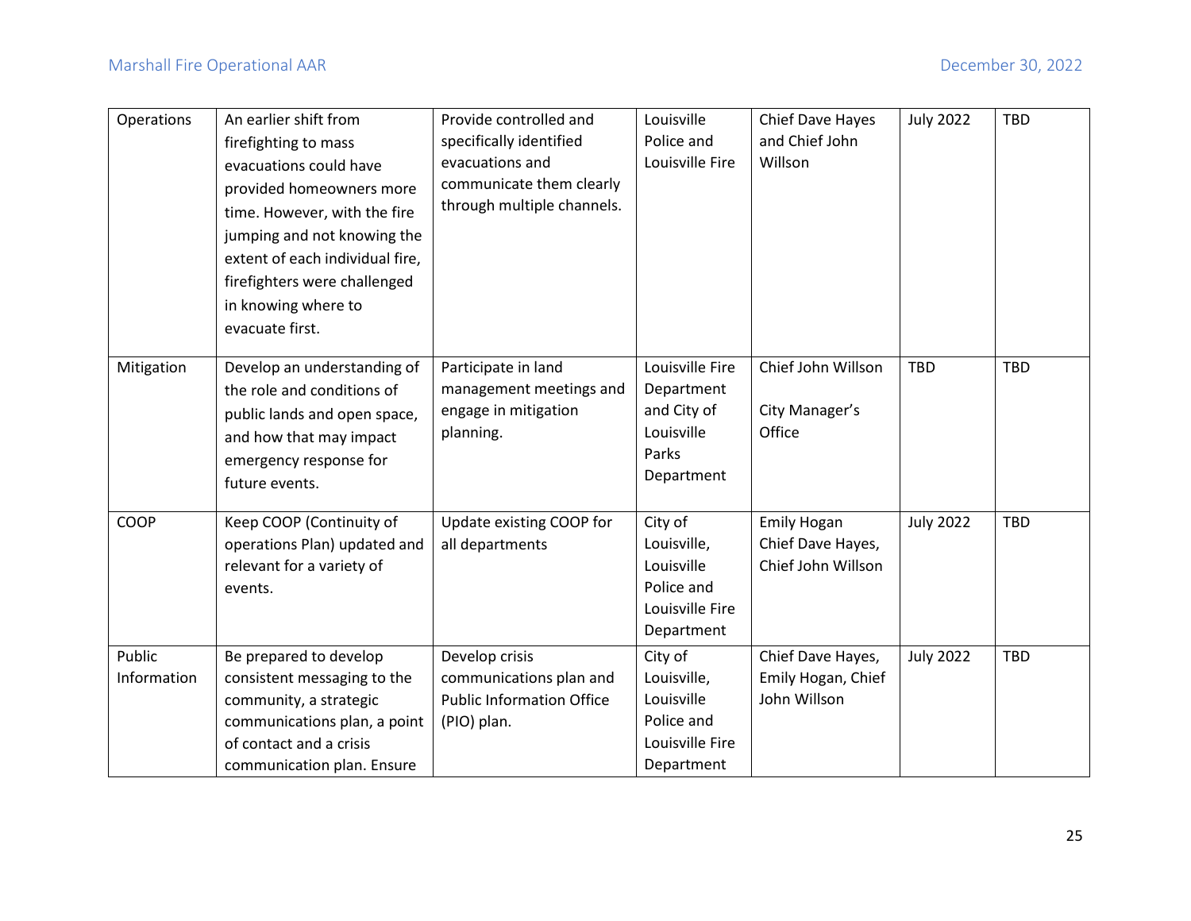| Operations | An earlier shift from firefighting to mass evacuations could have provided homeowners more time. However, with the fire jumping and not knowing the extent of each individual fire, firefighters were challenged in knowing where to evacuate first. | Provide controlled and specifically identified evacuations and communicate them clearly through multiple channels. | Louisville Police and Louisville Fire | Chief Dave Hayes and Chief John Willson | July 2022 | TBD |
|---|---|---|---|---|---|---|
| Mitigation | Develop an understanding of the role and conditions of public lands and open space, and how that may impact emergency response for future events. | Participate in land management meetings and engage in mitigation planning. | Louisville Fire Department and City of Louisville Parks Department | Chief John Willson<br><br>City Manager's Office | TBD | TBD |
| COOP | Keep COOP (Continuity of operations Plan) updated and relevant for a variety of events. | Update existing COOP for all departments | City of Louisville, Louisville Police and Louisville Fire Department | Emily Hogan Chief Dave Hayes, Chief John Willson | July 2022 | TBD |
| Public Information | Be prepared to develop consistent messaging to the community, a strategic communications plan, a point of contact and a crisis communication plan. Ensure | Develop crisis communications plan and Public Information Office (PIO) plan. | City of Louisville, Louisville Police and Louisville Fire Department | Chief Dave Hayes, Emily Hogan, Chief John Willson | July 2022 | TBD |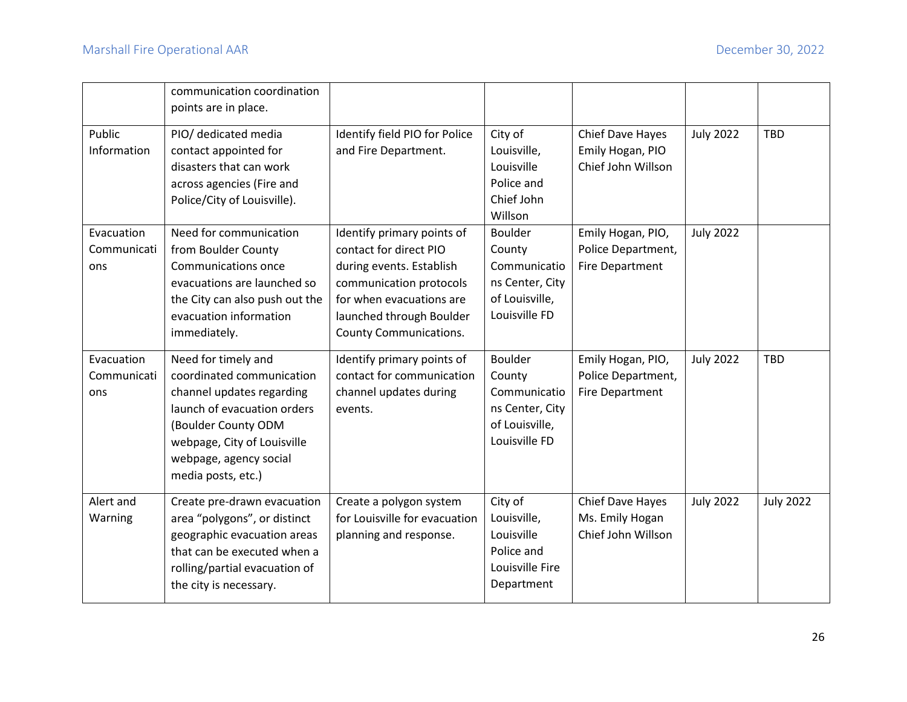| | | | | | | |
|---|---|---|---|---|---|---|
| | communication coordination points are in place. | | | | | |
| Public Information | PIO/ dedicated media contact appointed for disasters that can work across agencies (Fire and Police/City of Louisville). | Identify field PIO for Police and Fire Department. | City of Louisville, Louisville Police and Chief John Willson | Chief Dave Hayes Emily Hogan, PIO Chief John Willson | July 2022 | TBD |
| Evacuation Communications | Need for communication from Boulder County Communications once evacuations are launched so the City can also push out the evacuation information immediately. | Identify primary points of contact for direct PIO during events. Establish communication protocols for when evacuations are launched through Boulder County Communications. | Boulder County Communications Center, City of Louisville, Louisville FD | Emily Hogan, PIO, Police Department, Fire Department | July 2022 | |
| Evacuation Communications | Need for timely and coordinated communication channel updates regarding launch of evacuation orders (Boulder County ODM webpage, City of Louisville webpage, agency social media posts, etc.) | Identify primary points of contact for communication channel updates during events. | Boulder County Communications Center, City of Louisville, Louisville FD | Emily Hogan, PIO, Police Department, Fire Department | July 2022 | TBD |
| Alert and Warning | Create pre-drawn evacuation area "polygons", or distinct geographic evacuation areas that can be executed when a rolling/partial evacuation of the city is necessary. | Create a polygon system for Louisville for evacuation planning and response. | City of Louisville, Louisville Police and Louisville Fire Department | Chief Dave Hayes Ms. Emily Hogan Chief John Willson | July 2022 | July 2022 |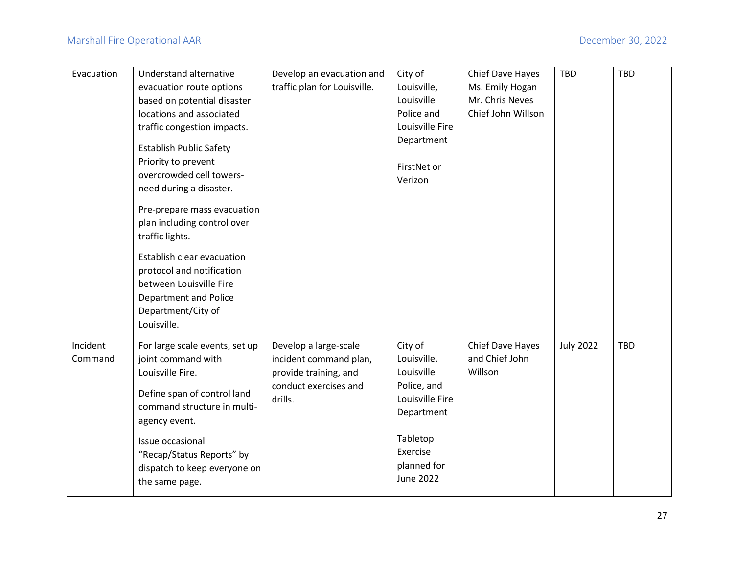| Evacuation | Understand alternative evacuation route options based on potential disaster locations and associated traffic congestion impacts.<br><br>Establish Public Safety Priority to prevent overcrowded cell towers- need during a disaster.<br><br>Pre-prepare mass evacuation plan including control over traffic lights.<br><br>Establish clear evacuation protocol and notification between Louisville Fire Department and Police Department/City of Louisville. | Develop an evacuation and traffic plan for Louisville. | City of Louisville, Louisville Police and Louisville Fire Department<br><br>FirstNet or Verizon | Chief Dave Hayes<br>Ms. Emily Hogan<br>Mr. Chris Neves<br>Chief John Willson | TBD | TBD |
|---|---|---|---|---|---|---|
| Incident Command | For large scale events, set up joint command with Louisville Fire.<br><br>Define span of control land command structure in multi-agency event.<br><br>Issue occasional "Recap/Status Reports" by dispatch to keep everyone on the same page. | Develop a large-scale incident command plan, provide training, and conduct exercises and drills. | City of Louisville, Louisville Police, and Louisville Fire Department<br><br>Tabletop Exercise planned for June 2022 | Chief Dave Hayes and Chief John Willson | July 2022 | TBD |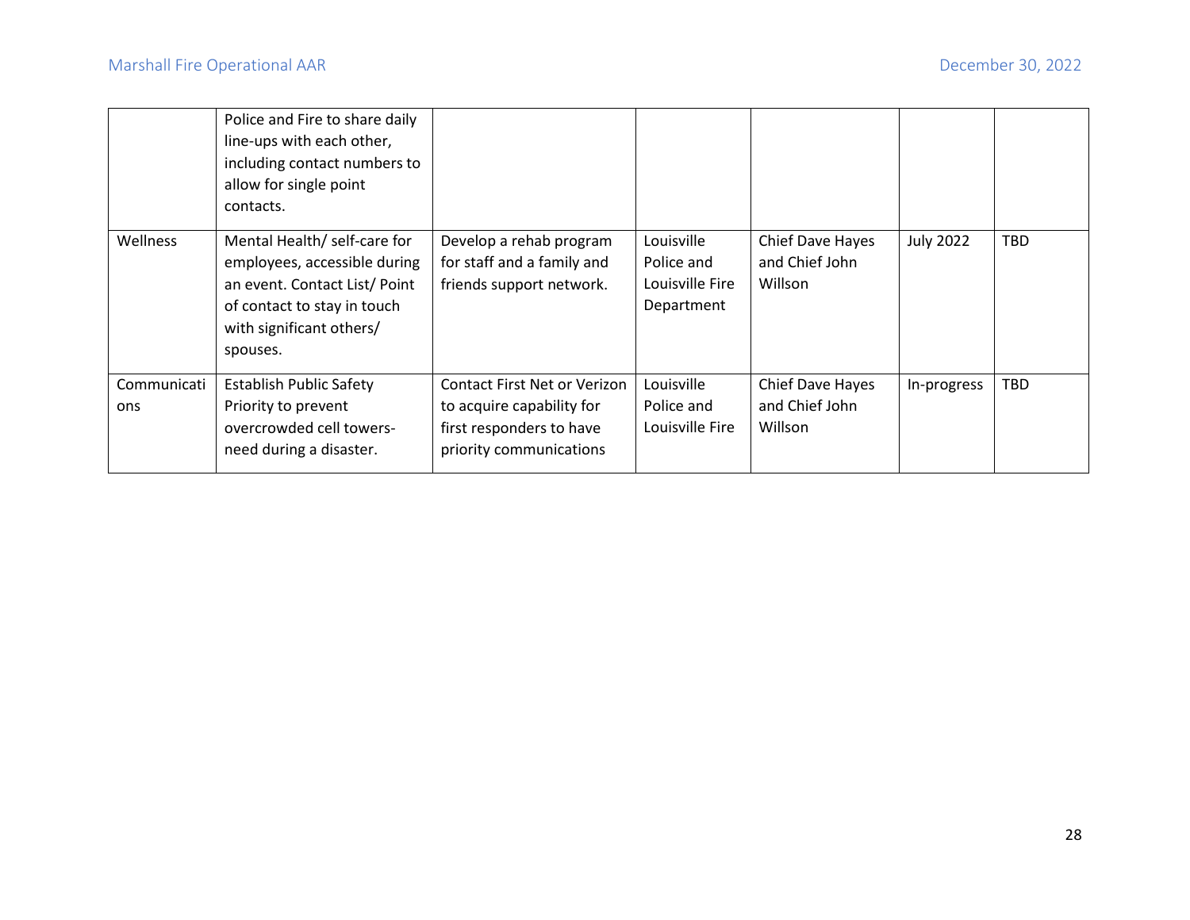| | | | | | | |
|---|---|---|---|---|---|---|
| | Police and Fire to share daily line-ups with each other, including contact numbers to allow for single point contacts. | | | | | |
| Wellness | Mental Health/ self-care for employees, accessible during an event. Contact List/ Point of contact to stay in touch with significant others/ spouses. | Develop a rehab program for staff and a family and friends support network. | Louisville Police and Louisville Fire Department | Chief Dave Hayes and Chief John Willson | July 2022 | TBD |
| Communications | Establish Public Safety Priority to prevent overcrowded cell towers- need during a disaster. | Contact First Net or Verizon to acquire capability for first responders to have priority communications | Louisville Police and Louisville Fire | Chief Dave Hayes and Chief John Willson | In-progress | TBD |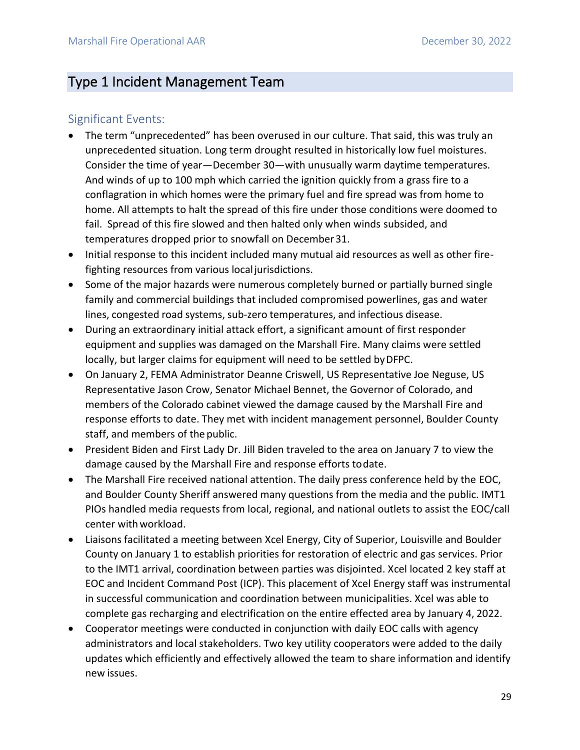## Type 1 Incident Management Team

### Significant Events:

- The term "unprecedented" has been overused in our culture. That said, this was truly an unprecedented situation. Long term drought resulted in historically low fuel moistures. Consider the time of year—December 30—with unusually warm daytime temperatures. And winds of up to 100 mph which carried the ignition quickly from a grass fire to a conflagration in which homes were the primary fuel and fire spread was from home to home. All attempts to halt the spread of this fire under those conditions were doomed to fail. Spread of this fire slowed and then halted only when winds subsided, and temperatures dropped prior to snowfall on December 31.
- Initial response to this incident included many mutual aid resources as well as other fire-fighting resources from various local jurisdictions.
- Some of the major hazards were numerous completely burned or partially burned single family and commercial buildings that included compromised powerlines, gas and water lines, congested road systems, sub-zero temperatures, and infectious disease.
- During an extraordinary initial attack effort, a significant amount of first responder equipment and supplies was damaged on the Marshall Fire. Many claims were settled locally, but larger claims for equipment will need to be settled by DFPC.
- On January 2, FEMA Administrator Deanne Criswell, US Representative Joe Neguse, US Representative Jason Crow, Senator Michael Bennet, the Governor of Colorado, and members of the Colorado cabinet viewed the damage caused by the Marshall Fire and response efforts to date. They met with incident management personnel, Boulder County staff, and members of the public.
- President Biden and First Lady Dr. Jill Biden traveled to the area on January 7 to view the damage caused by the Marshall Fire and response efforts to date.
- The Marshall Fire received national attention. The daily press conference held by the EOC, and Boulder County Sheriff answered many questions from the media and the public. IMT1 PIOs handled media requests from local, regional, and national outlets to assist the EOC/call center with workload.
- Liaisons facilitated a meeting between Xcel Energy, City of Superior, Louisville and Boulder County on January 1 to establish priorities for restoration of electric and gas services. Prior to the IMT1 arrival, coordination between parties was disjointed. Xcel located 2 key staff at EOC and Incident Command Post (ICP). This placement of Xcel Energy staff was instrumental in successful communication and coordination between municipalities. Xcel was able to complete gas recharging and electrification on the entire effected area by January 4, 2022.
- Cooperator meetings were conducted in conjunction with daily EOC calls with agency administrators and local stakeholders. Two key utility cooperators were added to the daily updates which efficiently and effectively allowed the team to share information and identify new issues.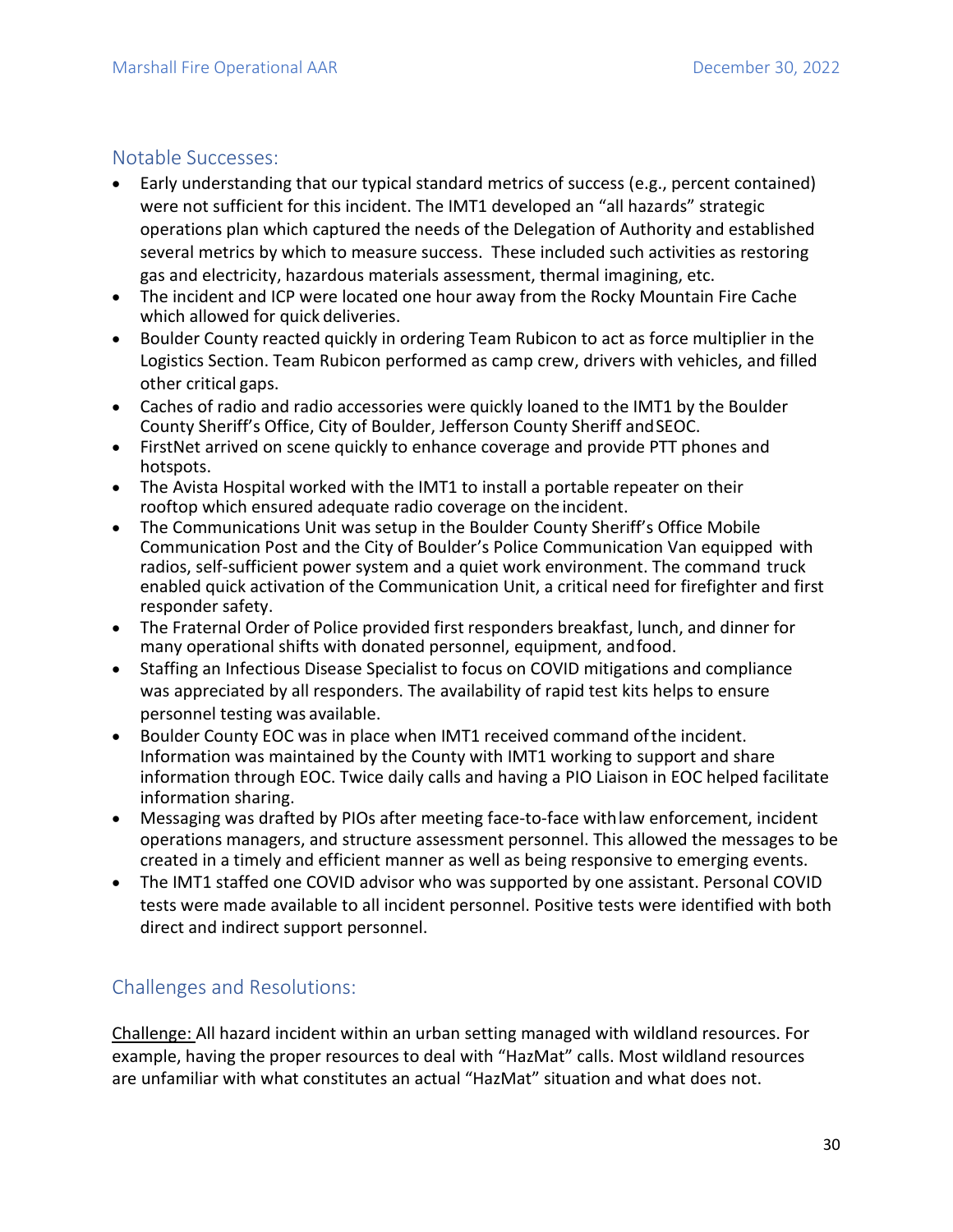## Notable Successes:

- Early understanding that our typical standard metrics of success (e.g., percent contained) were not sufficient for this incident. The IMT1 developed an "all hazards" strategic operations plan which captured the needs of the Delegation of Authority and established several metrics by which to measure success. These included such activities as restoring gas and electricity, hazardous materials assessment, thermal imagining, etc.
- The incident and ICP were located one hour away from the Rocky Mountain Fire Cache which allowed for quick deliveries.
- Boulder County reacted quickly in ordering Team Rubicon to act as force multiplier in the Logistics Section. Team Rubicon performed as camp crew, drivers with vehicles, and filled other critical gaps.
- Caches of radio and radio accessories were quickly loaned to the IMT1 by the Boulder County Sheriff's Office, City of Boulder, Jefferson County Sheriff and SEOC.
- FirstNet arrived on scene quickly to enhance coverage and provide PTT phones and hotspots.
- The Avista Hospital worked with the IMT1 to install a portable repeater on their rooftop which ensured adequate radio coverage on the incident.
- The Communications Unit was setup in the Boulder County Sheriff's Office Mobile Communication Post and the City of Boulder's Police Communication Van equipped with radios, self-sufficient power system and a quiet work environment. The command truck enabled quick activation of the Communication Unit, a critical need for firefighter and first responder safety.
- The Fraternal Order of Police provided first responders breakfast, lunch, and dinner for many operational shifts with donated personnel, equipment, and food.
- Staffing an Infectious Disease Specialist to focus on COVID mitigations and compliance was appreciated by all responders. The availability of rapid test kits helps to ensure personnel testing was available.
- Boulder County EOC was in place when IMT1 received command of the incident. Information was maintained by the County with IMT1 working to support and share information through EOC. Twice daily calls and having a PIO Liaison in EOC helped facilitate information sharing.
- Messaging was drafted by PIOs after meeting face-to-face with law enforcement, incident operations managers, and structure assessment personnel. This allowed the messages to be created in a timely and efficient manner as well as being responsive to emerging events.
- The IMT1 staffed one COVID advisor who was supported by one assistant. Personal COVID tests were made available to all incident personnel. Positive tests were identified with both direct and indirect support personnel.

## Challenges and Resolutions:

Challenge: All hazard incident within an urban setting managed with wildland resources. For example, having the proper resources to deal with "HazMat" calls. Most wildland resources are unfamiliar with what constitutes an actual "HazMat" situation and what does not.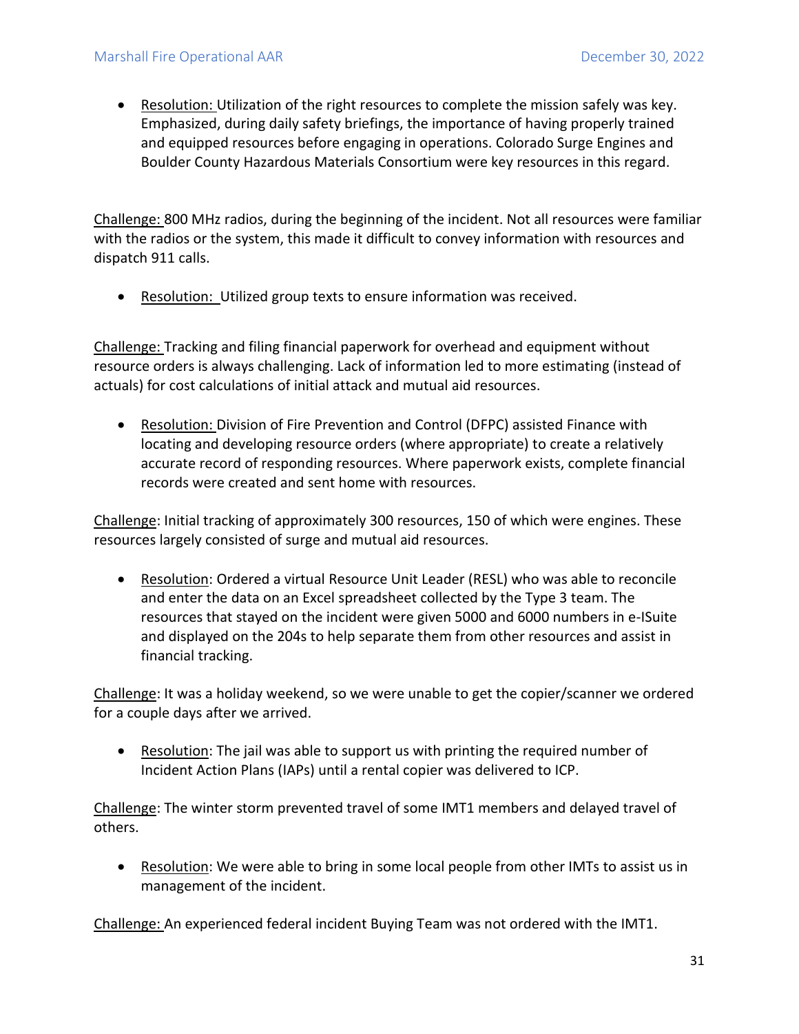- Resolution: Utilization of the right resources to complete the mission safely was key. Emphasized, during daily safety briefings, the importance of having properly trained and equipped resources before engaging in operations. Colorado Surge Engines and Boulder County Hazardous Materials Consortium were key resources in this regard.

Challenge: 800 MHz radios, during the beginning of the incident. Not all resources were familiar with the radios or the system, this made it difficult to convey information with resources and dispatch 911 calls.

- Resolution: Utilized group texts to ensure information was received.

Challenge: Tracking and filing financial paperwork for overhead and equipment without resource orders is always challenging. Lack of information led to more estimating (instead of actuals) for cost calculations of initial attack and mutual aid resources.

- Resolution: Division of Fire Prevention and Control (DFPC) assisted Finance with locating and developing resource orders (where appropriate) to create a relatively accurate record of responding resources. Where paperwork exists, complete financial records were created and sent home with resources.

Challenge: Initial tracking of approximately 300 resources, 150 of which were engines. These resources largely consisted of surge and mutual aid resources.

- Resolution: Ordered a virtual Resource Unit Leader (RESL) who was able to reconcile and enter the data on an Excel spreadsheet collected by the Type 3 team. The resources that stayed on the incident were given 5000 and 6000 numbers in e-ISuite and displayed on the 204s to help separate them from other resources and assist in financial tracking.

Challenge: It was a holiday weekend, so we were unable to get the copier/scanner we ordered for a couple days after we arrived.

- Resolution: The jail was able to support us with printing the required number of Incident Action Plans (IAPs) until a rental copier was delivered to ICP.

Challenge: The winter storm prevented travel of some IMT1 members and delayed travel of others.

- Resolution: We were able to bring in some local people from other IMTs to assist us in management of the incident.

Challenge: An experienced federal incident Buying Team was not ordered with the IMT1.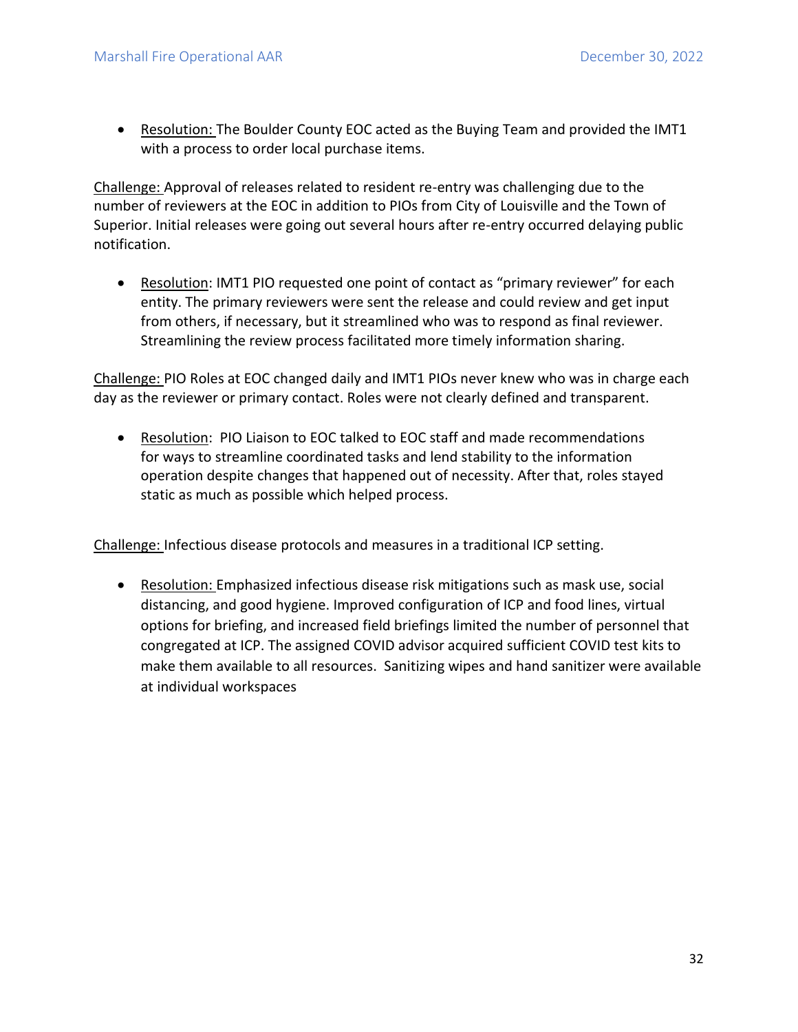- Resolution: The Boulder County EOC acted as the Buying Team and provided the IMT1 with a process to order local purchase items.

Challenge: Approval of releases related to resident re-entry was challenging due to the number of reviewers at the EOC in addition to PIOs from City of Louisville and the Town of Superior. Initial releases were going out several hours after re-entry occurred delaying public notification.

- Resolution: IMT1 PIO requested one point of contact as "primary reviewer" for each entity. The primary reviewers were sent the release and could review and get input from others, if necessary, but it streamlined who was to respond as final reviewer. Streamlining the review process facilitated more timely information sharing.

Challenge: PIO Roles at EOC changed daily and IMT1 PIOs never knew who was in charge each day as the reviewer or primary contact. Roles were not clearly defined and transparent.

- Resolution: PIO Liaison to EOC talked to EOC staff and made recommendations for ways to streamline coordinated tasks and lend stability to the information operation despite changes that happened out of necessity. After that, roles stayed static as much as possible which helped process.

Challenge: Infectious disease protocols and measures in a traditional ICP setting.

- Resolution: Emphasized infectious disease risk mitigations such as mask use, social distancing, and good hygiene. Improved configuration of ICP and food lines, virtual options for briefing, and increased field briefings limited the number of personnel that congregated at ICP. The assigned COVID advisor acquired sufficient COVID test kits to make them available to all resources. Sanitizing wipes and hand sanitizer were available at individual workspaces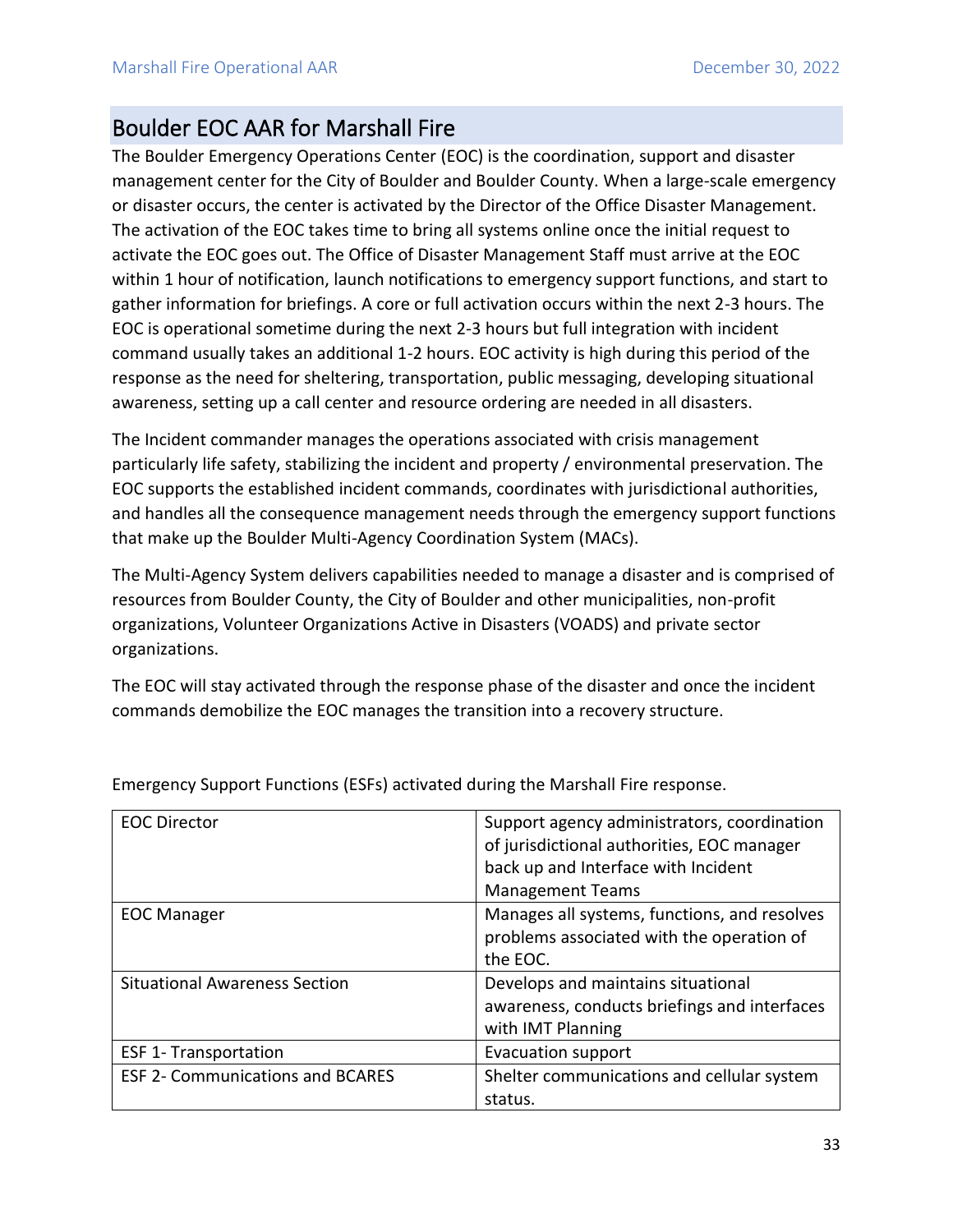## Boulder EOC AAR for Marshall Fire

The Boulder Emergency Operations Center (EOC) is the coordination, support and disaster management center for the City of Boulder and Boulder County. When a large-scale emergency or disaster occurs, the center is activated by the Director of the Office Disaster Management. The activation of the EOC takes time to bring all systems online once the initial request to activate the EOC goes out. The Office of Disaster Management Staff must arrive at the EOC within 1 hour of notification, launch notifications to emergency support functions, and start to gather information for briefings. A core or full activation occurs within the next 2-3 hours. The EOC is operational sometime during the next 2-3 hours but full integration with incident command usually takes an additional 1-2 hours. EOC activity is high during this period of the response as the need for sheltering, transportation, public messaging, developing situational awareness, setting up a call center and resource ordering are needed in all disasters.

The Incident commander manages the operations associated with crisis management particularly life safety, stabilizing the incident and property / environmental preservation. The EOC supports the established incident commands, coordinates with jurisdictional authorities, and handles all the consequence management needs through the emergency support functions that make up the Boulder Multi-Agency Coordination System (MACs).

The Multi-Agency System delivers capabilities needed to manage a disaster and is comprised of resources from Boulder County, the City of Boulder and other municipalities, non-profit organizations, Volunteer Organizations Active in Disasters (VOADS) and private sector organizations.

The EOC will stay activated through the response phase of the disaster and once the incident commands demobilize the EOC manages the transition into a recovery structure.

Emergency Support Functions (ESFs) activated during the Marshall Fire response.

| | |
|---|---|
| EOC Director | Support agency administrators, coordination of jurisdictional authorities, EOC manager back up and Interface with Incident Management Teams |
| EOC Manager | Manages all systems, functions, and resolves problems associated with the operation of the EOC. |
| Situational Awareness Section | Develops and maintains situational awareness, conducts briefings and interfaces with IMT Planning |
| ESF 1- Transportation | Evacuation support |
| ESF 2- Communications and BCARES | Shelter communications and cellular system status. |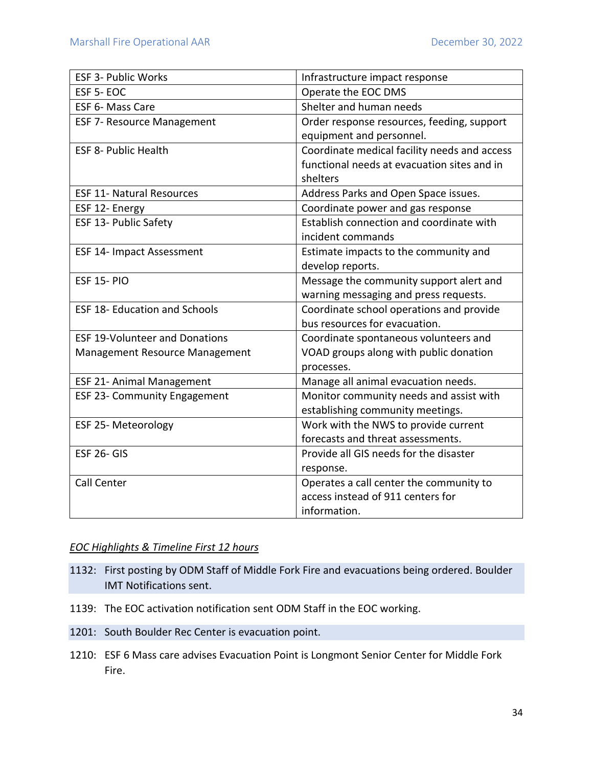| | |
|---|---|
| ESF 3- Public Works | Infrastructure impact response |
| ESF 5- EOC | Operate the EOC DMS |
| ESF 6- Mass Care | Shelter and human needs |
| ESF 7- Resource Management | Order response resources, feeding, support equipment and personnel. |
| ESF 8- Public Health | Coordinate medical facility needs and access functional needs at evacuation sites and in shelters |
| ESF 11- Natural Resources | Address Parks and Open Space issues. |
| ESF 12- Energy | Coordinate power and gas response |
| ESF 13- Public Safety | Establish connection and coordinate with incident commands |
| ESF 14- Impact Assessment | Estimate impacts to the community and develop reports. |
| ESF 15- PIO | Message the community support alert and warning messaging and press requests. |
| ESF 18- Education and Schools | Coordinate school operations and provide bus resources for evacuation. |
| ESF 19-Volunteer and Donations Management Resource Management | Coordinate spontaneous volunteers and VOAD groups along with public donation processes. |
| ESF 21- Animal Management | Manage all animal evacuation needs. |
| ESF 23- Community Engagement | Monitor community needs and assist with establishing community meetings. |
| ESF 25- Meteorology | Work with the NWS to provide current forecasts and threat assessments. |
| ESF 26- GIS | Provide all GIS needs for the disaster response. |
| Call Center | Operates a call center the community to access instead of 911 centers for information. |

*EOC Highlights & Timeline First 12 hours*

1132: First posting by ODM Staff of Middle Fork Fire and evacuations being ordered. Boulder IMT Notifications sent.

1139: The EOC activation notification sent ODM Staff in the EOC working.

1201: South Boulder Rec Center is evacuation point.

1210: ESF 6 Mass care advises Evacuation Point is Longmont Senior Center for Middle Fork Fire.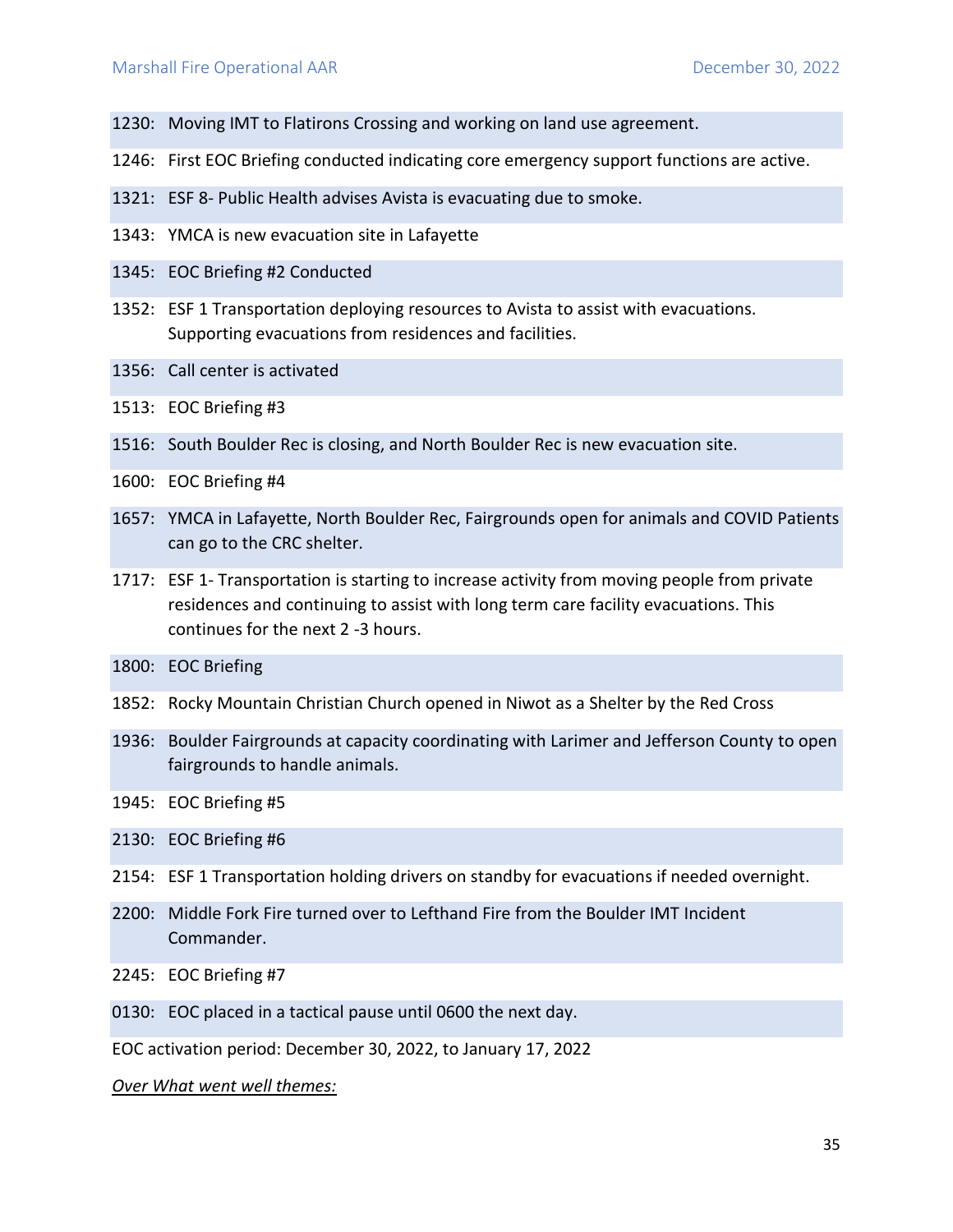1230: Moving IMT to Flatirons Crossing and working on land use agreement.

1246: First EOC Briefing conducted indicating core emergency support functions are active.

1321: ESF 8- Public Health advises Avista is evacuating due to smoke.

1343: YMCA is new evacuation site in Lafayette

1345: EOC Briefing #2 Conducted

1352: ESF 1 Transportation deploying resources to Avista to assist with evacuations. Supporting evacuations from residences and facilities.

1356: Call center is activated

1513: EOC Briefing #3

1516: South Boulder Rec is closing, and North Boulder Rec is new evacuation site.

1600: EOC Briefing #4

1657: YMCA in Lafayette, North Boulder Rec, Fairgrounds open for animals and COVID Patients can go to the CRC shelter.

1717: ESF 1- Transportation is starting to increase activity from moving people from private residences and continuing to assist with long term care facility evacuations. This continues for the next 2 -3 hours.

1800: EOC Briefing

1852: Rocky Mountain Christian Church opened in Niwot as a Shelter by the Red Cross

1936: Boulder Fairgrounds at capacity coordinating with Larimer and Jefferson County to open fairgrounds to handle animals.

1945: EOC Briefing #5

2130: EOC Briefing #6

2154: ESF 1 Transportation holding drivers on standby for evacuations if needed overnight.

2200: Middle Fork Fire turned over to Lefthand Fire from the Boulder IMT Incident Commander.

2245: EOC Briefing #7

0130: EOC placed in a tactical pause until 0600 the next day.

EOC activation period: December 30, 2022, to January 17, 2022

*Over What went well themes:*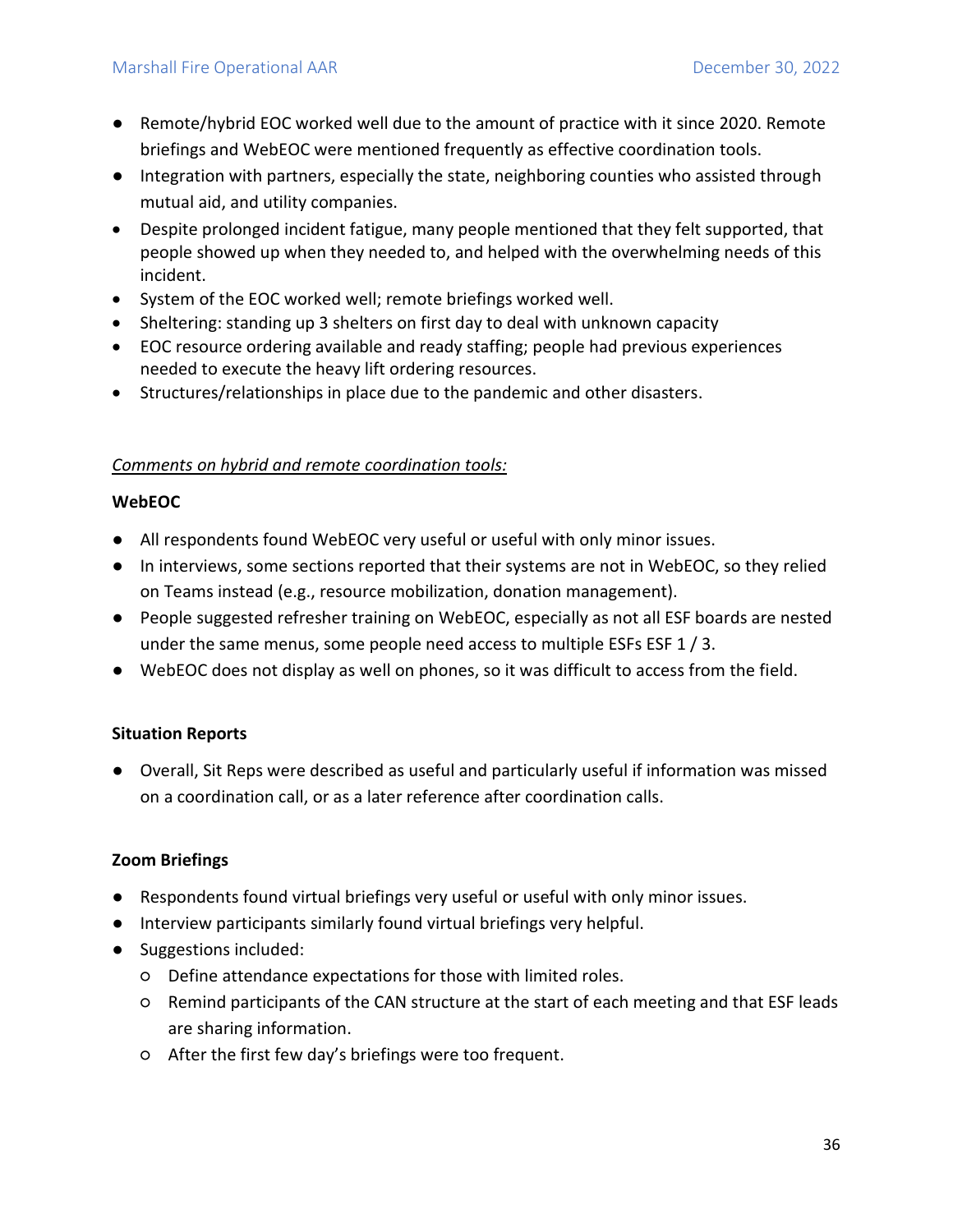- Remote/hybrid EOC worked well due to the amount of practice with it since 2020. Remote briefings and WebEOC were mentioned frequently as effective coordination tools.
- Integration with partners, especially the state, neighboring counties who assisted through mutual aid, and utility companies.
- Despite prolonged incident fatigue, many people mentioned that they felt supported, that people showed up when they needed to, and helped with the overwhelming needs of this incident.
- System of the EOC worked well; remote briefings worked well.
- Sheltering: standing up 3 shelters on first day to deal with unknown capacity
- EOC resource ordering available and ready staffing; people had previous experiences needed to execute the heavy lift ordering resources.
- Structures/relationships in place due to the pandemic and other disasters.

*Comments on hybrid and remote coordination tools:*

**WebEOC**

- All respondents found WebEOC very useful or useful with only minor issues.
- In interviews, some sections reported that their systems are not in WebEOC, so they relied on Teams instead (e.g., resource mobilization, donation management).
- People suggested refresher training on WebEOC, especially as not all ESF boards are nested under the same menus, some people need access to multiple ESFs ESF 1 / 3.
- WebEOC does not display as well on phones, so it was difficult to access from the field.

**Situation Reports**

- Overall, Sit Reps were described as useful and particularly useful if information was missed on a coordination call, or as a later reference after coordination calls.

**Zoom Briefings**

- Respondents found virtual briefings very useful or useful with only minor issues.
- Interview participants similarly found virtual briefings very helpful.
- Suggestions included:
  - Define attendance expectations for those with limited roles.
  - Remind participants of the CAN structure at the start of each meeting and that ESF leads are sharing information.
  - After the first few day's briefings were too frequent.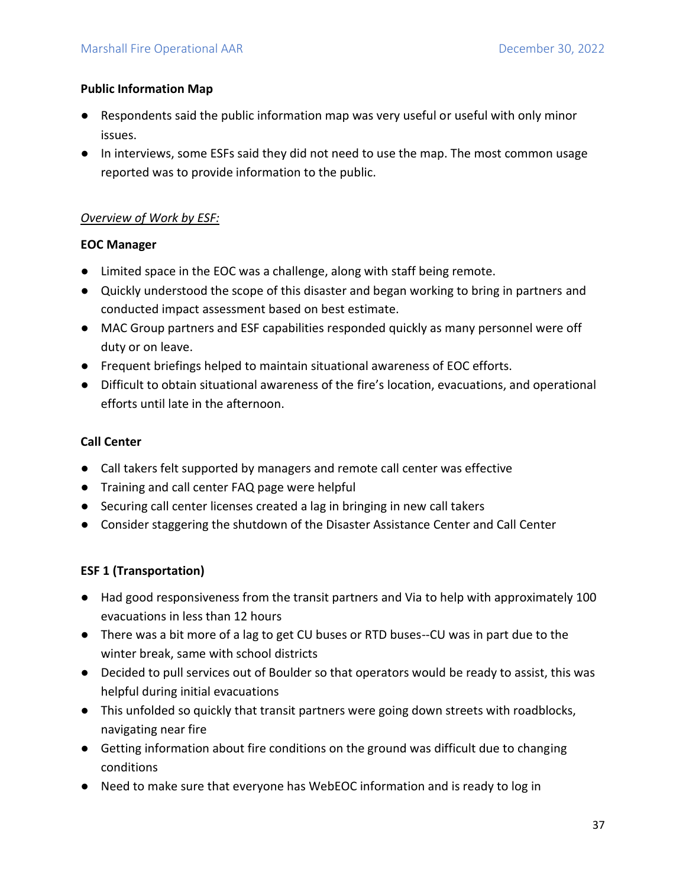**Public Information Map**

- Respondents said the public information map was very useful or useful with only minor issues.
- In interviews, some ESFs said they did not need to use the map. The most common usage reported was to provide information to the public.

*Overview of Work by ESF:*

**EOC Manager**

- Limited space in the EOC was a challenge, along with staff being remote.
- Quickly understood the scope of this disaster and began working to bring in partners and conducted impact assessment based on best estimate.
- MAC Group partners and ESF capabilities responded quickly as many personnel were off duty or on leave.
- Frequent briefings helped to maintain situational awareness of EOC efforts.
- Difficult to obtain situational awareness of the fire's location, evacuations, and operational efforts until late in the afternoon.

**Call Center**

- Call takers felt supported by managers and remote call center was effective
- Training and call center FAQ page were helpful
- Securing call center licenses created a lag in bringing in new call takers
- Consider staggering the shutdown of the Disaster Assistance Center and Call Center

**ESF 1 (Transportation)**

- Had good responsiveness from the transit partners and Via to help with approximately 100 evacuations in less than 12 hours
- There was a bit more of a lag to get CU buses or RTD buses--CU was in part due to the winter break, same with school districts
- Decided to pull services out of Boulder so that operators would be ready to assist, this was helpful during initial evacuations
- This unfolded so quickly that transit partners were going down streets with roadblocks, navigating near fire
- Getting information about fire conditions on the ground was difficult due to changing conditions
- Need to make sure that everyone has WebEOC information and is ready to log in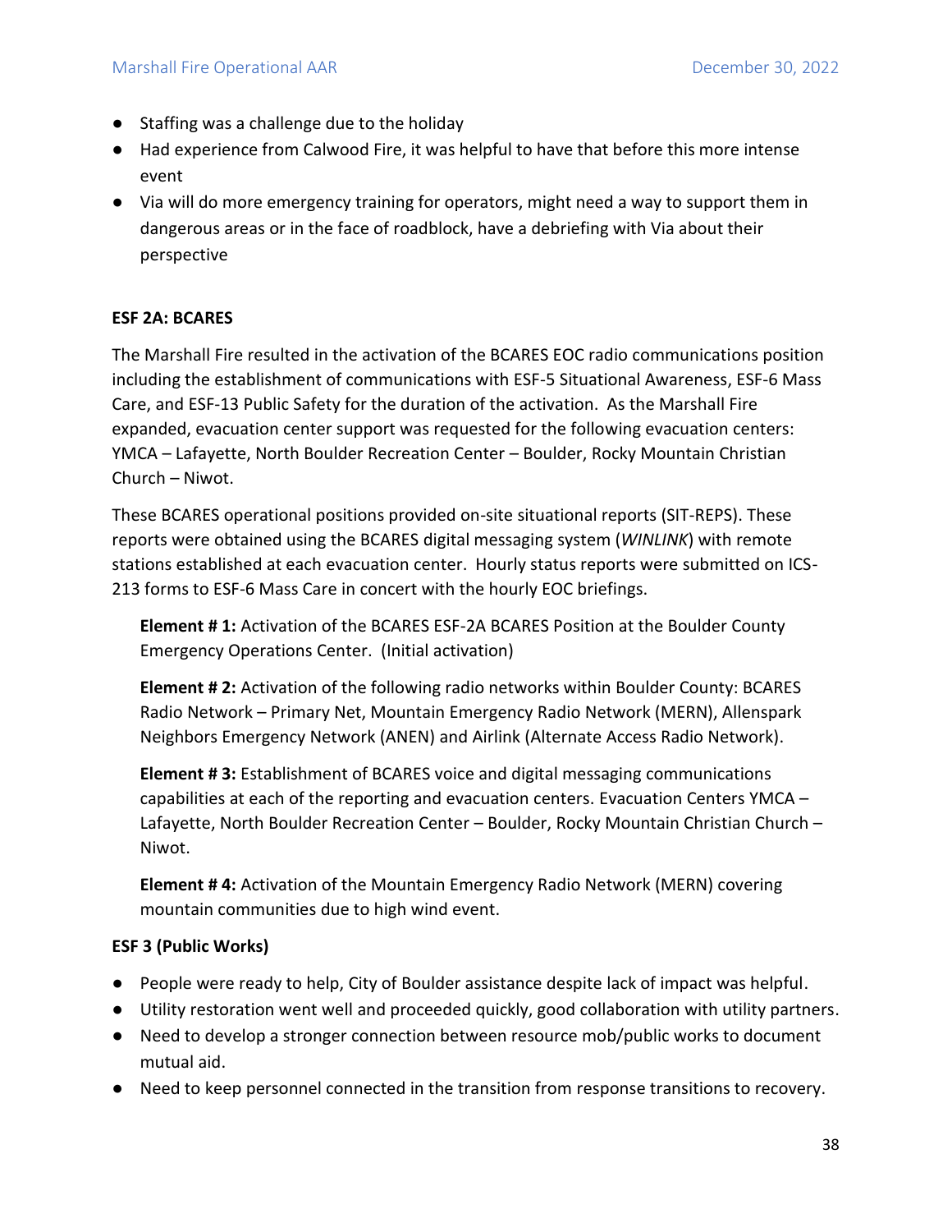- Staffing was a challenge due to the holiday
- Had experience from Calwood Fire, it was helpful to have that before this more intense event
- Via will do more emergency training for operators, might need a way to support them in dangerous areas or in the face of roadblock, have a debriefing with Via about their perspective

**ESF 2A: BCARES**

The Marshall Fire resulted in the activation of the BCARES EOC radio communications position including the establishment of communications with ESF-5 Situational Awareness, ESF-6 Mass Care, and ESF-13 Public Safety for the duration of the activation. As the Marshall Fire expanded, evacuation center support was requested for the following evacuation centers: YMCA – Lafayette, North Boulder Recreation Center – Boulder, Rocky Mountain Christian Church – Niwot.

These BCARES operational positions provided on-site situational reports (SIT-REPS). These reports were obtained using the BCARES digital messaging system (*WINLINK*) with remote stations established at each evacuation center. Hourly status reports were submitted on ICS-213 forms to ESF-6 Mass Care in concert with the hourly EOC briefings.

> **Element # 1:** Activation of the BCARES ESF-2A BCARES Position at the Boulder County Emergency Operations Center. (Initial activation)
>
> **Element # 2:** Activation of the following radio networks within Boulder County: BCARES Radio Network – Primary Net, Mountain Emergency Radio Network (MERN), Allenspark Neighbors Emergency Network (ANEN) and Airlink (Alternate Access Radio Network).
>
> **Element # 3:** Establishment of BCARES voice and digital messaging communications capabilities at each of the reporting and evacuation centers. Evacuation Centers YMCA – Lafayette, North Boulder Recreation Center – Boulder, Rocky Mountain Christian Church – Niwot.
>
> **Element # 4:** Activation of the Mountain Emergency Radio Network (MERN) covering mountain communities due to high wind event.

**ESF 3 (Public Works)**

- People were ready to help, City of Boulder assistance despite lack of impact was helpful.
- Utility restoration went well and proceeded quickly, good collaboration with utility partners.
- Need to develop a stronger connection between resource mob/public works to document mutual aid.
- Need to keep personnel connected in the transition from response transitions to recovery.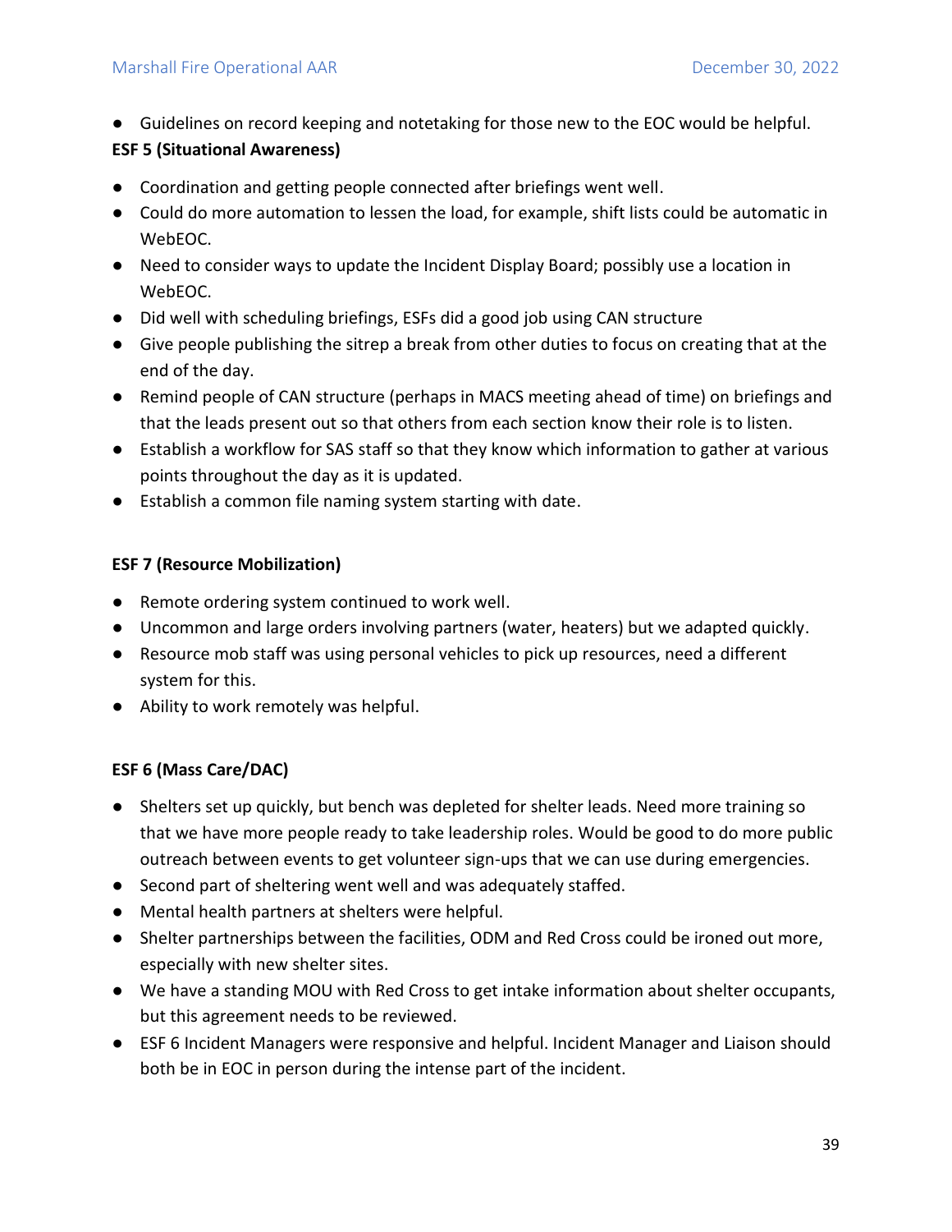- Guidelines on record keeping and notetaking for those new to the EOC would be helpful.

**ESF 5 (Situational Awareness)**

- Coordination and getting people connected after briefings went well.
- Could do more automation to lessen the load, for example, shift lists could be automatic in WebEOC.
- Need to consider ways to update the Incident Display Board; possibly use a location in WebEOC.
- Did well with scheduling briefings, ESFs did a good job using CAN structure
- Give people publishing the sitrep a break from other duties to focus on creating that at the end of the day.
- Remind people of CAN structure (perhaps in MACS meeting ahead of time) on briefings and that the leads present out so that others from each section know their role is to listen.
- Establish a workflow for SAS staff so that they know which information to gather at various points throughout the day as it is updated.
- Establish a common file naming system starting with date.

**ESF 7 (Resource Mobilization)**

- Remote ordering system continued to work well.
- Uncommon and large orders involving partners (water, heaters) but we adapted quickly.
- Resource mob staff was using personal vehicles to pick up resources, need a different system for this.
- Ability to work remotely was helpful.

**ESF 6 (Mass Care/DAC)**

- Shelters set up quickly, but bench was depleted for shelter leads. Need more training so that we have more people ready to take leadership roles. Would be good to do more public outreach between events to get volunteer sign-ups that we can use during emergencies.
- Second part of sheltering went well and was adequately staffed.
- Mental health partners at shelters were helpful.
- Shelter partnerships between the facilities, ODM and Red Cross could be ironed out more, especially with new shelter sites.
- We have a standing MOU with Red Cross to get intake information about shelter occupants, but this agreement needs to be reviewed.
- ESF 6 Incident Managers were responsive and helpful. Incident Manager and Liaison should both be in EOC in person during the intense part of the incident.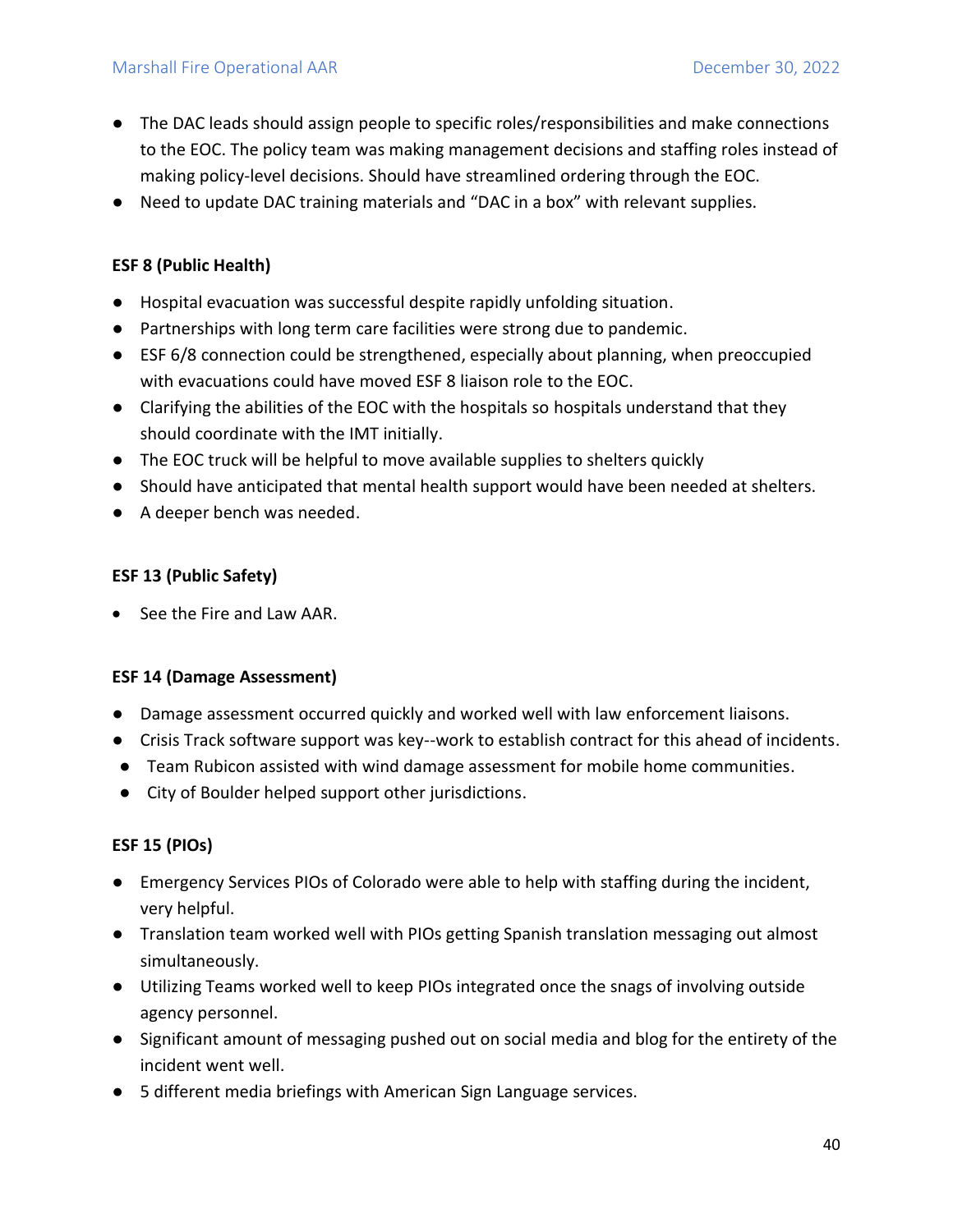- The DAC leads should assign people to specific roles/responsibilities and make connections to the EOC. The policy team was making management decisions and staffing roles instead of making policy-level decisions. Should have streamlined ordering through the EOC.
- Need to update DAC training materials and "DAC in a box" with relevant supplies.

**ESF 8 (Public Health)**

- Hospital evacuation was successful despite rapidly unfolding situation.
- Partnerships with long term care facilities were strong due to pandemic.
- ESF 6/8 connection could be strengthened, especially about planning, when preoccupied with evacuations could have moved ESF 8 liaison role to the EOC.
- Clarifying the abilities of the EOC with the hospitals so hospitals understand that they should coordinate with the IMT initially.
- The EOC truck will be helpful to move available supplies to shelters quickly
- Should have anticipated that mental health support would have been needed at shelters.
- A deeper bench was needed.

**ESF 13 (Public Safety)**

- See the Fire and Law AAR.

**ESF 14 (Damage Assessment)**

- Damage assessment occurred quickly and worked well with law enforcement liaisons.
- Crisis Track software support was key--work to establish contract for this ahead of incidents.
- Team Rubicon assisted with wind damage assessment for mobile home communities.
- City of Boulder helped support other jurisdictions.

**ESF 15 (PIOs)**

- Emergency Services PIOs of Colorado were able to help with staffing during the incident, very helpful.
- Translation team worked well with PIOs getting Spanish translation messaging out almost simultaneously.
- Utilizing Teams worked well to keep PIOs integrated once the snags of involving outside agency personnel.
- Significant amount of messaging pushed out on social media and blog for the entirety of the incident went well.
- 5 different media briefings with American Sign Language services.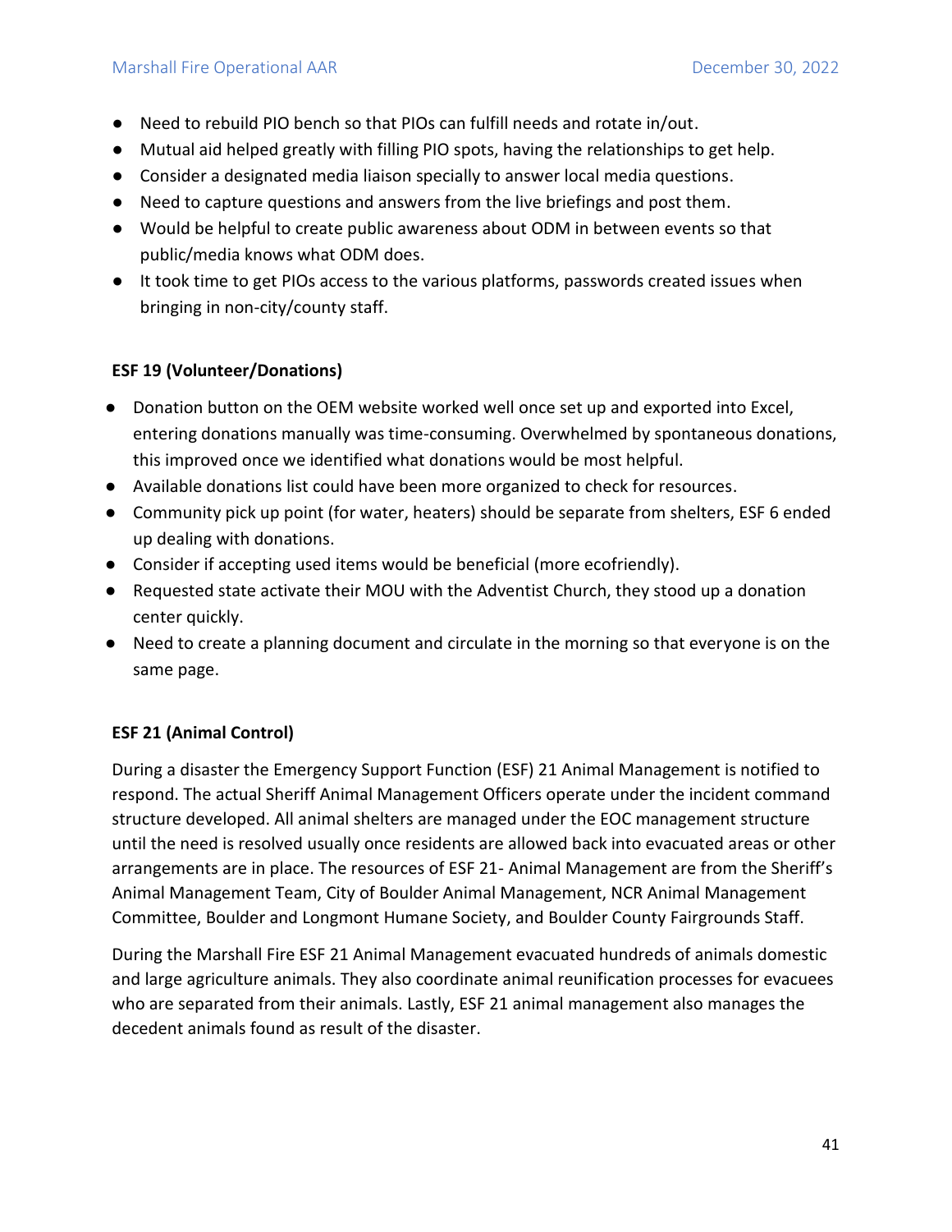- Need to rebuild PIO bench so that PIOs can fulfill needs and rotate in/out.
- Mutual aid helped greatly with filling PIO spots, having the relationships to get help.
- Consider a designated media liaison specially to answer local media questions.
- Need to capture questions and answers from the live briefings and post them.
- Would be helpful to create public awareness about ODM in between events so that public/media knows what ODM does.
- It took time to get PIOs access to the various platforms, passwords created issues when bringing in non-city/county staff.

**ESF 19 (Volunteer/Donations)**

- Donation button on the OEM website worked well once set up and exported into Excel, entering donations manually was time-consuming. Overwhelmed by spontaneous donations, this improved once we identified what donations would be most helpful.
- Available donations list could have been more organized to check for resources.
- Community pick up point (for water, heaters) should be separate from shelters, ESF 6 ended up dealing with donations.
- Consider if accepting used items would be beneficial (more ecofriendly).
- Requested state activate their MOU with the Adventist Church, they stood up a donation center quickly.
- Need to create a planning document and circulate in the morning so that everyone is on the same page.

**ESF 21 (Animal Control)**

During a disaster the Emergency Support Function (ESF) 21 Animal Management is notified to respond. The actual Sheriff Animal Management Officers operate under the incident command structure developed. All animal shelters are managed under the EOC management structure until the need is resolved usually once residents are allowed back into evacuated areas or other arrangements are in place. The resources of ESF 21- Animal Management are from the Sheriff's Animal Management Team, City of Boulder Animal Management, NCR Animal Management Committee, Boulder and Longmont Humane Society, and Boulder County Fairgrounds Staff.

During the Marshall Fire ESF 21 Animal Management evacuated hundreds of animals domestic and large agriculture animals. They also coordinate animal reunification processes for evacuees who are separated from their animals. Lastly, ESF 21 animal management also manages the decedent animals found as result of the disaster.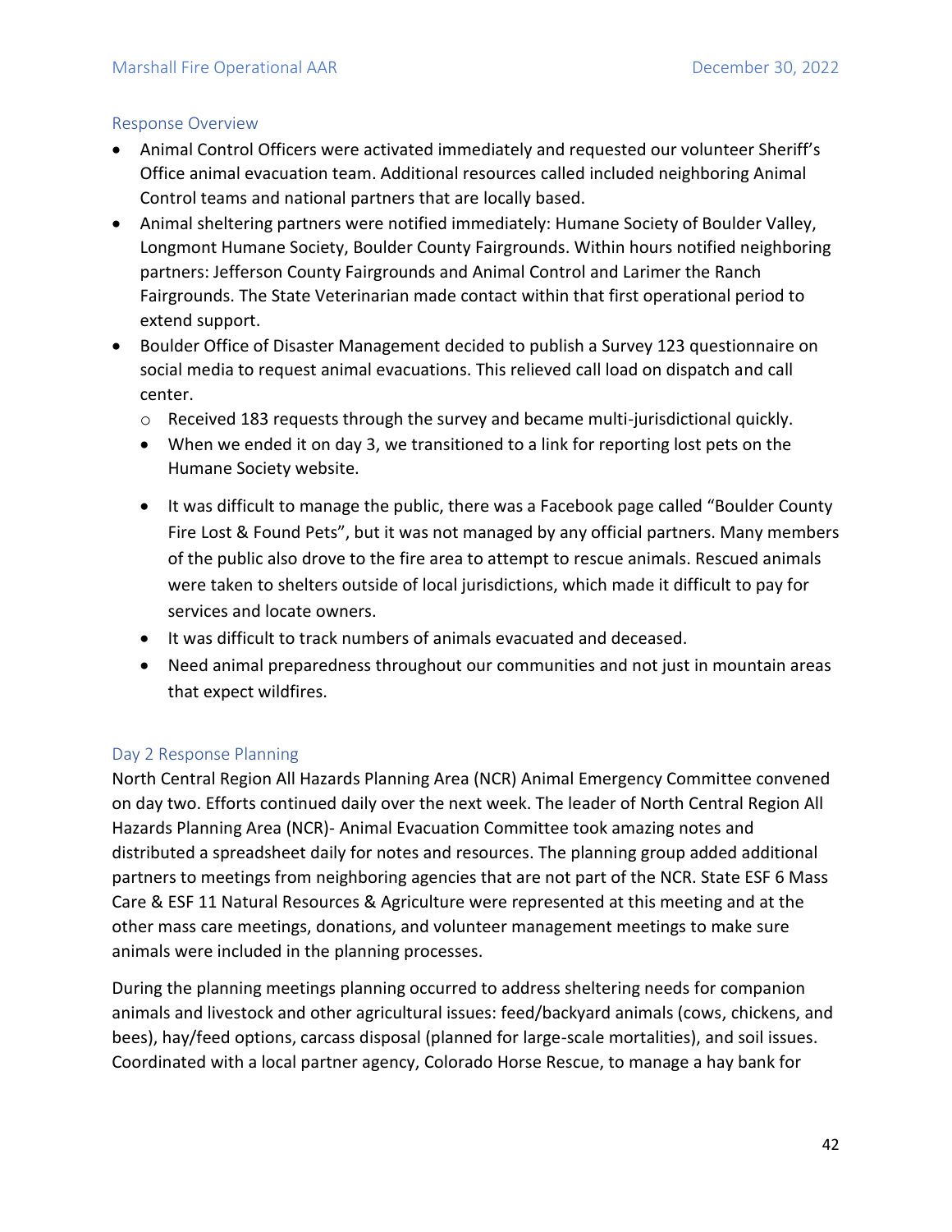### Response Overview

- Animal Control Officers were activated immediately and requested our volunteer Sheriff's Office animal evacuation team. Additional resources called included neighboring Animal Control teams and national partners that are locally based.
- Animal sheltering partners were notified immediately: Humane Society of Boulder Valley, Longmont Humane Society, Boulder County Fairgrounds. Within hours notified neighboring partners: Jefferson County Fairgrounds and Animal Control and Larimer the Ranch Fairgrounds. The State Veterinarian made contact within that first operational period to extend support.
- Boulder Office of Disaster Management decided to publish a Survey 123 questionnaire on social media to request animal evacuations. This relieved call load on dispatch and call center.
  - Received 183 requests through the survey and became multi-jurisdictional quickly.
  - When we ended it on day 3, we transitioned to a link for reporting lost pets on the Humane Society website.
  - It was difficult to manage the public, there was a Facebook page called "Boulder County Fire Lost & Found Pets", but it was not managed by any official partners. Many members of the public also drove to the fire area to attempt to rescue animals. Rescued animals were taken to shelters outside of local jurisdictions, which made it difficult to pay for services and locate owners.
  - It was difficult to track numbers of animals evacuated and deceased.
  - Need animal preparedness throughout our communities and not just in mountain areas that expect wildfires.

### Day 2 Response Planning

North Central Region All Hazards Planning Area (NCR) Animal Emergency Committee convened on day two. Efforts continued daily over the next week. The leader of North Central Region All Hazards Planning Area (NCR)- Animal Evacuation Committee took amazing notes and distributed a spreadsheet daily for notes and resources. The planning group added additional partners to meetings from neighboring agencies that are not part of the NCR. State ESF 6 Mass Care & ESF 11 Natural Resources & Agriculture were represented at this meeting and at the other mass care meetings, donations, and volunteer management meetings to make sure animals were included in the planning processes.

During the planning meetings planning occurred to address sheltering needs for companion animals and livestock and other agricultural issues: feed/backyard animals (cows, chickens, and bees), hay/feed options, carcass disposal (planned for large-scale mortalities), and soil issues. Coordinated with a local partner agency, Colorado Horse Rescue, to manage a hay bank for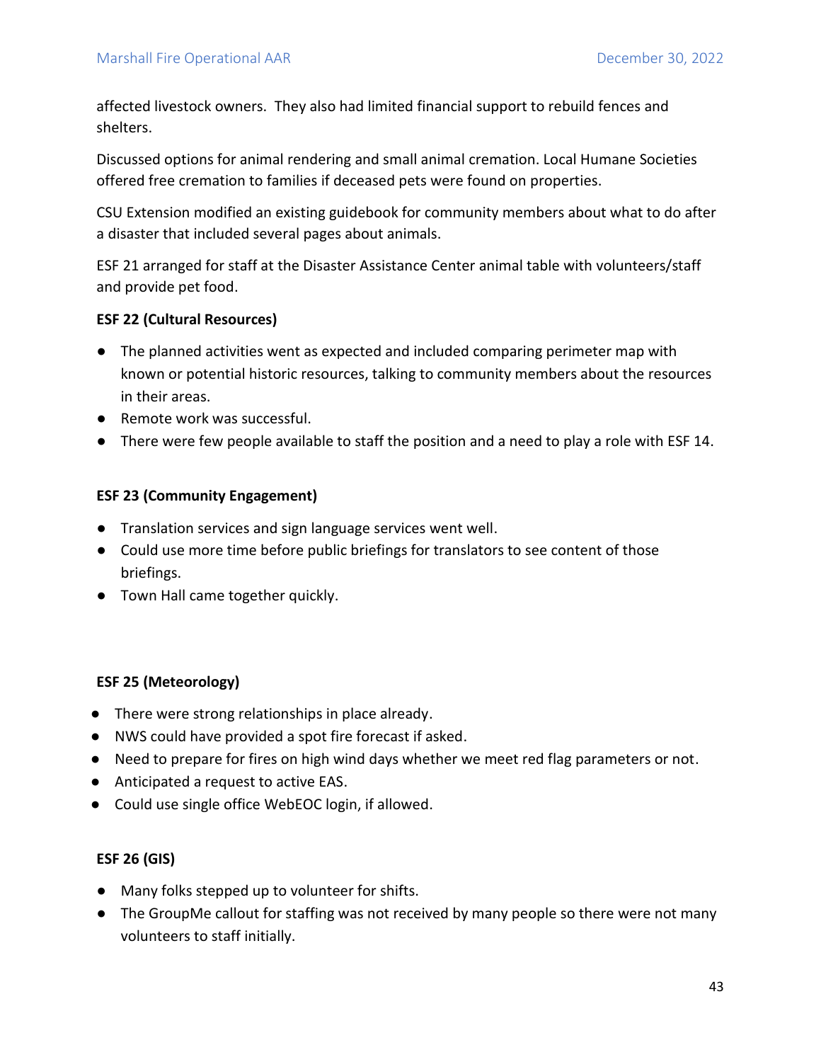affected livestock owners. They also had limited financial support to rebuild fences and shelters.

Discussed options for animal rendering and small animal cremation. Local Humane Societies offered free cremation to families if deceased pets were found on properties.

CSU Extension modified an existing guidebook for community members about what to do after a disaster that included several pages about animals.

ESF 21 arranged for staff at the Disaster Assistance Center animal table with volunteers/staff and provide pet food.

**ESF 22 (Cultural Resources)**

- The planned activities went as expected and included comparing perimeter map with known or potential historic resources, talking to community members about the resources in their areas.
- Remote work was successful.
- There were few people available to staff the position and a need to play a role with ESF 14.

**ESF 23 (Community Engagement)**

- Translation services and sign language services went well.
- Could use more time before public briefings for translators to see content of those briefings.
- Town Hall came together quickly.

**ESF 25 (Meteorology)**

- There were strong relationships in place already.
- NWS could have provided a spot fire forecast if asked.
- Need to prepare for fires on high wind days whether we meet red flag parameters or not.
- Anticipated a request to active EAS.
- Could use single office WebEOC login, if allowed.

**ESF 26 (GIS)**

- Many folks stepped up to volunteer for shifts.
- The GroupMe callout for staffing was not received by many people so there were not many volunteers to staff initially.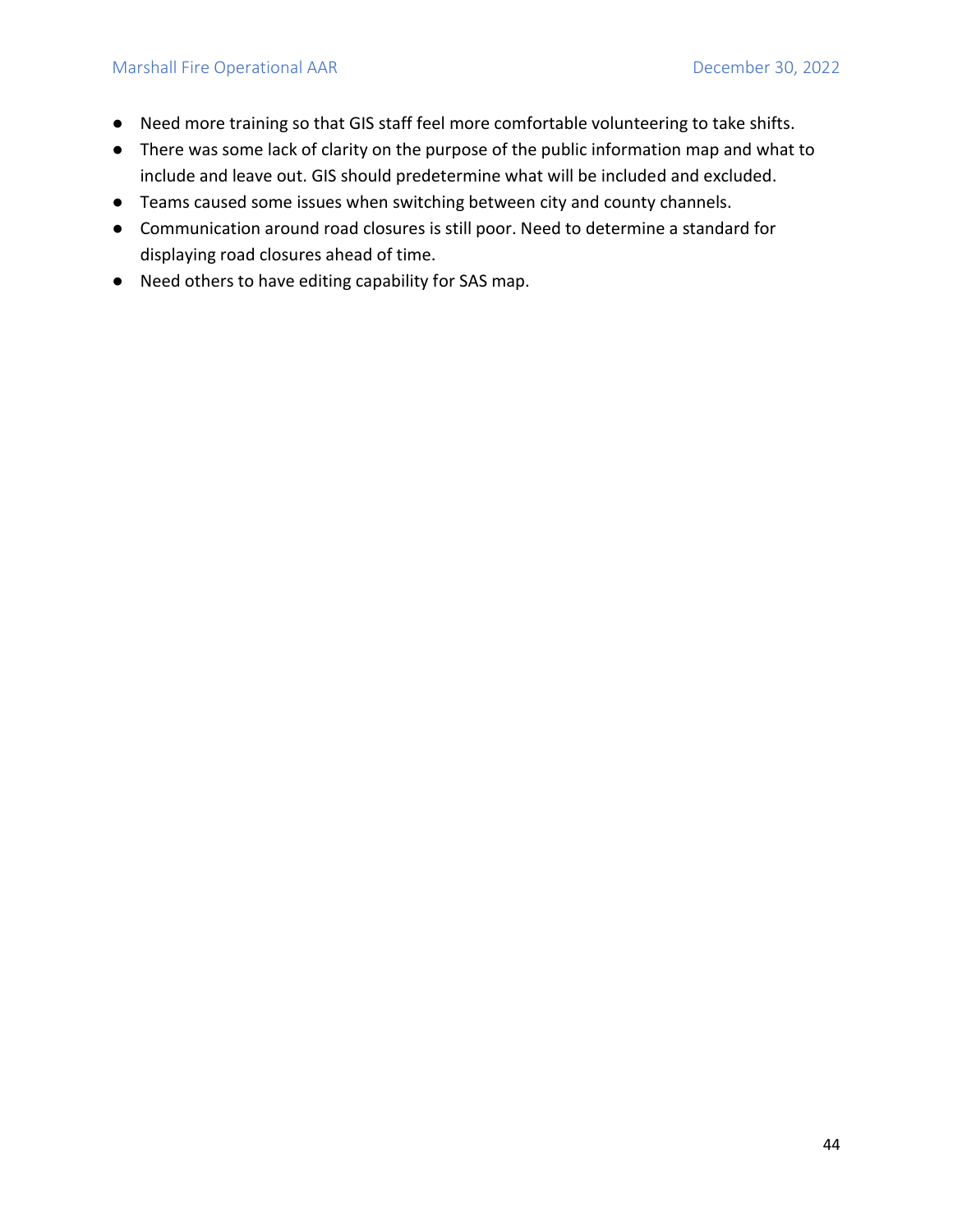- Need more training so that GIS staff feel more comfortable volunteering to take shifts.
- There was some lack of clarity on the purpose of the public information map and what to include and leave out. GIS should predetermine what will be included and excluded.
- Teams caused some issues when switching between city and county channels.
- Communication around road closures is still poor. Need to determine a standard for displaying road closures ahead of time.
- Need others to have editing capability for SAS map.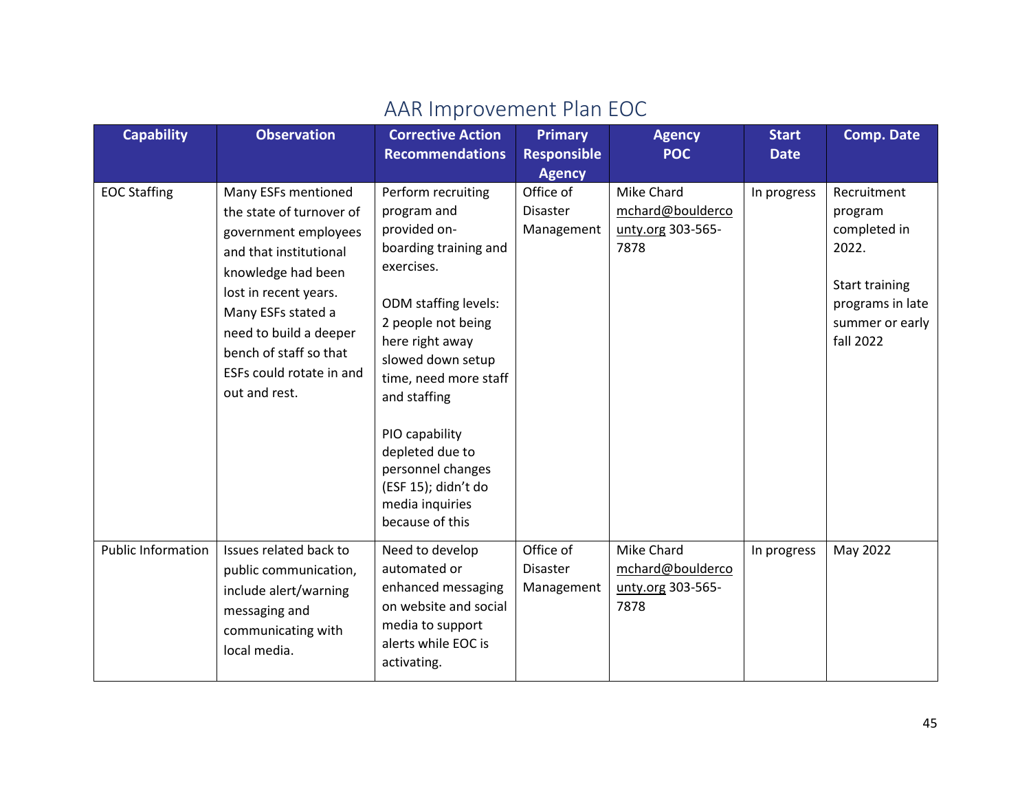## AAR Improvement Plan EOC

| Capability | Observation | Corrective Action Recommendations | Primary Responsible Agency | Agency POC | Start Date | Comp. Date |
|---|---|---|---|---|---|---|
| EOC Staffing | Many ESFs mentioned the state of turnover of government employees and that institutional knowledge had been lost in recent years. Many ESFs stated a need to build a deeper bench of staff so that ESFs could rotate in and out and rest. | Perform recruiting program and provided on-boarding training and exercises.<br><br>ODM staffing levels: 2 people not being here right away slowed down setup time, need more staff and staffing<br><br>PIO capability depleted due to personnel changes (ESF 15); didn't do media inquiries because of this | Office of Disaster Management | Mike Chard mchard@bouldercounty.org 303-565-7878 | In progress | Recruitment program completed in 2022.<br><br>Start training programs in late summer or early fall 2022 |
| Public Information | Issues related back to public communication, include alert/warning messaging and communicating with local media. | Need to develop automated or enhanced messaging on website and social media to support alerts while EOC is activating. | Office of Disaster Management | Mike Chard mchard@bouldercounty.org 303-565-7878 | In progress | May 2022 |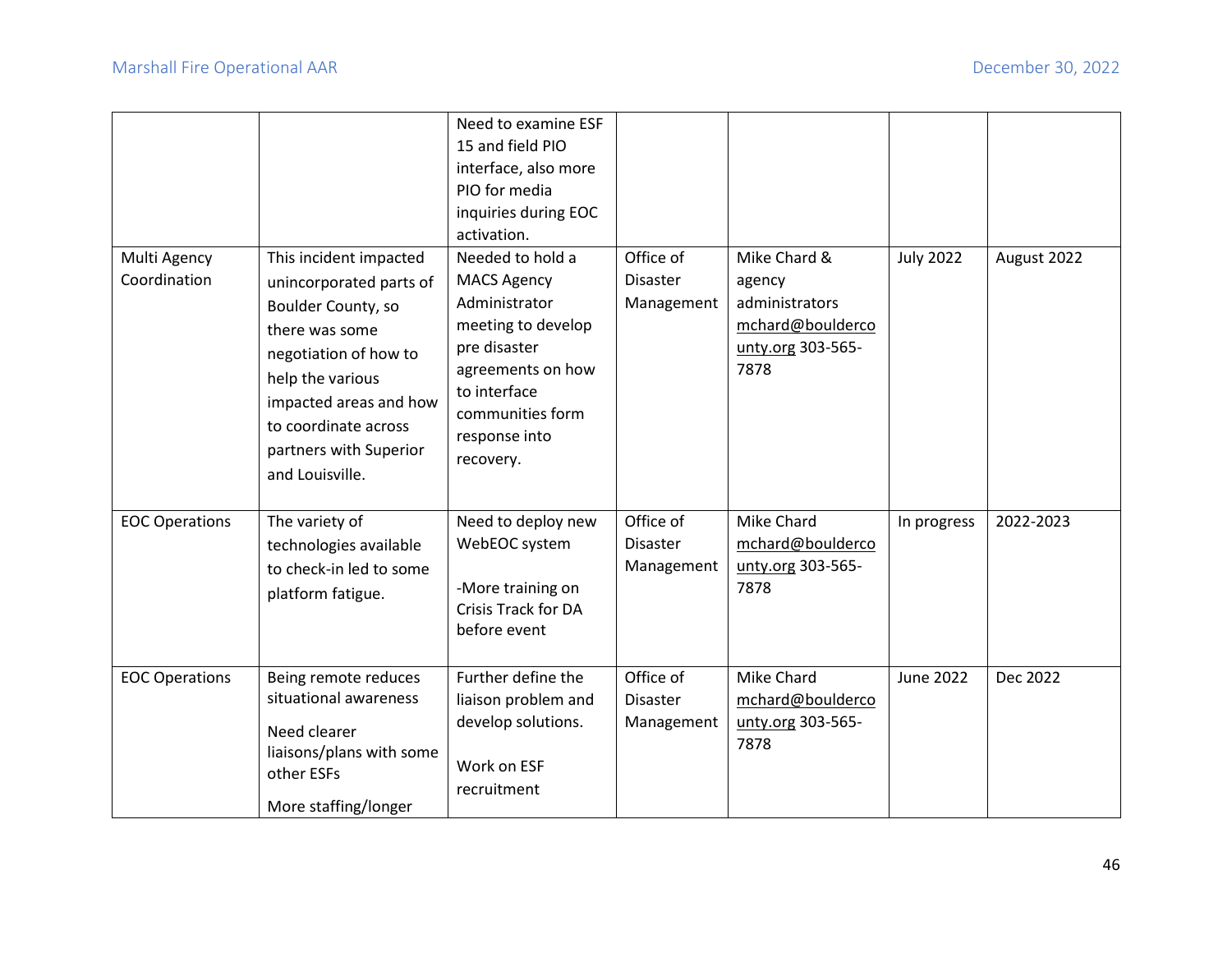| | | | | | | |
|---|---|---|---|---|---|---|
| | | Need to examine ESF 15 and field PIO interface, also more PIO for media inquiries during EOC activation. | | | | |
| Multi Agency Coordination | This incident impacted unincorporated parts of Boulder County, so there was some negotiation of how to help the various impacted areas and how to coordinate across partners with Superior and Louisville. | Needed to hold a MACS Agency Administrator meeting to develop pre disaster agreements on how to interface communities form response into recovery. | Office of Disaster Management | Mike Chard & agency administrators mchard@bouldercounty.org 303-565-7878 | July 2022 | August 2022 |
| EOC Operations | The variety of technologies available to check-in led to some platform fatigue. | Need to deploy new WebEOC system<br><br>-More training on Crisis Track for DA before event | Office of Disaster Management | Mike Chard mchard@bouldercounty.org 303-565-7878 | In progress | 2022-2023 |
| EOC Operations | Being remote reduces situational awareness<br><br>Need clearer liaisons/plans with some other ESFs<br><br>More staffing/longer | Further define the liaison problem and develop solutions.<br><br>Work on ESF recruitment | Office of Disaster Management | Mike Chard mchard@bouldercounty.org 303-565-7878 | June 2022 | Dec 2022 |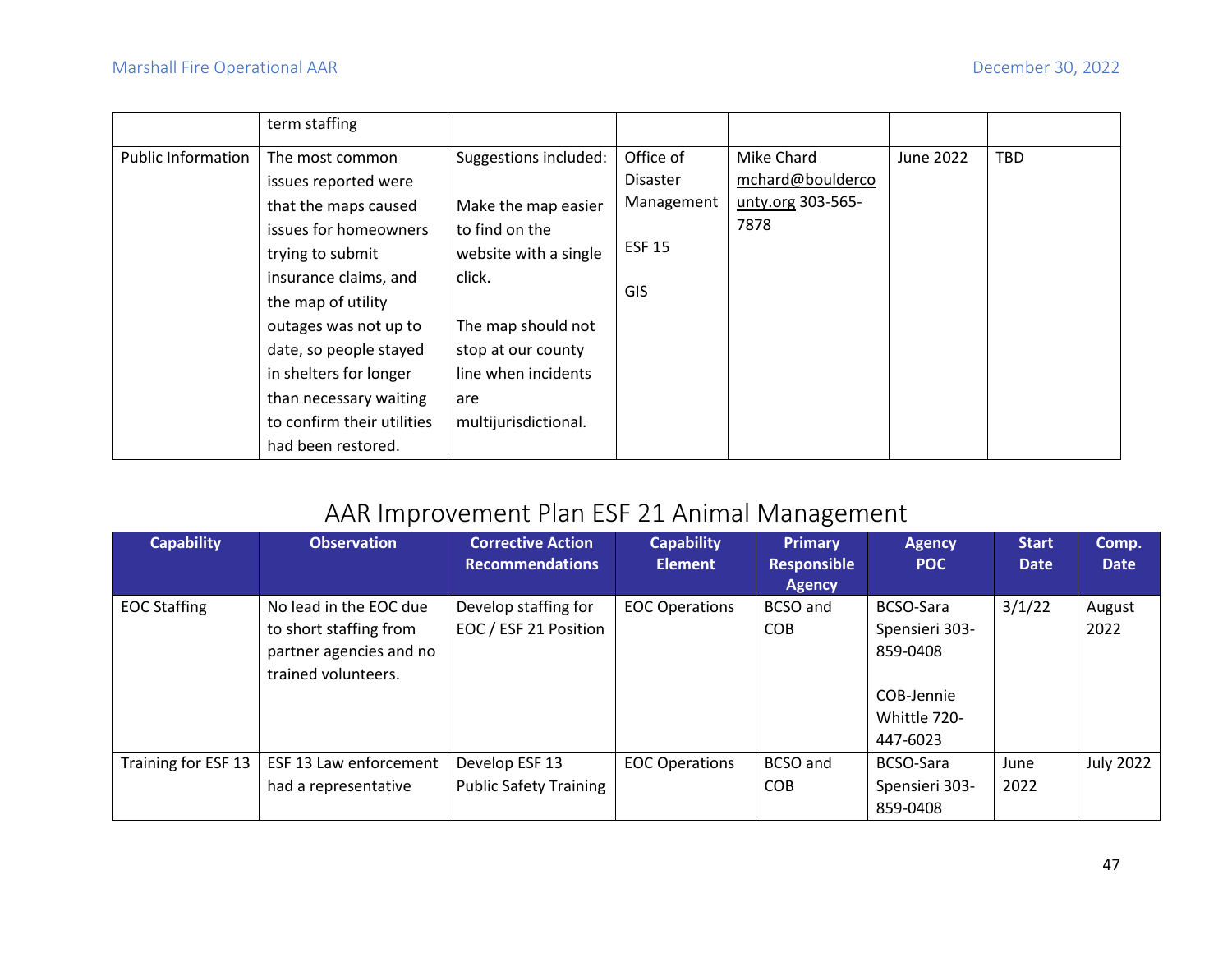| | term staffing | | | | | |
|---|---|---|---|---|---|---|
| Public Information | The most common issues reported were that the maps caused issues for homeowners trying to submit insurance claims, and the map of utility outages was not up to date, so people stayed in shelters for longer than necessary waiting to confirm their utilities had been restored. | Suggestions included:<br><br>Make the map easier to find on the website with a single click.<br><br>The map should not stop at our county line when incidents are multijurisdictional. | Office of Disaster Management<br><br>ESF 15<br><br>GIS | Mike Chard mchard@bouldercounty.org 303-565-7878 | June 2022 | TBD |

## AAR Improvement Plan ESF 21 Animal Management

| Capability | Observation | Corrective Action Recommendations | Capability Element | Primary Responsible Agency | Agency POC | Start Date | Comp. Date |
|---|---|---|---|---|---|---|---|
| EOC Staffing | No lead in the EOC due to short staffing from partner agencies and no trained volunteers. | Develop staffing for EOC / ESF 21 Position | EOC Operations | BCSO and COB | BCSO-Sara Spensieri 303-859-0408<br><br>COB-Jennie Whittle 720-447-6023 | 3/1/22 | August 2022 |
| Training for ESF 13 | ESF 13 Law enforcement had a representative | Develop ESF 13 Public Safety Training | EOC Operations | BCSO and COB | BCSO-Sara Spensieri 303-859-0408 | June 2022 | July 2022 |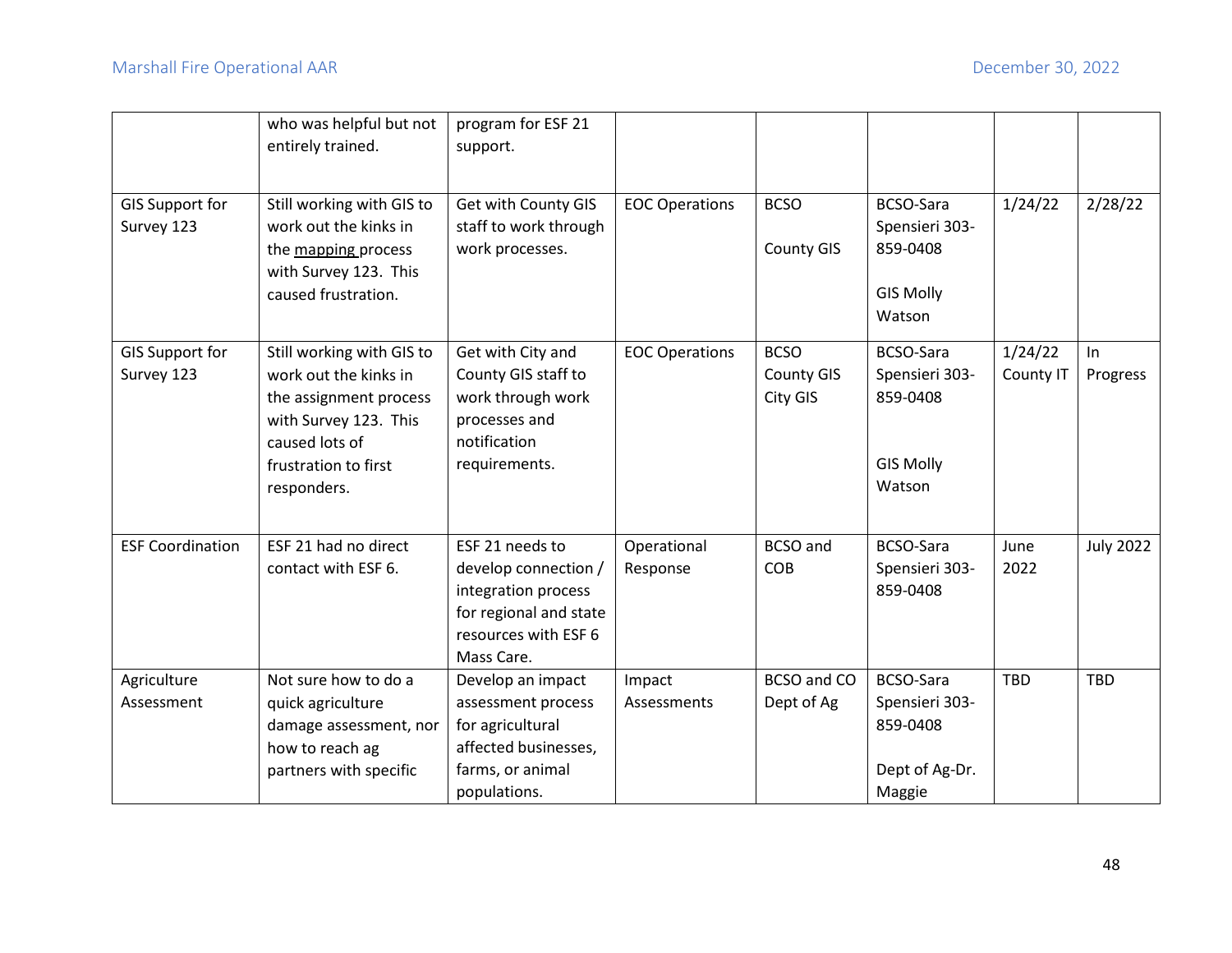| | | | | | | | |
|---|---|---|---|---|---|---|---|
| | who was helpful but not entirely trained. | program for ESF 21 support. | | | | | |
| GIS Support for Survey 123 | Still working with GIS to work out the kinks in the mapping process with Survey 123. This caused frustration. | Get with County GIS staff to work through work processes. | EOC Operations | BCSO<br><br>County GIS | BCSO-Sara Spensieri 303-859-0408<br><br>GIS Molly Watson | 1/24/22 | 2/28/22 |
| GIS Support for Survey 123 | Still working with GIS to work out the kinks in the assignment process with Survey 123. This caused lots of frustration to first responders. | Get with City and County GIS staff to work through work processes and notification requirements. | EOC Operations | BCSO<br>County GIS<br>City GIS | BCSO-Sara Spensieri 303-859-0408<br><br>GIS Molly Watson | 1/24/22<br>County IT | In Progress |
| ESF Coordination | ESF 21 had no direct contact with ESF 6. | ESF 21 needs to develop connection / integration process for regional and state resources with ESF 6 Mass Care. | Operational Response | BCSO and COB | BCSO-Sara Spensieri 303-859-0408 | June 2022 | July 2022 |
| Agriculture Assessment | Not sure how to do a quick agriculture damage assessment, nor how to reach ag partners with specific | Develop an impact assessment process for agricultural affected businesses, farms, or animal populations. | Impact Assessments | BCSO and CO Dept of Ag | BCSO-Sara Spensieri 303-859-0408<br><br>Dept of Ag-Dr. Maggie | TBD | TBD |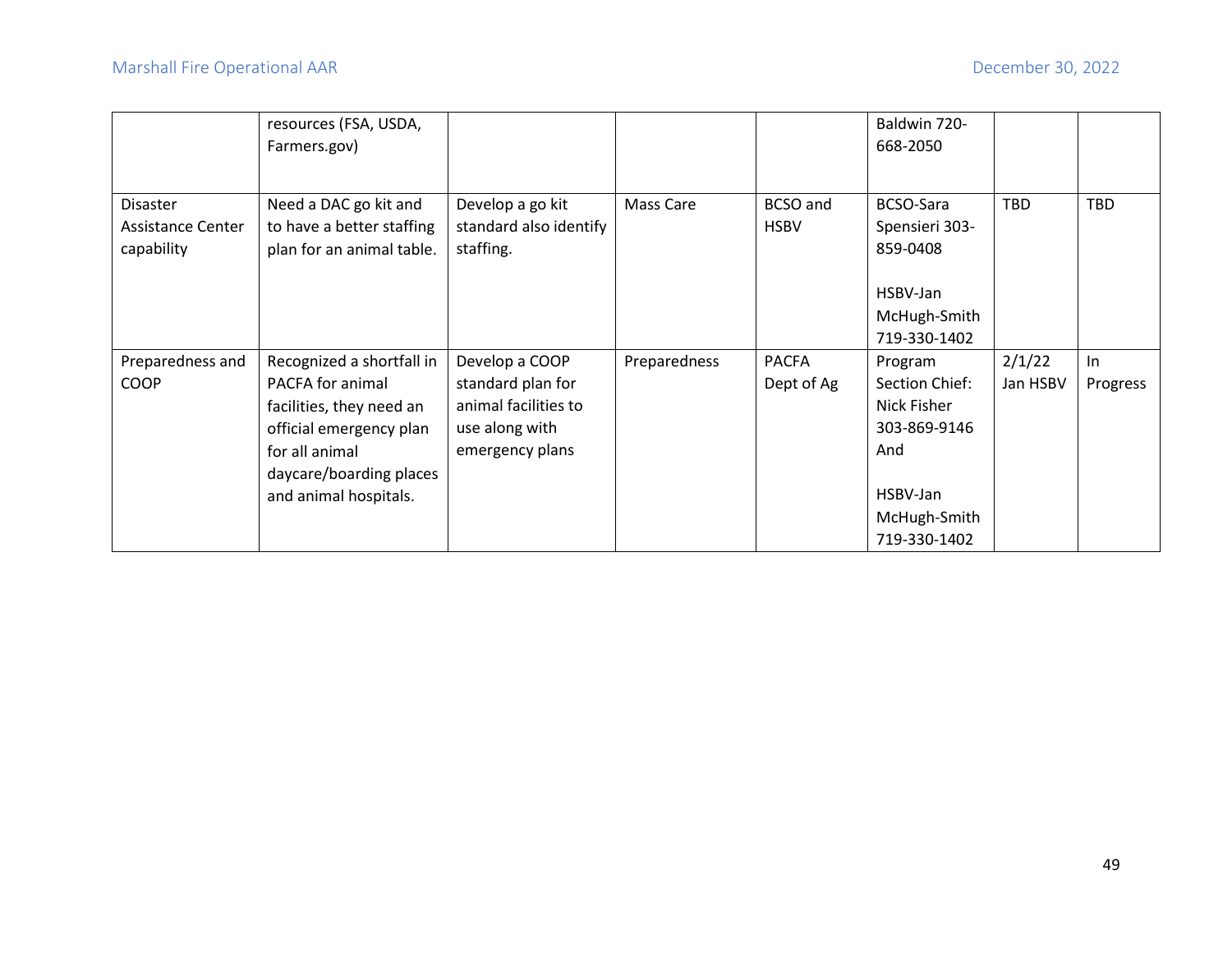| | | | | | | | |
|---|---|---|---|---|---|---|---|
| | resources (FSA, USDA, Farmers.gov) | | | | Baldwin 720-668-2050 | | |
| Disaster Assistance Center capability | Need a DAC go kit and to have a better staffing plan for an animal table. | Develop a go kit standard also identify staffing. | Mass Care | BCSO and HSBV | BCSO-Sara Spensieri 303-859-0408<br><br>HSBV-Jan McHugh-Smith 719-330-1402 | TBD | TBD |
| Preparedness and COOP | Recognized a shortfall in PACFA for animal facilities, they need an official emergency plan for all animal daycare/boarding places and animal hospitals. | Develop a COOP standard plan for animal facilities to use along with emergency plans | Preparedness | PACFA Dept of Ag | Program Section Chief: Nick Fisher 303-869-9146 And<br><br>HSBV-Jan McHugh-Smith 719-330-1402 | 2/1/22 Jan HSBV | In Progress |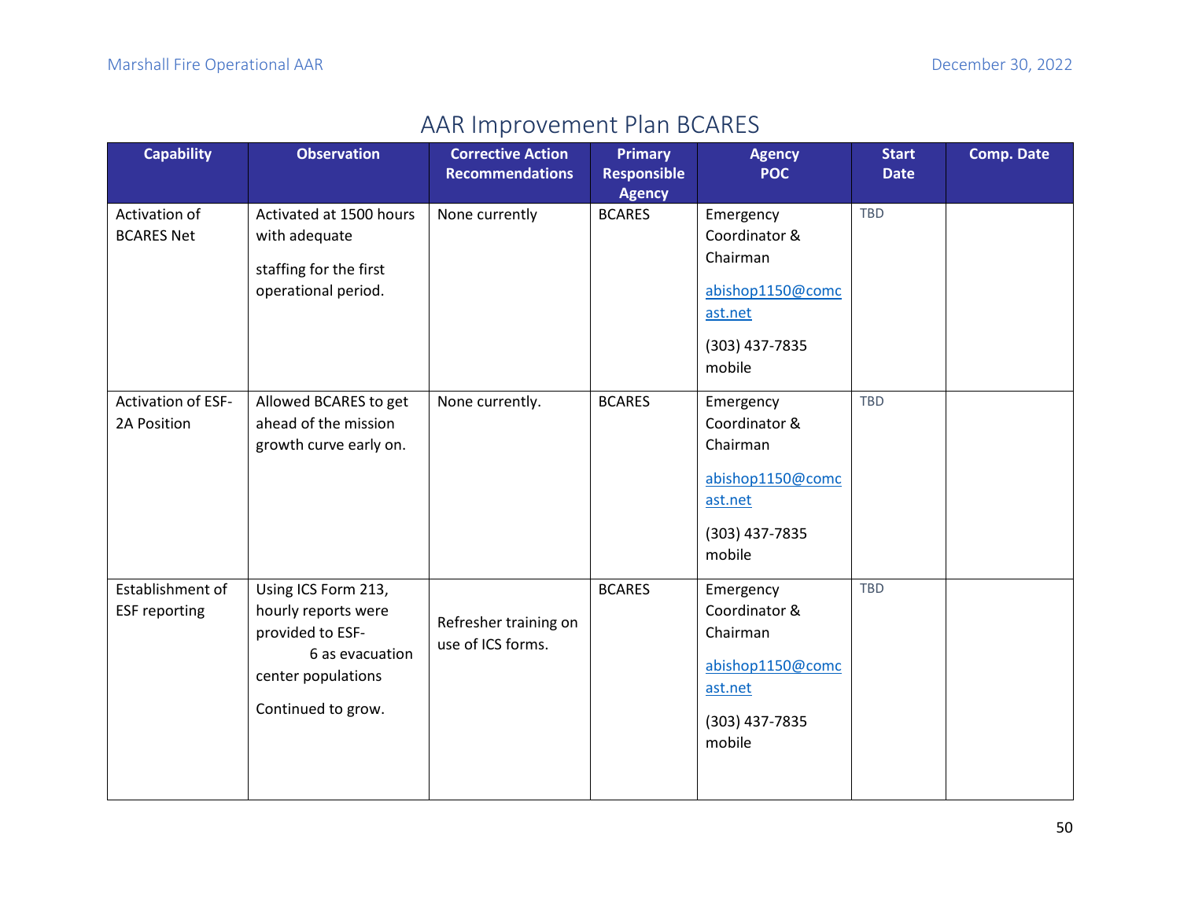## AAR Improvement Plan BCARES

| Capability | Observation | Corrective Action Recommendations | Primary Responsible Agency | Agency POC | Start Date | Comp. Date |
|---|---|---|---|---|---|---|
| Activation of BCARES Net | Activated at 1500 hours with adequate staffing for the first operational period. | None currently | BCARES | Emergency Coordinator & Chairman abishop1150@comcast.net (303) 437-7835 mobile | TBD | |
| Activation of ESF-2A Position | Allowed BCARES to get ahead of the mission growth curve early on. | None currently. | BCARES | Emergency Coordinator & Chairman abishop1150@comcast.net (303) 437-7835 mobile | TBD | |
| Establishment of ESF reporting | Using ICS Form 213, hourly reports were provided to ESF-6 as evacuation center populations Continued to grow. | Refresher training on use of ICS forms. | BCARES | Emergency Coordinator & Chairman abishop1150@comcast.net (303) 437-7835 mobile | TBD | |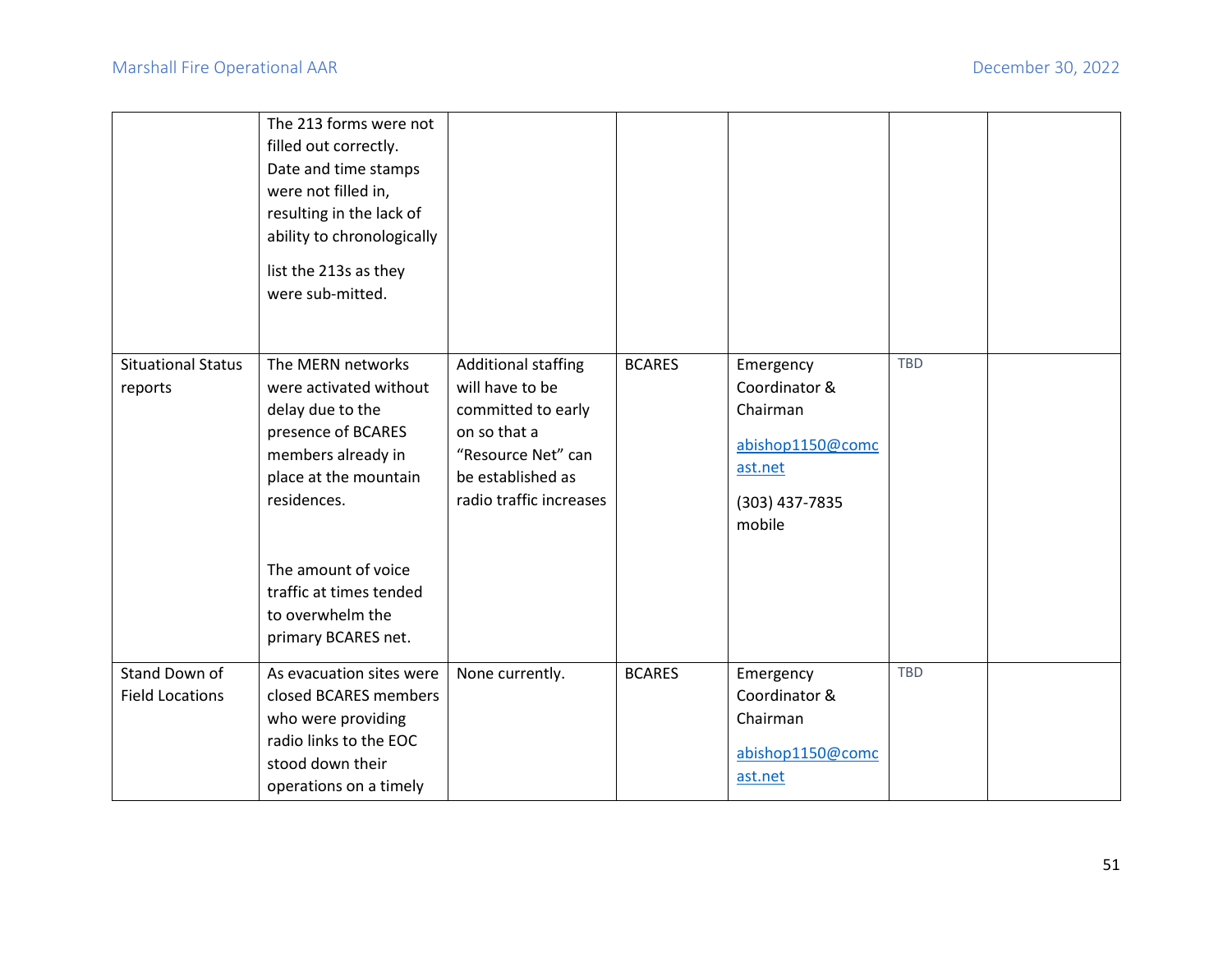| | | | | | | |
|---|---|---|---|---|---|---|
| | The 213 forms were not filled out correctly. Date and time stamps were not filled in, resulting in the lack of ability to chronologically list the 213s as they were sub-mitted. | | | | | |
| Situational Status reports | The MERN networks were activated without delay due to the presence of BCARES members already in place at the mountain residences. The amount of voice traffic at times tended to overwhelm the primary BCARES net. | Additional staffing will have to be committed to early on so that a "Resource Net" can be established as radio traffic increases | BCARES | Emergency Coordinator & Chairman abishop1150@comcast.net (303) 437-7835 mobile | TBD | |
| Stand Down of Field Locations | As evacuation sites were closed BCARES members who were providing radio links to the EOC stood down their operations on a timely | None currently. | BCARES | Emergency Coordinator & Chairman abishop1150@comcast.net | TBD | |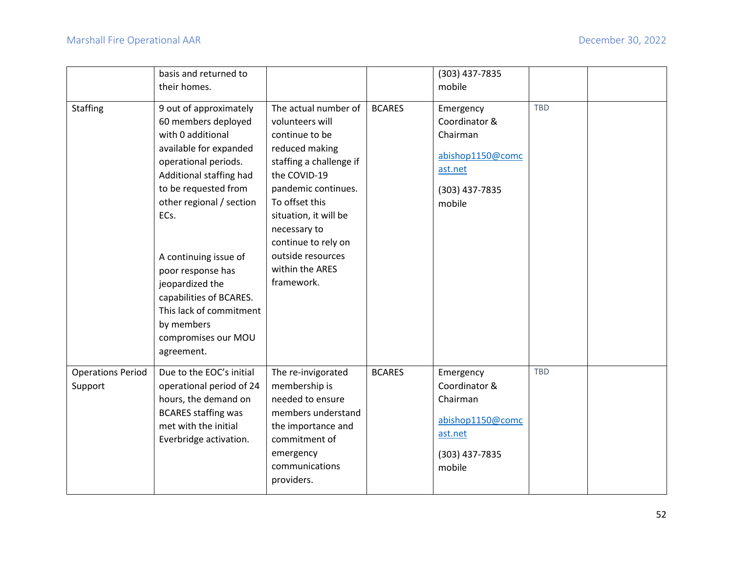| | | | | | | |
|---|---|---|---|---|---|---|
| | basis and returned to their homes. | | | (303) 437-7835 mobile | | |
| Staffing | 9 out of approximately 60 members deployed with 0 additional available for expanded operational periods. Additional staffing had to be requested from other regional / section ECs.<br><br>A continuing issue of poor response has jeopardized the capabilities of BCARES. This lack of commitment by members compromises our MOU agreement. | The actual number of volunteers will continue to be reduced making staffing a challenge if the COVID-19 pandemic continues. To offset this situation, it will be necessary to continue to rely on outside resources within the ARES framework. | BCARES | Emergency Coordinator & Chairman<br><br>abishop1150@comcast.net<br><br>(303) 437-7835 mobile | TBD | |
| Operations Period Support | Due to the EOC's initial operational period of 24 hours, the demand on BCARES staffing was met with the initial Everbridge activation. | The re-invigorated membership is needed to ensure members understand the importance and commitment of emergency communications providers. | BCARES | Emergency Coordinator & Chairman<br><br>abishop1150@comcast.net<br><br>(303) 437-7835 mobile | TBD | |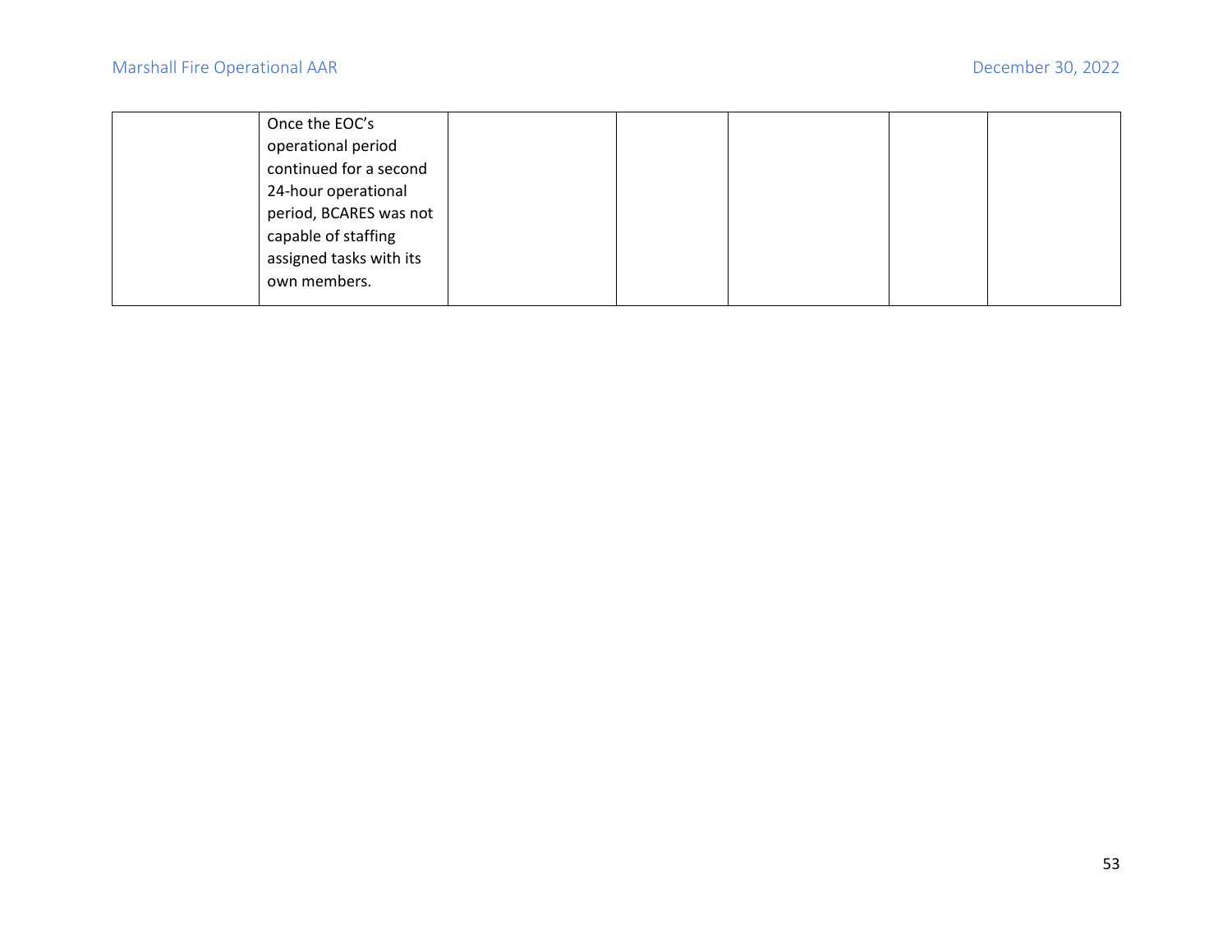| | | | | | | |
|---|---|---|---|---|---|---|
| | Once the EOC's operational period continued for a second 24-hour operational period, BCARES was not capable of staffing assigned tasks with its own members. | | | | | |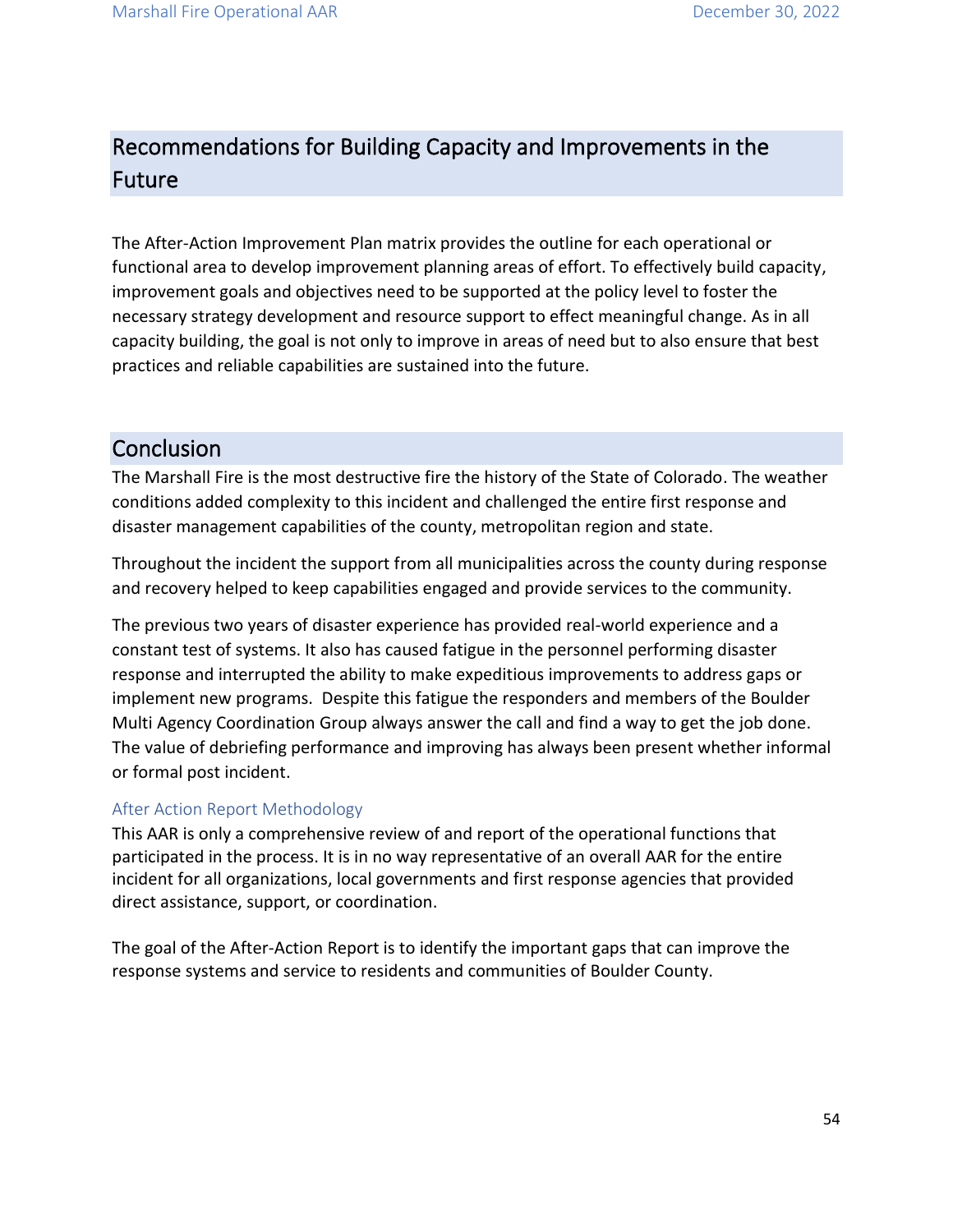## Recommendations for Building Capacity and Improvements in the Future

The After-Action Improvement Plan matrix provides the outline for each operational or functional area to develop improvement planning areas of effort. To effectively build capacity, improvement goals and objectives need to be supported at the policy level to foster the necessary strategy development and resource support to effect meaningful change. As in all capacity building, the goal is not only to improve in areas of need but to also ensure that best practices and reliable capabilities are sustained into the future.

## Conclusion

The Marshall Fire is the most destructive fire the history of the State of Colorado. The weather conditions added complexity to this incident and challenged the entire first response and disaster management capabilities of the county, metropolitan region and state.

Throughout the incident the support from all municipalities across the county during response and recovery helped to keep capabilities engaged and provide services to the community.

The previous two years of disaster experience has provided real-world experience and a constant test of systems. It also has caused fatigue in the personnel performing disaster response and interrupted the ability to make expeditious improvements to address gaps or implement new programs. Despite this fatigue the responders and members of the Boulder Multi Agency Coordination Group always answer the call and find a way to get the job done. The value of debriefing performance and improving has always been present whether informal or formal post incident.

### After Action Report Methodology

This AAR is only a comprehensive review of and report of the operational functions that participated in the process. It is in no way representative of an overall AAR for the entire incident for all organizations, local governments and first response agencies that provided direct assistance, support, or coordination.

The goal of the After-Action Report is to identify the important gaps that can improve the response systems and service to residents and communities of Boulder County.